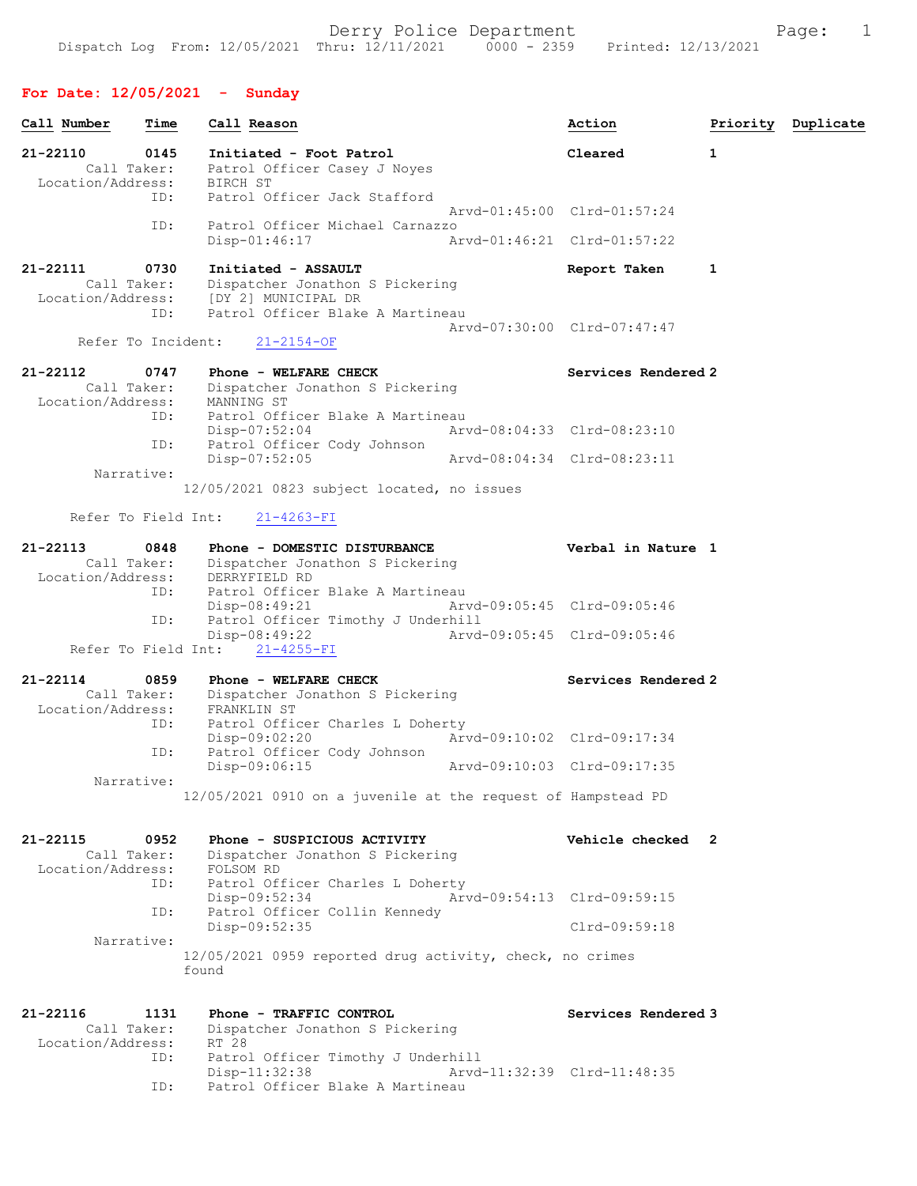Derry Police Department

Dispatch Log From: 12/05/2021 Thru: 12/11/2021 0000 - 2359 Printed: 12/13/2021

## For Date: 12/05/2021 - Sunday

| Call Number | Time | Call Reason | Action | Priority | Duplicate |
|---|---|---|---|---|---|

**21-22110 0145 Initiated - Foot Patrol** — Cleared — 1
Call Taker: Patrol Officer Casey J Noyes
Location/Address: BIRCH ST
ID: Patrol Officer Jack Stafford
Arvd-01:45:00 Clrd-01:57:24
ID: Patrol Officer Michael Carnazzo
Disp-01:46:17 Arvd-01:46:21 Clrd-01:57:22

**21-22111 0730 Initiated - ASSAULT** — Report Taken — 1
Call Taker: Dispatcher Jonathon S Pickering
Location/Address: [DY 2] MUNICIPAL DR
ID: Patrol Officer Blake A Martineau
Arvd-07:30:00 Clrd-07:47:47
Refer To Incident: 21-2154-OF

**21-22112 0747 Phone - WELFARE CHECK** — Services Rendered — 2
Call Taker: Dispatcher Jonathon S Pickering
Location/Address: MANNING ST
ID: Patrol Officer Blake A Martineau
Disp-07:52:04 Arvd-08:04:33 Clrd-08:23:10
ID: Patrol Officer Cody Johnson
Disp-07:52:05 Arvd-08:04:34 Clrd-08:23:11
Narrative:
12/05/2021 0823 subject located, no issues

Refer To Field Int: 21-4263-FI

**21-22113 0848 Phone - DOMESTIC DISTURBANCE** — Verbal in Nature — 1
Call Taker: Dispatcher Jonathon S Pickering
Location/Address: DERRYFIELD RD
ID: Patrol Officer Blake A Martineau
Disp-08:49:21 Arvd-09:05:45 Clrd-09:05:46
ID: Patrol Officer Timothy J Underhill
Disp-08:49:22 Arvd-09:05:45 Clrd-09:05:46
Refer To Field Int: 21-4255-FI

**21-22114 0859 Phone - WELFARE CHECK** — Services Rendered — 2
Call Taker: Dispatcher Jonathon S Pickering
Location/Address: FRANKLIN ST
ID: Patrol Officer Charles L Doherty
Disp-09:02:20 Arvd-09:10:02 Clrd-09:17:34
ID: Patrol Officer Cody Johnson
Disp-09:06:15 Arvd-09:10:03 Clrd-09:17:35
Narrative:
12/05/2021 0910 on a juvenile at the request of Hampstead PD

**21-22115 0952 Phone - SUSPICIOUS ACTIVITY** — Vehicle checked — 2
Call Taker: Dispatcher Jonathon S Pickering
Location/Address: FOLSOM RD
ID: Patrol Officer Charles L Doherty
Disp-09:52:34 Arvd-09:54:13 Clrd-09:59:15
ID: Patrol Officer Collin Kennedy
Disp-09:52:35 Clrd-09:59:18
Narrative:
12/05/2021 0959 reported drug activity, check, no crimes found

**21-22116 1131 Phone - TRAFFIC CONTROL** — Services Rendered — 3
Call Taker: Dispatcher Jonathon S Pickering
Location/Address: RT 28
ID: Patrol Officer Timothy J Underhill
Disp-11:32:38 Arvd-11:32:39 Clrd-11:48:35
ID: Patrol Officer Blake A Martineau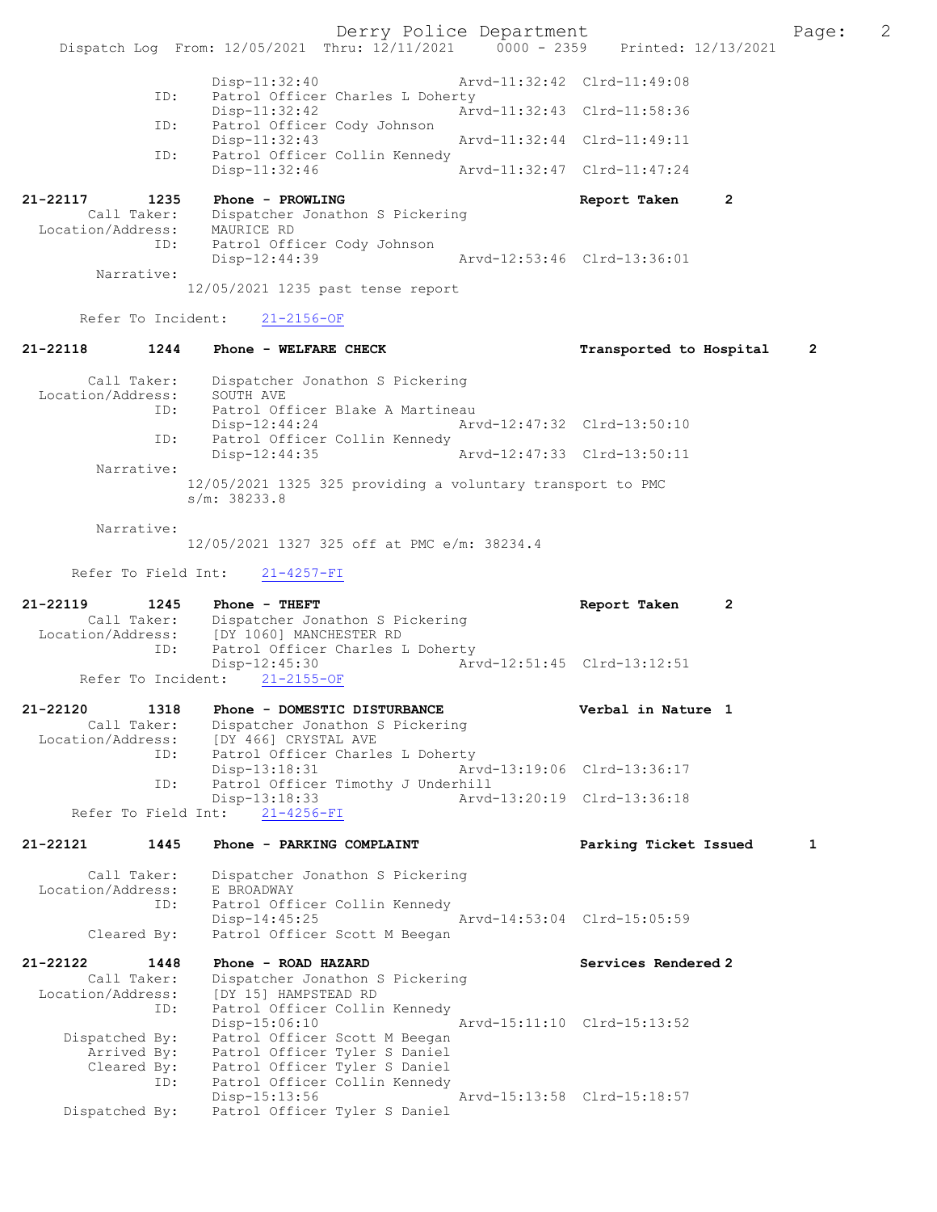Disp-11:32:40 Arvd-11:32:42 Clrd-11:49:08
ID: Patrol Officer Charles L Doherty
Disp-11:32:42 Arvd-11:32:43 Clrd-11:58:36
ID: Patrol Officer Cody Johnson
Disp-11:32:43 Arvd-11:32:44 Clrd-11:49:11
ID: Patrol Officer Collin Kennedy
Disp-11:32:46 Arvd-11:32:47 Clrd-11:47:24

**21-22117 1235 Phone - PROWLING** Report Taken 2
Call Taker: Dispatcher Jonathon S Pickering
Location/Address: MAURICE RD
ID: Patrol Officer Cody Johnson
Disp-12:44:39 Arvd-12:53:46 Clrd-13:36:01
Narrative:
12/05/2021 1235 past tense report

Refer To Incident: 21-2156-OF

**21-22118 1244 Phone - WELFARE CHECK** Transported to Hospital 2
Call Taker: Dispatcher Jonathon S Pickering
Location/Address: SOUTH AVE
ID: Patrol Officer Blake A Martineau
Disp-12:44:24 Arvd-12:47:32 Clrd-13:50:10
ID: Patrol Officer Collin Kennedy
Disp-12:44:35 Arvd-12:47:33 Clrd-13:50:11
Narrative:
12/05/2021 1325 325 providing a voluntary transport to PMC s/m: 38233.8

Narrative:
12/05/2021 1327 325 off at PMC e/m: 38234.4

Refer To Field Int: 21-4257-FI

**21-22119 1245 Phone - THEFT** Report Taken 2
Call Taker: Dispatcher Jonathon S Pickering
Location/Address: [DY 1060] MANCHESTER RD
ID: Patrol Officer Charles L Doherty
Disp-12:45:30 Arvd-12:51:45 Clrd-13:12:51
Refer To Incident: 21-2155-OF

**21-22120 1318 Phone - DOMESTIC DISTURBANCE** Verbal in Nature 1
Call Taker: Dispatcher Jonathon S Pickering
Location/Address: [DY 466] CRYSTAL AVE
ID: Patrol Officer Charles L Doherty
Disp-13:18:31 Arvd-13:19:06 Clrd-13:36:17
ID: Patrol Officer Timothy J Underhill
Disp-13:18:33 Arvd-13:20:19 Clrd-13:36:18
Refer To Field Int: 21-4256-FI

**21-22121 1445 Phone - PARKING COMPLAINT** Parking Ticket Issued 1
Call Taker: Dispatcher Jonathon S Pickering
Location/Address: E BROADWAY
ID: Patrol Officer Collin Kennedy
Disp-14:45:25 Arvd-14:53:04 Clrd-15:05:59
Cleared By: Patrol Officer Scott M Beegan

**21-22122 1448 Phone - ROAD HAZARD** Services Rendered 2
Call Taker: Dispatcher Jonathon S Pickering
Location/Address: [DY 15] HAMPSTEAD RD
ID: Patrol Officer Collin Kennedy
Disp-15:06:10 Arvd-15:11:10 Clrd-15:13:52
Dispatched By: Patrol Officer Scott M Beegan
Arrived By: Patrol Officer Tyler S Daniel
Cleared By: Patrol Officer Tyler S Daniel
ID: Patrol Officer Collin Kennedy
Disp-15:13:56 Arvd-15:13:58 Clrd-15:18:57
Dispatched By: Patrol Officer Tyler S Daniel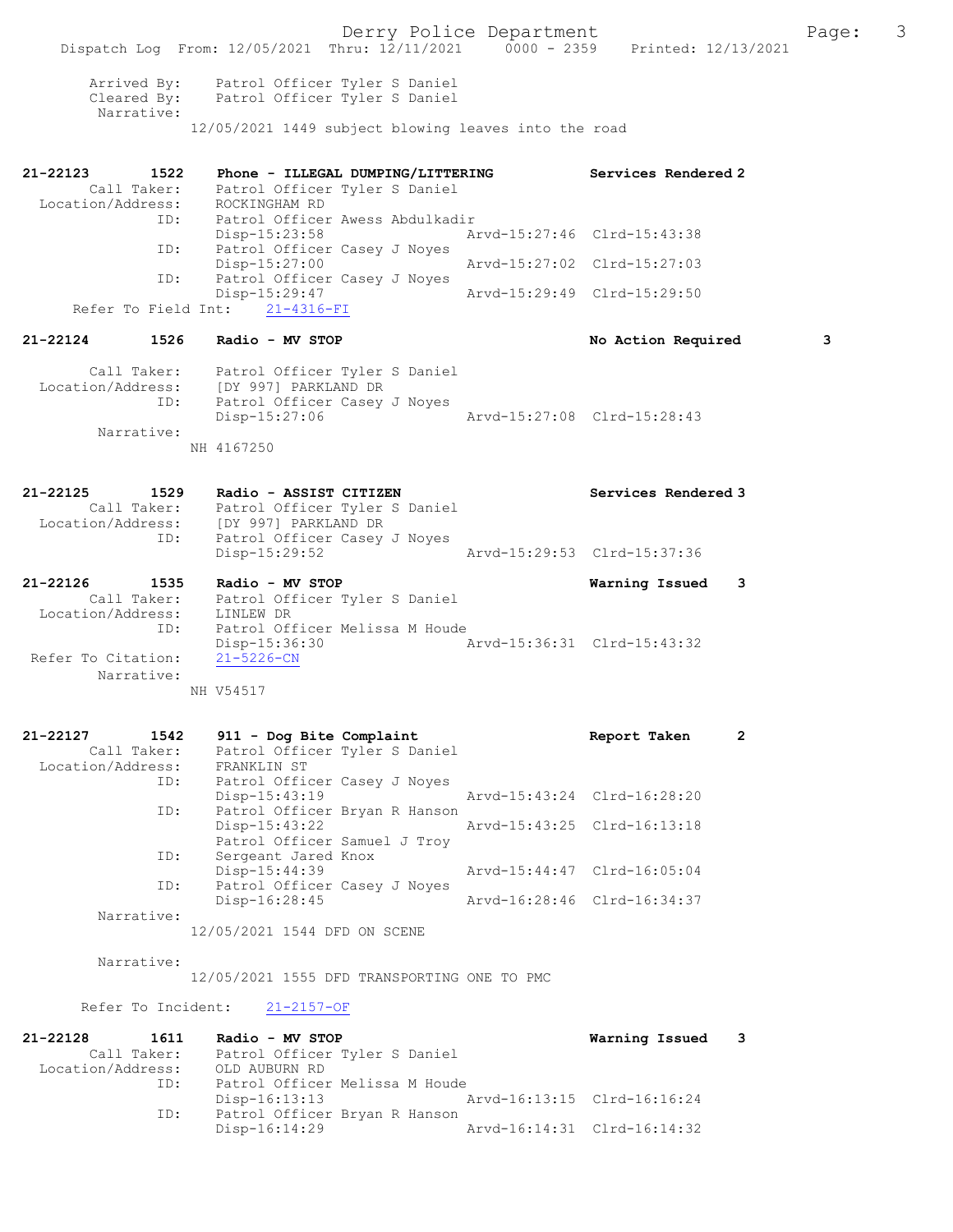Arrived By: Patrol Officer Tyler S Daniel
Cleared By: Patrol Officer Tyler S Daniel
Narrative:
12/05/2021 1449 subject blowing leaves into the road

**21-22123 1522 Phone - ILLEGAL DUMPING/LITTERING Services Rendered 2**
Call Taker: Patrol Officer Tyler S Daniel
Location/Address: ROCKINGHAM RD
ID: Patrol Officer Awess Abdulkadir
Disp-15:23:58 Arvd-15:27:46 Clrd-15:43:38
ID: Patrol Officer Casey J Noyes
Disp-15:27:00 Arvd-15:27:02 Clrd-15:27:03
ID: Patrol Officer Casey J Noyes
Disp-15:29:47 Arvd-15:29:49 Clrd-15:29:50
Refer To Field Int: 21-4316-FI

**21-22124 1526 Radio - MV STOP No Action Required 3**
Call Taker: Patrol Officer Tyler S Daniel
Location/Address: [DY 997] PARKLAND DR
ID: Patrol Officer Casey J Noyes
Disp-15:27:06 Arvd-15:27:08 Clrd-15:28:43
Narrative:
NH 4167250

**21-22125 1529 Radio - ASSIST CITIZEN Services Rendered 3**
Call Taker: Patrol Officer Tyler S Daniel
Location/Address: [DY 997] PARKLAND DR
ID: Patrol Officer Casey J Noyes
Disp-15:29:52 Arvd-15:29:53 Clrd-15:37:36

**21-22126 1535 Radio - MV STOP Warning Issued 3**
Call Taker: Patrol Officer Tyler S Daniel
Location/Address: LINLEW DR
ID: Patrol Officer Melissa M Houde
Disp-15:36:30 Arvd-15:36:31 Clrd-15:43:32
Refer To Citation: 21-5226-CN
Narrative:
NH V54517

**21-22127 1542 911 - Dog Bite Complaint Report Taken 2**
Call Taker: Patrol Officer Tyler S Daniel
Location/Address: FRANKLIN ST
ID: Patrol Officer Casey J Noyes
Disp-15:43:19 Arvd-15:43:24 Clrd-16:28:20
ID: Patrol Officer Bryan R Hanson
Disp-15:43:22 Arvd-15:43:25 Clrd-16:13:18
Patrol Officer Samuel J Troy
ID: Sergeant Jared Knox
Disp-15:44:39 Arvd-15:44:47 Clrd-16:05:04
ID: Patrol Officer Casey J Noyes
Disp-16:28:45 Arvd-16:28:46 Clrd-16:34:37
Narrative:
12/05/2021 1544 DFD ON SCENE

Narrative:
12/05/2021 1555 DFD TRANSPORTING ONE TO PMC

Refer To Incident: 21-2157-OF

**21-22128 1611 Radio - MV STOP Warning Issued 3**
Call Taker: Patrol Officer Tyler S Daniel
Location/Address: OLD AUBURN RD
ID: Patrol Officer Melissa M Houde
Disp-16:13:13 Arvd-16:13:15 Clrd-16:16:24
ID: Patrol Officer Bryan R Hanson
Disp-16:14:29 Arvd-16:14:31 Clrd-16:14:32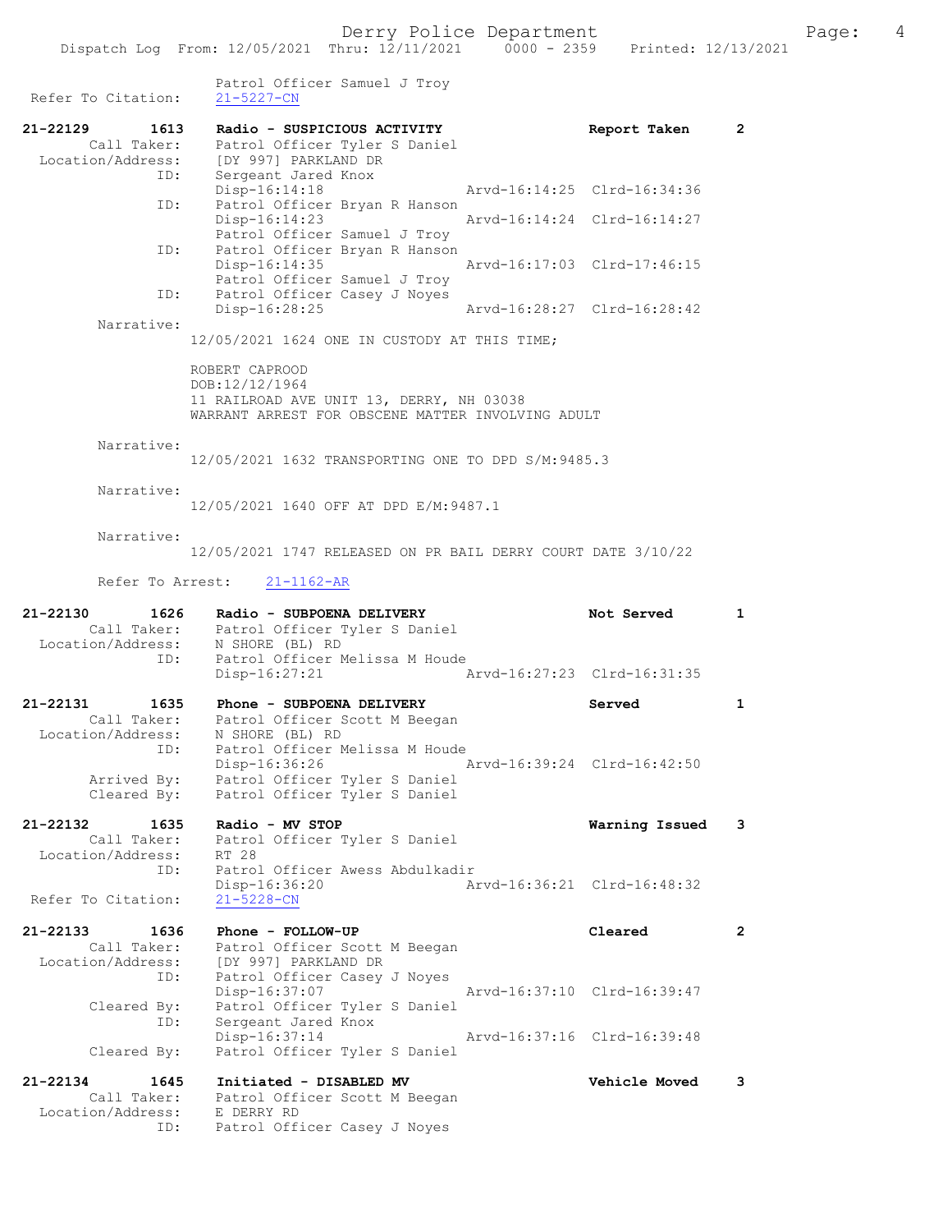Patrol Officer Samuel J Troy
Refer To Citation: 21-5227-CN

```
21-22129        1613    Radio - SUSPICIOUS ACTIVITY                Report Taken       2
        Call Taker:     Patrol Officer Tyler S Daniel
  Location/Address:     [DY 997] PARKLAND DR
                ID:     Sergeant Jared Knox
                        Disp-16:14:18               Arvd-16:14:25  Clrd-16:34:36
                ID:     Patrol Officer Bryan R Hanson
                        Disp-16:14:23               Arvd-16:14:24  Clrd-16:14:27
                        Patrol Officer Samuel J Troy
                ID:     Patrol Officer Bryan R Hanson
                        Disp-16:14:35               Arvd-16:17:03  Clrd-17:46:15
                        Patrol Officer Samuel J Troy
                ID:     Patrol Officer Casey J Noyes
                        Disp-16:28:25               Arvd-16:28:27  Clrd-16:28:42
         Narrative:
                    12/05/2021 1624 ONE IN CUSTODY AT THIS TIME;

                    ROBERT CAPROOD
                    DOB:12/12/1964
                    11 RAILROAD AVE UNIT 13, DERRY, NH 03038
                    WARRANT ARREST FOR OBSCENE MATTER INVOLVING ADULT

         Narrative:
                    12/05/2021 1632 TRANSPORTING ONE TO DPD S/M:9485.3

         Narrative:
                    12/05/2021 1640 OFF AT DPD E/M:9487.1

         Narrative:
                    12/05/2021 1747 RELEASED ON PR BAIL DERRY COURT DATE 3/10/22

         Refer To Arrest:    21-1162-AR

21-22130        1626    Radio - SUBPOENA DELIVERY                  Not Served         1
        Call Taker:     Patrol Officer Tyler S Daniel
  Location/Address:     N SHORE (BL) RD
                ID:     Patrol Officer Melissa M Houde
                        Disp-16:27:21               Arvd-16:27:23  Clrd-16:31:35

21-22131        1635    Phone - SUBPOENA DELIVERY                  Served             1
        Call Taker:     Patrol Officer Scott M Beegan
  Location/Address:     N SHORE (BL) RD
                ID:     Patrol Officer Melissa M Houde
                        Disp-16:36:26               Arvd-16:39:24  Clrd-16:42:50
        Arrived By:     Patrol Officer Tyler S Daniel
        Cleared By:     Patrol Officer Tyler S Daniel

21-22132        1635    Radio - MV STOP                            Warning Issued     3
        Call Taker:     Patrol Officer Tyler S Daniel
  Location/Address:     RT 28
                ID:     Patrol Officer Awess Abdulkadir
                        Disp-16:36:20               Arvd-16:36:21  Clrd-16:48:32
 Refer To Citation:     21-5228-CN

21-22133        1636    Phone - FOLLOW-UP                          Cleared            2
        Call Taker:     Patrol Officer Scott M Beegan
  Location/Address:     [DY 997] PARKLAND DR
                ID:     Patrol Officer Casey J Noyes
                        Disp-16:37:07               Arvd-16:37:10  Clrd-16:39:47
        Cleared By:     Patrol Officer Tyler S Daniel
                ID:     Sergeant Jared Knox
                        Disp-16:37:14               Arvd-16:37:16  Clrd-16:39:48
        Cleared By:     Patrol Officer Tyler S Daniel

21-22134        1645    Initiated - DISABLED MV                    Vehicle Moved      3
        Call Taker:     Patrol Officer Scott M Beegan
  Location/Address:     E DERRY RD
                ID:     Patrol Officer Casey J Noyes
```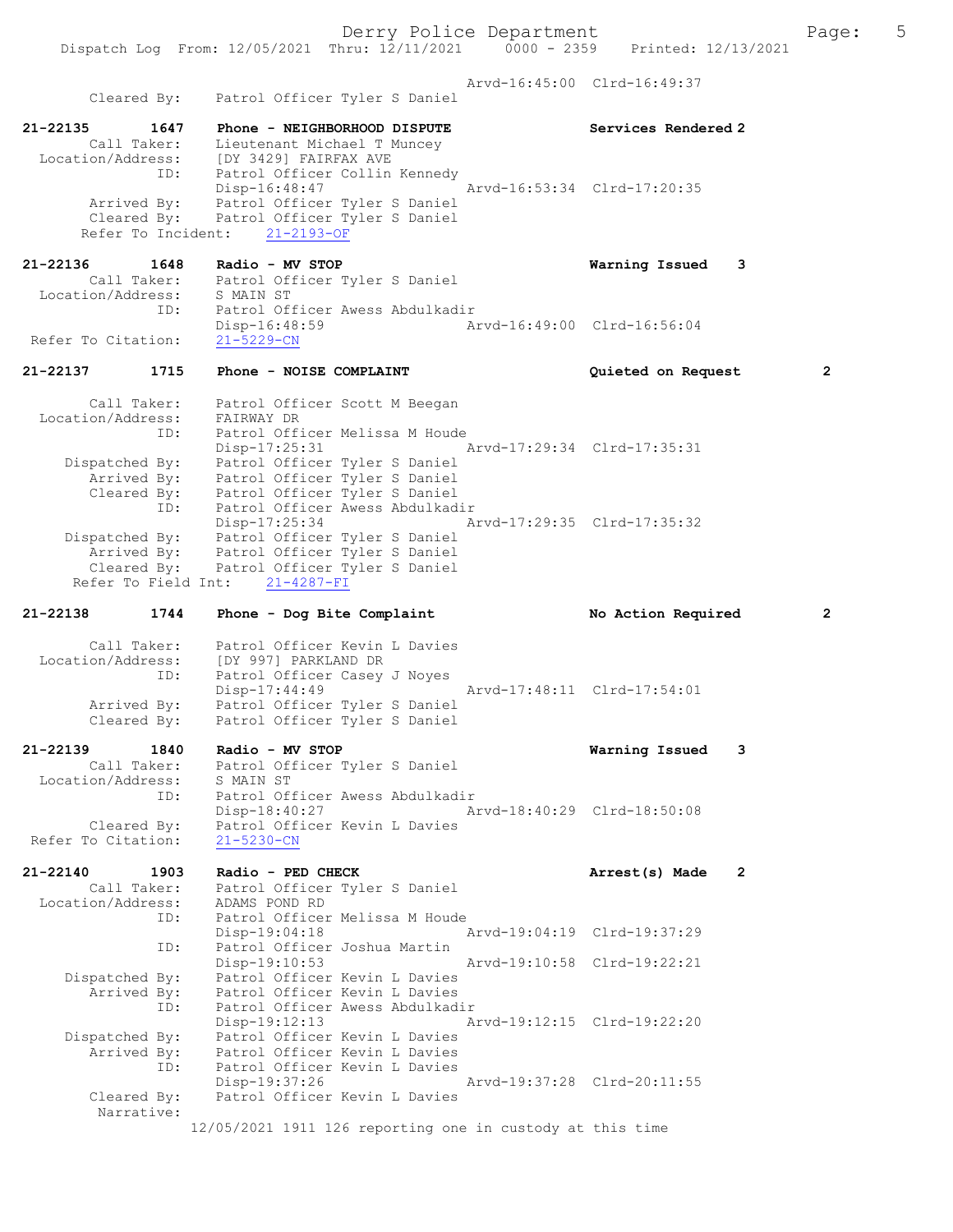Arvd-16:45:00 Clrd-16:49:37
Cleared By: Patrol Officer Tyler S Daniel

21-22135 1647 Phone - NEIGHBORHOOD DISPUTE Services Rendered 2
Call Taker: Lieutenant Michael T Muncey
Location/Address: [DY 3429] FAIRFAX AVE
ID: Patrol Officer Collin Kennedy
Disp-16:48:47 Arvd-16:53:34 Clrd-17:20:35
Arrived By: Patrol Officer Tyler S Daniel
Cleared By: Patrol Officer Tyler S Daniel
Refer To Incident: 21-2193-OF

21-22136 1648 Radio - MV STOP Warning Issued 3
Call Taker: Patrol Officer Tyler S Daniel
Location/Address: S MAIN ST
ID: Patrol Officer Awess Abdulkadir
Disp-16:48:59 Arvd-16:49:00 Clrd-16:56:04
Refer To Citation: 21-5229-CN

21-22137 1715 Phone - NOISE COMPLAINT Quieted on Request 2
Call Taker: Patrol Officer Scott M Beegan
Location/Address: FAIRWAY DR
ID: Patrol Officer Melissa M Houde
Disp-17:25:31 Arvd-17:29:34 Clrd-17:35:31
Dispatched By: Patrol Officer Tyler S Daniel
Arrived By: Patrol Officer Tyler S Daniel
Cleared By: Patrol Officer Tyler S Daniel
ID: Patrol Officer Awess Abdulkadir
Disp-17:25:34 Arvd-17:29:35 Clrd-17:35:32
Dispatched By: Patrol Officer Tyler S Daniel
Arrived By: Patrol Officer Tyler S Daniel
Cleared By: Patrol Officer Tyler S Daniel
Refer To Field Int: 21-4287-FI

21-22138 1744 Phone - Dog Bite Complaint No Action Required 2
Call Taker: Patrol Officer Kevin L Davies
Location/Address: [DY 997] PARKLAND DR
ID: Patrol Officer Casey J Noyes
Disp-17:44:49 Arvd-17:48:11 Clrd-17:54:01
Arrived By: Patrol Officer Tyler S Daniel
Cleared By: Patrol Officer Tyler S Daniel

21-22139 1840 Radio - MV STOP Warning Issued 3
Call Taker: Patrol Officer Tyler S Daniel
Location/Address: S MAIN ST
ID: Patrol Officer Awess Abdulkadir
Disp-18:40:27 Arvd-18:40:29 Clrd-18:50:08
Cleared By: Patrol Officer Kevin L Davies
Refer To Citation: 21-5230-CN

21-22140 1903 Radio - PED CHECK Arrest(s) Made 2
Call Taker: Patrol Officer Tyler S Daniel
Location/Address: ADAMS POND RD
ID: Patrol Officer Melissa M Houde
Disp-19:04:18 Arvd-19:04:19 Clrd-19:37:29
ID: Patrol Officer Joshua Martin
Disp-19:10:53 Arvd-19:10:58 Clrd-19:22:21
Dispatched By: Patrol Officer Kevin L Davies
Arrived By: Patrol Officer Kevin L Davies
ID: Patrol Officer Awess Abdulkadir
Disp-19:12:13 Arvd-19:12:15 Clrd-19:22:20
Dispatched By: Patrol Officer Kevin L Davies
Arrived By: Patrol Officer Kevin L Davies
ID: Patrol Officer Kevin L Davies
Disp-19:37:26 Arvd-19:37:28 Clrd-20:11:55
Cleared By: Patrol Officer Kevin L Davies
Narrative:
12/05/2021 1911 126 reporting one in custody at this time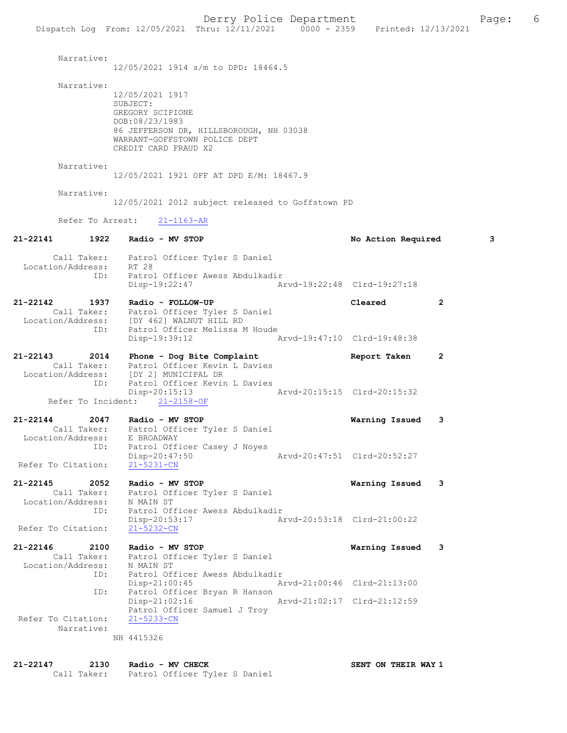Narrative:
12/05/2021 1914 s/m to DPD: 18464.5

Narrative:
12/05/2021 1917
SUBJECT:
GREGORY SCIPIONE
DOB:08/23/1983
86 JEFFERSON DR, HILLSBOROUGH, NH 03038
WARRANT-GOFFSTOWN POLICE DEPT
CREDIT CARD FRAUD X2

Narrative:
12/05/2021 1921 OFF AT DPD E/M: 18467.9

Narrative:
12/05/2021 2012 subject released to Goffstown PD

Refer To Arrest: 21-1163-AR

**21-22141 1922 Radio - MV STOP — No Action Required 3**
Call Taker: Patrol Officer Tyler S Daniel
Location/Address: RT 28
ID: Patrol Officer Awess Abdulkadir
Disp-19:22:47 Arvd-19:22:48 Clrd-19:27:18

**21-22142 1937 Radio - FOLLOW-UP — Cleared 2**
Call Taker: Patrol Officer Tyler S Daniel
Location/Address: [DY 462] WALNUT HILL RD
ID: Patrol Officer Melissa M Houde
Disp-19:39:12 Arvd-19:47:10 Clrd-19:48:38

**21-22143 2014 Phone - Dog Bite Complaint — Report Taken 2**
Call Taker: Patrol Officer Kevin L Davies
Location/Address: [DY 2] MUNICIPAL DR
ID: Patrol Officer Kevin L Davies
Disp-20:15:13 Arvd-20:15:15 Clrd-20:15:32
Refer To Incident: 21-2158-OF

**21-22144 2047 Radio - MV STOP — Warning Issued 3**
Call Taker: Patrol Officer Tyler S Daniel
Location/Address: E BROADWAY
ID: Patrol Officer Casey J Noyes
Disp-20:47:50 Arvd-20:47:51 Clrd-20:52:27
Refer To Citation: 21-5231-CN

**21-22145 2052 Radio - MV STOP — Warning Issued 3**
Call Taker: Patrol Officer Tyler S Daniel
Location/Address: N MAIN ST
ID: Patrol Officer Awess Abdulkadir
Disp-20:53:17 Arvd-20:53:18 Clrd-21:00:22
Refer To Citation: 21-5232-CN

**21-22146 2100 Radio - MV STOP — Warning Issued 3**
Call Taker: Patrol Officer Tyler S Daniel
Location/Address: N MAIN ST
ID: Patrol Officer Awess Abdulkadir
Disp-21:00:45 Arvd-21:00:46 Clrd-21:13:00
ID: Patrol Officer Bryan R Hanson
Disp-21:02:16 Arvd-21:02:17 Clrd-21:12:59
Patrol Officer Samuel J Troy
Refer To Citation: 21-5233-CN
Narrative:
NH 4415326

**21-22147 2130 Radio - MV CHECK — SENT ON THEIR WAY 1**
Call Taker: Patrol Officer Tyler S Daniel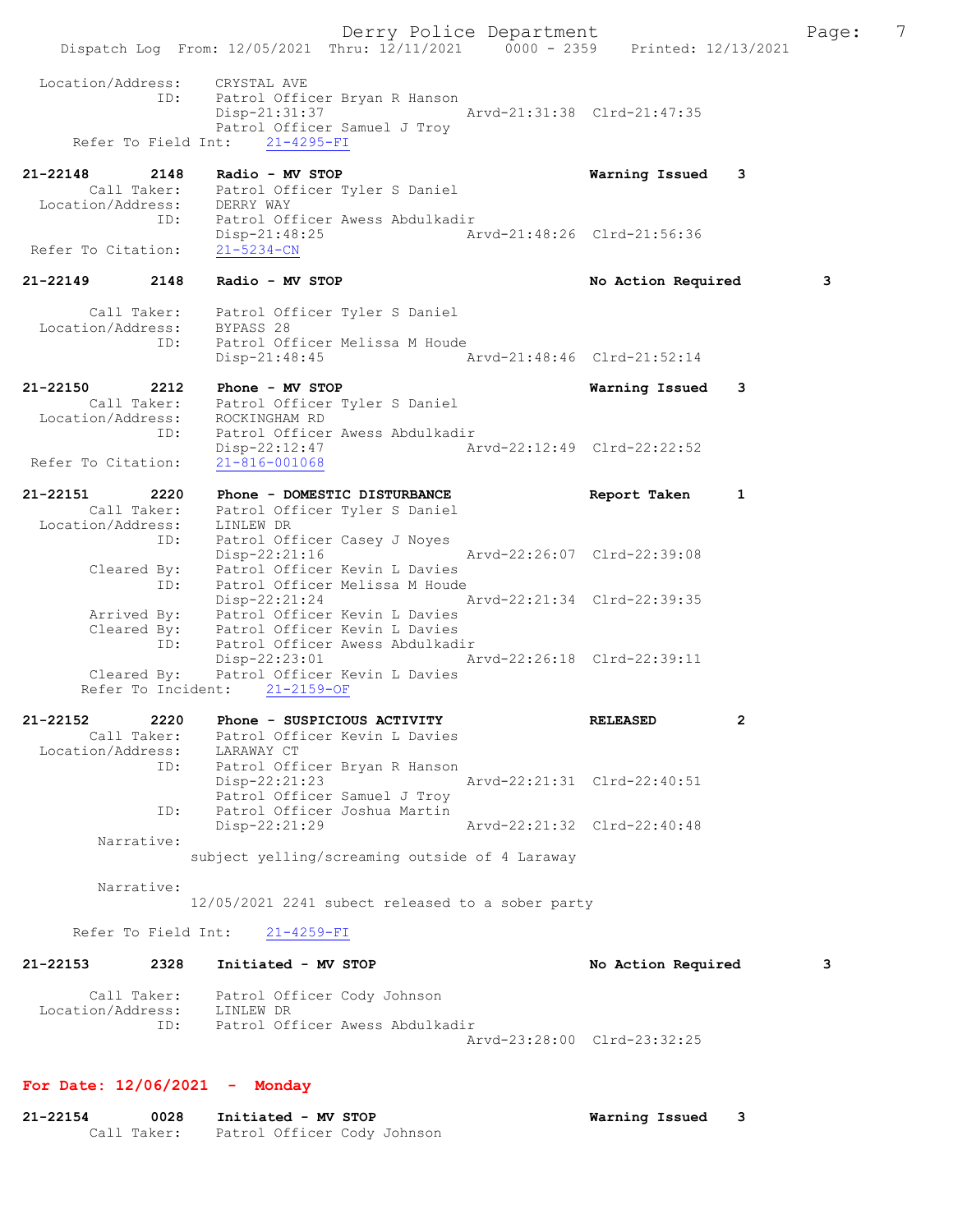Location/Address: CRYSTAL AVE
ID: Patrol Officer Bryan R Hanson
Disp-21:31:37 Arvd-21:31:38 Clrd-21:47:35
Patrol Officer Samuel J Troy
Refer To Field Int: 21-4295-FI

**21-22148 2148 Radio - MV STOP** **Warning Issued 3**
Call Taker: Patrol Officer Tyler S Daniel
Location/Address: DERRY WAY
ID: Patrol Officer Awess Abdulkadir
Disp-21:48:25 Arvd-21:48:26 Clrd-21:56:36
Refer To Citation: 21-5234-CN

**21-22149 2148 Radio - MV STOP** **No Action Required 3**
Call Taker: Patrol Officer Tyler S Daniel
Location/Address: BYPASS 28
ID: Patrol Officer Melissa M Houde
Disp-21:48:45 Arvd-21:48:46 Clrd-21:52:14

**21-22150 2212 Phone - MV STOP** **Warning Issued 3**
Call Taker: Patrol Officer Tyler S Daniel
Location/Address: ROCKINGHAM RD
ID: Patrol Officer Awess Abdulkadir
Disp-22:12:47 Arvd-22:12:49 Clrd-22:22:52
Refer To Citation: 21-816-001068

**21-22151 2220 Phone - DOMESTIC DISTURBANCE** **Report Taken 1**
Call Taker: Patrol Officer Tyler S Daniel
Location/Address: LINLEW DR
ID: Patrol Officer Casey J Noyes
Disp-22:21:16 Arvd-22:26:07 Clrd-22:39:08
Cleared By: Patrol Officer Kevin L Davies
ID: Patrol Officer Melissa M Houde
Disp-22:21:24 Arvd-22:21:34 Clrd-22:39:35
Arrived By: Patrol Officer Kevin L Davies
Cleared By: Patrol Officer Kevin L Davies
ID: Patrol Officer Awess Abdulkadir
Disp-22:23:01 Arvd-22:26:18 Clrd-22:39:11
Cleared By: Patrol Officer Kevin L Davies
Refer To Incident: 21-2159-OF

**21-22152 2220 Phone - SUSPICIOUS ACTIVITY** **RELEASED 2**
Call Taker: Patrol Officer Kevin L Davies
Location/Address: LARAWAY CT
ID: Patrol Officer Bryan R Hanson
Disp-22:21:23 Arvd-22:21:31 Clrd-22:40:51
Patrol Officer Samuel J Troy
ID: Patrol Officer Joshua Martin
Disp-22:21:29 Arvd-22:21:32 Clrd-22:40:48
Narrative:
subject yelling/screaming outside of 4 Laraway

Narrative:
12/05/2021 2241 subect released to a sober party

Refer To Field Int: 21-4259-FI

**21-22153 2328 Initiated - MV STOP** **No Action Required 3**
Call Taker: Patrol Officer Cody Johnson
Location/Address: LINLEW DR
ID: Patrol Officer Awess Abdulkadir
Arvd-23:28:00 Clrd-23:32:25

## For Date: 12/06/2021 - Monday

**21-22154 0028 Initiated - MV STOP** **Warning Issued 3**
Call Taker: Patrol Officer Cody Johnson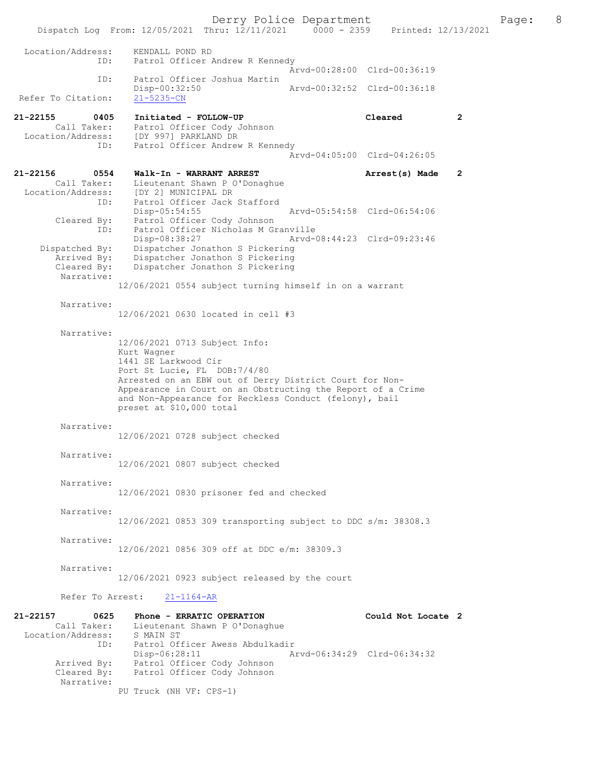Location/Address: KENDALL POND RD
ID: Patrol Officer Andrew R Kennedy
Arvd-00:28:00 Clrd-00:36:19
ID: Patrol Officer Joshua Martin
Disp-00:32:50 Arvd-00:32:52 Clrd-00:36:18
Refer To Citation: 21-5235-CN

**21-22155 0405 Initiated - FOLLOW-UP Cleared 2**
Call Taker: Patrol Officer Cody Johnson
Location/Address: [DY 997] PARKLAND DR
ID: Patrol Officer Andrew R Kennedy
Arvd-04:05:00 Clrd-04:26:05

**21-22156 0554 Walk-In - WARRANT ARREST Arrest(s) Made 2**
Call Taker: Lieutenant Shawn P O'Donaghue
Location/Address: [DY 2] MUNICIPAL DR
ID: Patrol Officer Jack Stafford
Disp-05:54:55 Arvd-05:54:58 Clrd-06:54:06
Cleared By: Patrol Officer Cody Johnson
ID: Patrol Officer Nicholas M Granville
Disp-08:38:27 Arvd-08:44:23 Clrd-09:23:46
Dispatched By: Dispatcher Jonathon S Pickering
Arrived By: Dispatcher Jonathon S Pickering
Cleared By: Dispatcher Jonathon S Pickering
Narrative:
12/06/2021 0554 subject turning himself in on a warrant

Narrative:
12/06/2021 0630 located in cell #3

Narrative:
12/06/2021 0713 Subject Info:
Kurt Wagner
1441 SE Larkwood Cir
Port St Lucie, FL DOB:7/4/80
Arrested on an EBW out of Derry District Court for Non-Appearance in Court on an Obstructing the Report of a Crime and Non-Appearance for Reckless Conduct (felony), bail preset at $10,000 total

Narrative:
12/06/2021 0728 subject checked

Narrative:
12/06/2021 0807 subject checked

Narrative:
12/06/2021 0830 prisoner fed and checked

Narrative:
12/06/2021 0853 309 transporting subject to DDC s/m: 38308.3

Narrative:
12/06/2021 0856 309 off at DDC e/m: 38309.3

Narrative:
12/06/2021 0923 subject released by the court

Refer To Arrest: 21-1164-AR

**21-22157 0625 Phone - ERRATIC OPERATION Could Not Locate 2**
Call Taker: Lieutenant Shawn P O'Donaghue
Location/Address: S MAIN ST
ID: Patrol Officer Awess Abdulkadir
Disp-06:28:11 Arvd-06:34:29 Clrd-06:34:32
Arrived By: Patrol Officer Cody Johnson
Cleared By: Patrol Officer Cody Johnson
Narrative:
PU Truck (NH VF: CPS-1)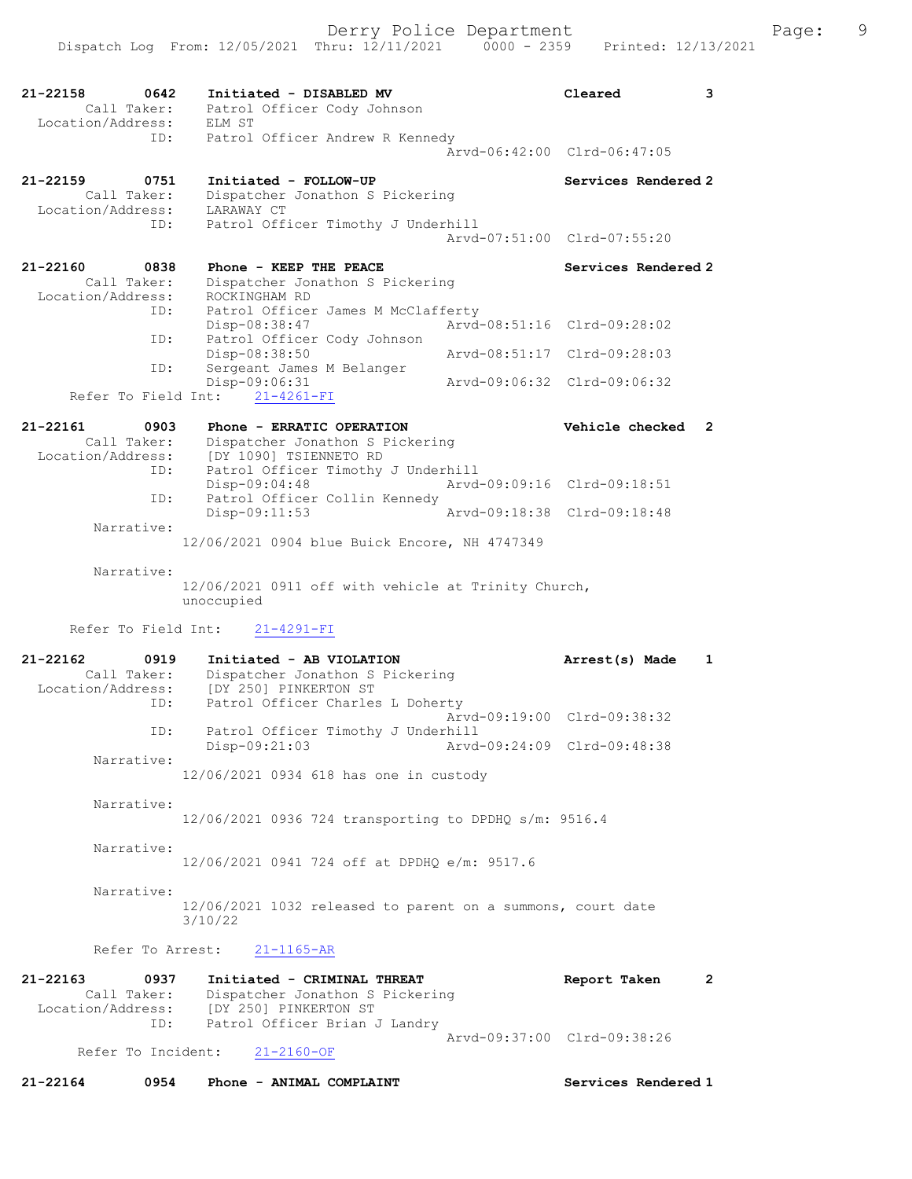21-22158 0642 Initiated - DISABLED MV Cleared 3
Call Taker: Patrol Officer Cody Johnson
Location/Address: ELM ST
ID: Patrol Officer Andrew R Kennedy
Arvd-06:42:00 Clrd-06:47:05

21-22159 0751 Initiated - FOLLOW-UP Services Rendered 2
Call Taker: Dispatcher Jonathon S Pickering
Location/Address: LARAWAY CT
ID: Patrol Officer Timothy J Underhill
Arvd-07:51:00 Clrd-07:55:20

21-22160 0838 Phone - KEEP THE PEACE Services Rendered 2
Call Taker: Dispatcher Jonathon S Pickering
Location/Address: ROCKINGHAM RD
ID: Patrol Officer James M McClafferty
Disp-08:38:47 Arvd-08:51:16 Clrd-09:28:02
ID: Patrol Officer Cody Johnson
Disp-08:38:50 Arvd-08:51:17 Clrd-09:28:03
ID: Sergeant James M Belanger
Disp-09:06:31 Arvd-09:06:32 Clrd-09:06:32
Refer To Field Int: 21-4261-FI

21-22161 0903 Phone - ERRATIC OPERATION Vehicle checked 2
Call Taker: Dispatcher Jonathon S Pickering
Location/Address: [DY 1090] TSIENNETO RD
ID: Patrol Officer Timothy J Underhill
Disp-09:04:48 Arvd-09:09:16 Clrd-09:18:51
ID: Patrol Officer Collin Kennedy
Disp-09:11:53 Arvd-09:18:38 Clrd-09:18:48
Narrative:
12/06/2021 0904 blue Buick Encore, NH 4747349

Narrative:
12/06/2021 0911 off with vehicle at Trinity Church, unoccupied

Refer To Field Int: 21-4291-FI

21-22162 0919 Initiated - AB VIOLATION Arrest(s) Made 1
Call Taker: Dispatcher Jonathon S Pickering
Location/Address: [DY 250] PINKERTON ST
ID: Patrol Officer Charles L Doherty
Arvd-09:19:00 Clrd-09:38:32
ID: Patrol Officer Timothy J Underhill
Disp-09:21:03 Arvd-09:24:09 Clrd-09:48:38
Narrative:
12/06/2021 0934 618 has one in custody

Narrative:
12/06/2021 0936 724 transporting to DPDHQ s/m: 9516.4

Narrative:
12/06/2021 0941 724 off at DPDHQ e/m: 9517.6

Narrative:
12/06/2021 1032 released to parent on a summons, court date 3/10/22

Refer To Arrest: 21-1165-AR

21-22163 0937 Initiated - CRIMINAL THREAT Report Taken 2
Call Taker: Dispatcher Jonathon S Pickering
Location/Address: [DY 250] PINKERTON ST
ID: Patrol Officer Brian J Landry
Arvd-09:37:00 Clrd-09:38:26
Refer To Incident: 21-2160-OF

21-22164 0954 Phone - ANIMAL COMPLAINT Services Rendered 1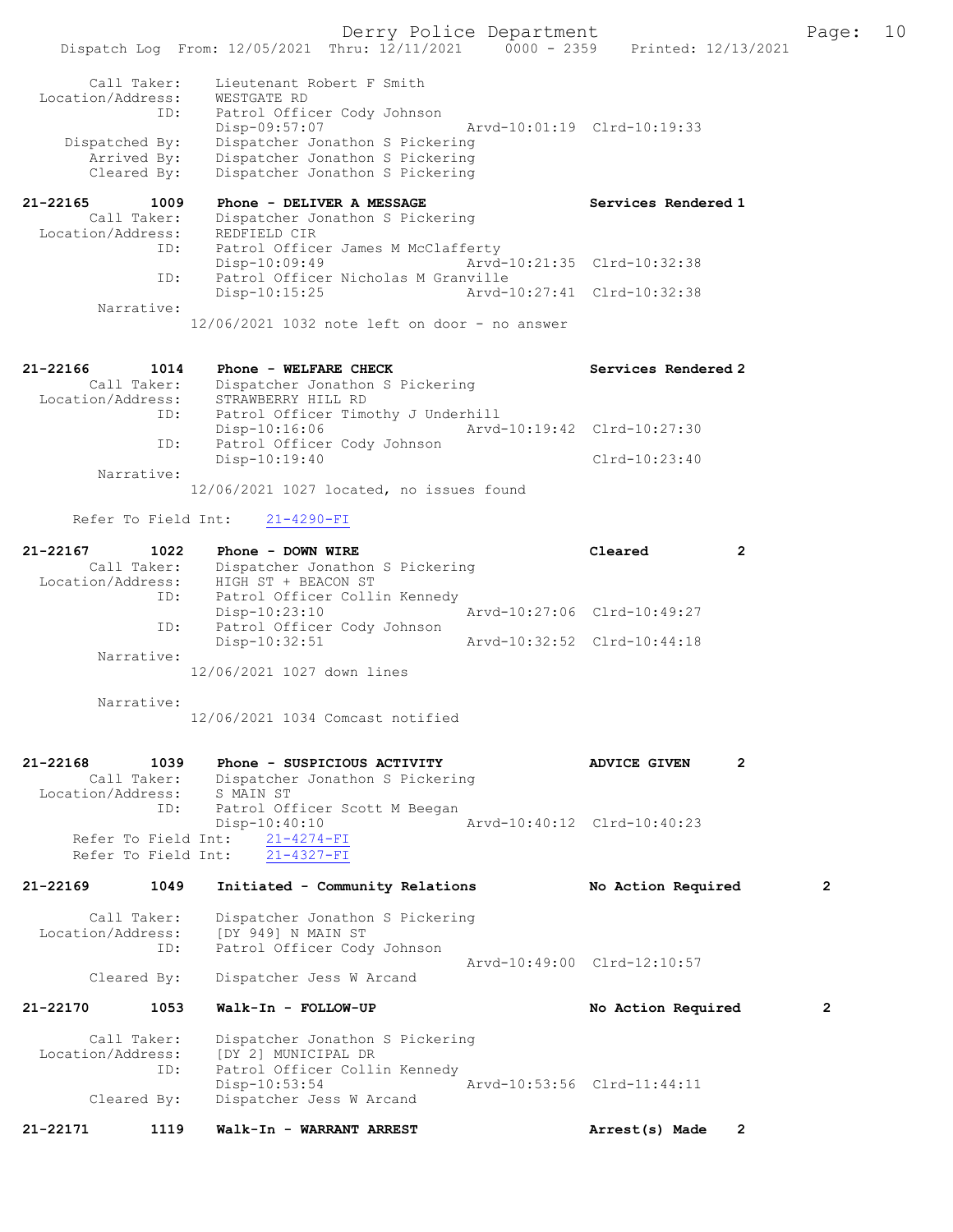```
        Call Taker:    Lieutenant Robert F Smith
  Location/Address:    WESTGATE RD
                ID:    Patrol Officer Cody Johnson
                       Disp-09:57:07                 Arvd-10:01:19  Clrd-10:19:33
     Dispatched By:    Dispatcher Jonathon S Pickering
        Arrived By:    Dispatcher Jonathon S Pickering
        Cleared By:    Dispatcher Jonathon S Pickering

21-22165        1009   Phone - DELIVER A MESSAGE                   Services Rendered 1
        Call Taker:    Dispatcher Jonathon S Pickering
  Location/Address:    REDFIELD CIR
                ID:    Patrol Officer James M McClafferty
                       Disp-10:09:49                 Arvd-10:21:35  Clrd-10:32:38
                ID:    Patrol Officer Nicholas M Granville
                       Disp-10:15:25                 Arvd-10:27:41  Clrd-10:32:38
         Narrative:
                     12/06/2021 1032 note left on door - no answer

21-22166        1014   Phone - WELFARE CHECK                       Services Rendered 2
        Call Taker:    Dispatcher Jonathon S Pickering
  Location/Address:    STRAWBERRY HILL RD
                ID:    Patrol Officer Timothy J Underhill
                       Disp-10:16:06                 Arvd-10:19:42  Clrd-10:27:30
                ID:    Patrol Officer Cody Johnson
                       Disp-10:19:40                                Clrd-10:23:40
         Narrative:
                     12/06/2021 1027 located, no issues found

      Refer To Field Int:    21-4290-FI

21-22167        1022   Phone - DOWN WIRE                           Cleared          2
        Call Taker:    Dispatcher Jonathon S Pickering
  Location/Address:    HIGH ST + BEACON ST
                ID:    Patrol Officer Collin Kennedy
                       Disp-10:23:10                 Arvd-10:27:06  Clrd-10:49:27
                ID:    Patrol Officer Cody Johnson
                       Disp-10:32:51                 Arvd-10:32:52  Clrd-10:44:18
         Narrative:
                     12/06/2021 1027 down lines

         Narrative:
                     12/06/2021 1034 Comcast notified

21-22168        1039   Phone - SUSPICIOUS ACTIVITY                 ADVICE GIVEN     2
        Call Taker:    Dispatcher Jonathon S Pickering
  Location/Address:    S MAIN ST
                ID:    Patrol Officer Scott M Beegan
                       Disp-10:40:10                 Arvd-10:40:12  Clrd-10:40:23
      Refer To Field Int:    21-4274-FI
      Refer To Field Int:    21-4327-FI

21-22169        1049   Initiated - Community Relations             No Action Required        2

        Call Taker:    Dispatcher Jonathon S Pickering
  Location/Address:    [DY 949] N MAIN ST
                ID:    Patrol Officer Cody Johnson
                                                     Arvd-10:49:00  Clrd-12:10:57
        Cleared By:    Dispatcher Jess W Arcand

21-22170        1053   Walk-In - FOLLOW-UP                         No Action Required        2

        Call Taker:    Dispatcher Jonathon S Pickering
  Location/Address:    [DY 2] MUNICIPAL DR
                ID:    Patrol Officer Collin Kennedy
                       Disp-10:53:54                 Arvd-10:53:56  Clrd-11:44:11
        Cleared By:    Dispatcher Jess W Arcand

21-22171        1119   Walk-In - WARRANT ARREST                    Arrest(s) Made   2
```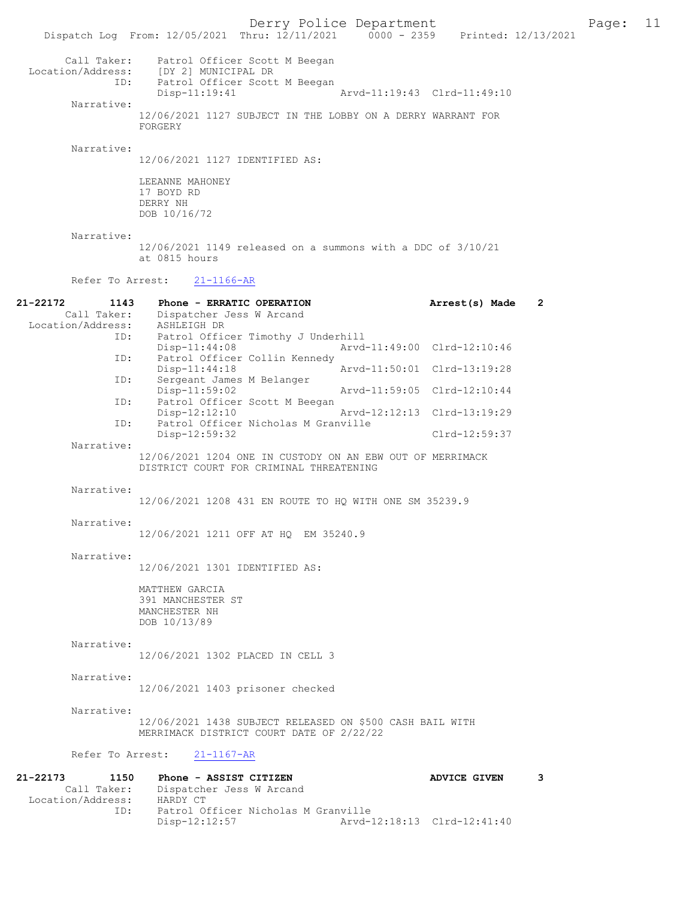Call Taker: Patrol Officer Scott M Beegan
Location/Address: [DY 2] MUNICIPAL DR
ID: Patrol Officer Scott M Beegan
Disp-11:19:41 Arvd-11:19:43 Clrd-11:49:10

Narrative:
12/06/2021 1127 SUBJECT IN THE LOBBY ON A DERRY WARRANT FOR FORGERY

Narrative:
12/06/2021 1127 IDENTIFIED AS:

LEEANNE MAHONEY
17 BOYD RD
DERRY NH
DOB 10/16/72

Narrative:
12/06/2021 1149 released on a summons with a DDC of 3/10/21 at 0815 hours

Refer To Arrest: 21-1166-AR

**21-22172 1143 Phone - ERRATIC OPERATION Arrest(s) Made 2**
Call Taker: Dispatcher Jess W Arcand
Location/Address: ASHLEIGH DR
ID: Patrol Officer Timothy J Underhill
Disp-11:44:08 Arvd-11:49:00 Clrd-12:10:46
ID: Patrol Officer Collin Kennedy
Disp-11:44:18 Arvd-11:50:01 Clrd-13:19:28
ID: Sergeant James M Belanger
Disp-11:59:02 Arvd-11:59:05 Clrd-12:10:44
ID: Patrol Officer Scott M Beegan
Disp-12:12:10 Arvd-12:12:13 Clrd-13:19:29
ID: Patrol Officer Nicholas M Granville
Disp-12:59:32 Clrd-12:59:37

Narrative:
12/06/2021 1204 ONE IN CUSTODY ON AN EBW OUT OF MERRIMACK DISTRICT COURT FOR CRIMINAL THREATENING

Narrative:
12/06/2021 1208 431 EN ROUTE TO HQ WITH ONE SM 35239.9

Narrative:
12/06/2021 1211 OFF AT HQ EM 35240.9

Narrative:
12/06/2021 1301 IDENTIFIED AS:

MATTHEW GARCIA
391 MANCHESTER ST
MANCHESTER NH
DOB 10/13/89

Narrative:
12/06/2021 1302 PLACED IN CELL 3

Narrative:
12/06/2021 1403 prisoner checked

Narrative:
12/06/2021 1438 SUBJECT RELEASED ON $500 CASH BAIL WITH MERRIMACK DISTRICT COURT DATE OF 2/22/22

Refer To Arrest: 21-1167-AR

**21-22173 1150 Phone - ASSIST CITIZEN ADVICE GIVEN 3**
Call Taker: Dispatcher Jess W Arcand
Location/Address: HARDY CT
ID: Patrol Officer Nicholas M Granville
Disp-12:12:57 Arvd-12:18:13 Clrd-12:41:40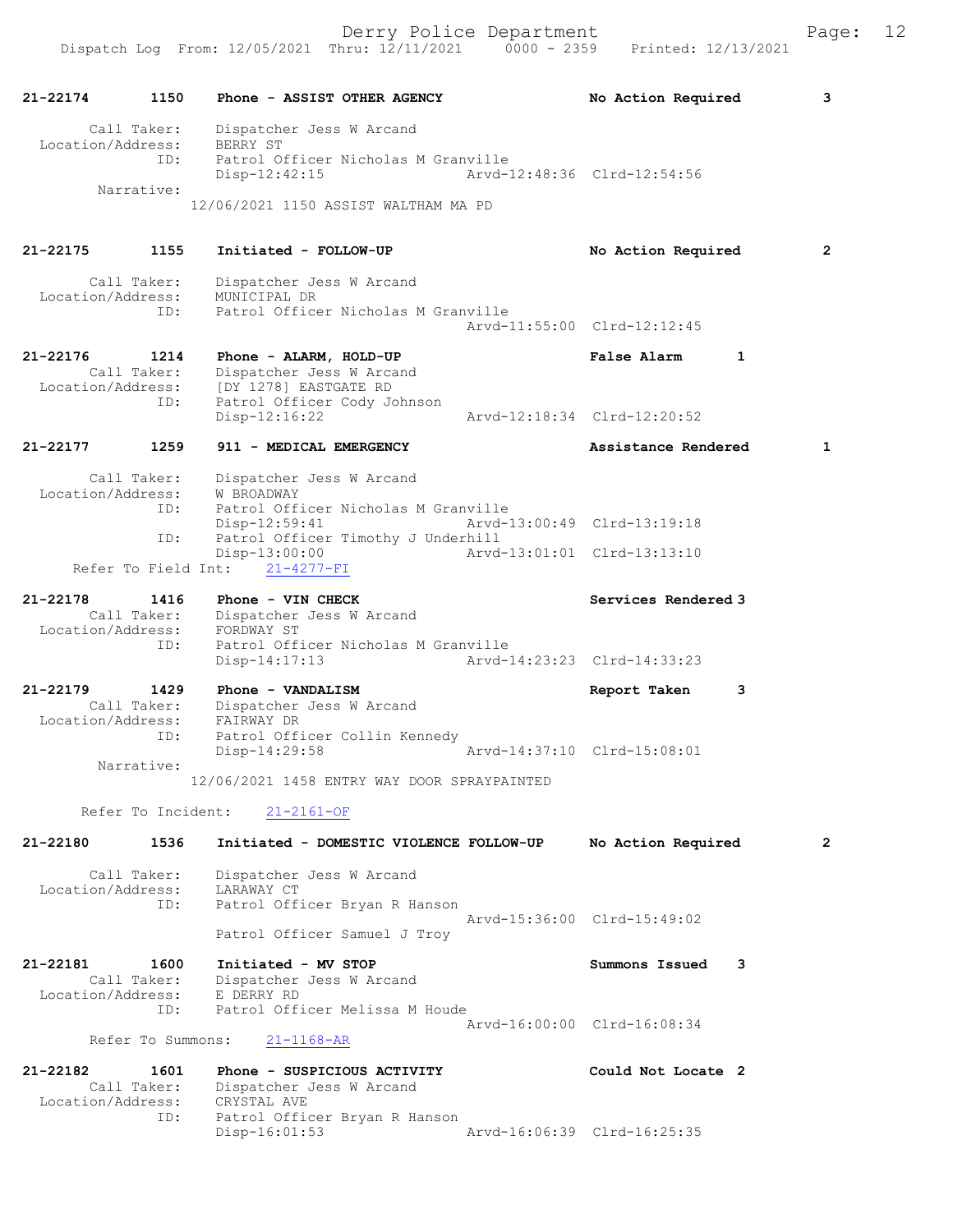```
21-22174        1150    Phone - ASSIST OTHER AGENCY              No Action Required         3

        Call Taker:     Dispatcher Jess W Arcand
  Location/Address:     BERRY ST
                 ID:    Patrol Officer Nicholas M Granville
                        Disp-12:42:15                 Arvd-12:48:36  Clrd-12:54:56
         Narrative:
                     12/06/2021 1150 ASSIST WALTHAM MA PD


21-22175        1155    Initiated - FOLLOW-UP                    No Action Required         2

        Call Taker:     Dispatcher Jess W Arcand
  Location/Address:     MUNICIPAL DR
                 ID:    Patrol Officer Nicholas M Granville
                                                      Arvd-11:55:00  Clrd-12:12:45

21-22176        1214    Phone - ALARM, HOLD-UP                   False Alarm       1
        Call Taker:     Dispatcher Jess W Arcand
  Location/Address:     [DY 1278] EASTGATE RD
                 ID:    Patrol Officer Cody Johnson
                        Disp-12:16:22                 Arvd-12:18:34  Clrd-12:20:52

21-22177        1259    911 - MEDICAL EMERGENCY                  Assistance Rendered        1

        Call Taker:     Dispatcher Jess W Arcand
  Location/Address:     W BROADWAY
                 ID:    Patrol Officer Nicholas M Granville
                        Disp-12:59:41                 Arvd-13:00:49  Clrd-13:19:18
                 ID:    Patrol Officer Timothy J Underhill
                        Disp-13:00:00                 Arvd-13:01:01  Clrd-13:13:10
      Refer To Field Int:    21-4277-FI

21-22178        1416    Phone - VIN CHECK                        Services Rendered 3
        Call Taker:     Dispatcher Jess W Arcand
  Location/Address:     FORDWAY ST
                 ID:    Patrol Officer Nicholas M Granville
                        Disp-14:17:13                 Arvd-14:23:23  Clrd-14:33:23

21-22179        1429    Phone - VANDALISM                        Report Taken      3
        Call Taker:     Dispatcher Jess W Arcand
  Location/Address:     FAIRWAY DR
                 ID:    Patrol Officer Collin Kennedy
                        Disp-14:29:58                 Arvd-14:37:10  Clrd-15:08:01
         Narrative:
                     12/06/2021 1458 ENTRY WAY DOOR SPRAYPAINTED

       Refer To Incident:    21-2161-OF

21-22180        1536    Initiated - DOMESTIC VIOLENCE FOLLOW-UP  No Action Required         2

        Call Taker:     Dispatcher Jess W Arcand
  Location/Address:     LARAWAY CT
                 ID:    Patrol Officer Bryan R Hanson
                                                      Arvd-15:36:00  Clrd-15:49:02
                        Patrol Officer Samuel J Troy

21-22181        1600    Initiated - MV STOP                      Summons Issued    3
        Call Taker:     Dispatcher Jess W Arcand
  Location/Address:     E DERRY RD
                 ID:    Patrol Officer Melissa M Houde
                                                      Arvd-16:00:00  Clrd-16:08:34
       Refer To Summons:    21-1168-AR

21-22182        1601    Phone - SUSPICIOUS ACTIVITY              Could Not Locate 2
        Call Taker:     Dispatcher Jess W Arcand
  Location/Address:     CRYSTAL AVE
                 ID:    Patrol Officer Bryan R Hanson
                        Disp-16:01:53                 Arvd-16:06:39  Clrd-16:25:35
```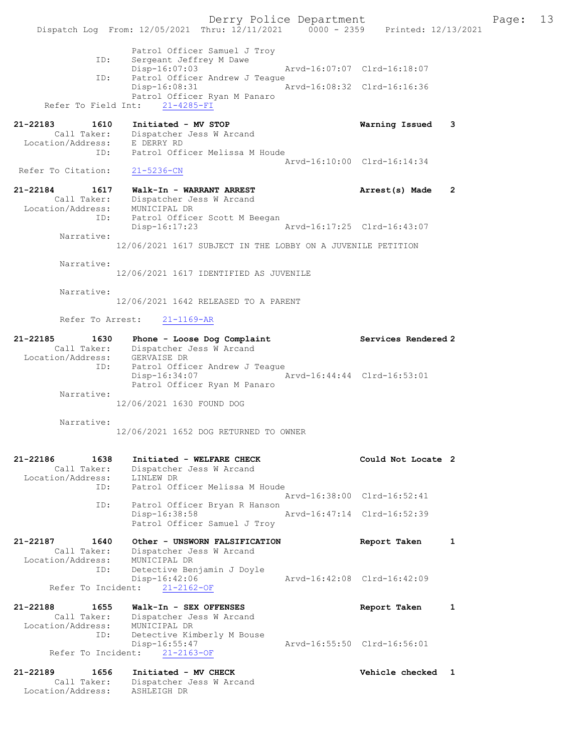Patrol Officer Samuel J Troy
ID: Sergeant Jeffrey M Dawe
Disp-16:07:03 Arvd-16:07:07 Clrd-16:18:07
ID: Patrol Officer Andrew J Teague
Disp-16:08:31 Arvd-16:08:32 Clrd-16:16:36
Patrol Officer Ryan M Panaro
Refer To Field Int: 21-4285-FI

**21-22183 1610 Initiated - MV STOP** **Warning Issued 3**
Call Taker: Dispatcher Jess W Arcand
Location/Address: E DERRY RD
ID: Patrol Officer Melissa M Houde
Arvd-16:10:00 Clrd-16:14:34
Refer To Citation: 21-5236-CN

**21-22184 1617 Walk-In - WARRANT ARREST** **Arrest(s) Made 2**
Call Taker: Dispatcher Jess W Arcand
Location/Address: MUNICIPAL DR
ID: Patrol Officer Scott M Beegan
Disp-16:17:23 Arvd-16:17:25 Clrd-16:43:07
Narrative:
12/06/2021 1617 SUBJECT IN THE LOBBY ON A JUVENILE PETITION

Narrative:
12/06/2021 1617 IDENTIFIED AS JUVENILE

Narrative:
12/06/2021 1642 RELEASED TO A PARENT

Refer To Arrest: 21-1169-AR

**21-22185 1630 Phone - Loose Dog Complaint** **Services Rendered 2**
Call Taker: Dispatcher Jess W Arcand
Location/Address: GERVAISE DR
ID: Patrol Officer Andrew J Teague
Disp-16:34:07 Arvd-16:44:44 Clrd-16:53:01
Patrol Officer Ryan M Panaro
Narrative:
12/06/2021 1630 FOUND DOG

Narrative:
12/06/2021 1652 DOG RETURNED TO OWNER

**21-22186 1638 Initiated - WELFARE CHECK** **Could Not Locate 2**
Call Taker: Dispatcher Jess W Arcand
Location/Address: LINLEW DR
ID: Patrol Officer Melissa M Houde
Arvd-16:38:00 Clrd-16:52:41
ID: Patrol Officer Bryan R Hanson
Disp-16:38:58 Arvd-16:47:14 Clrd-16:52:39
Patrol Officer Samuel J Troy

**21-22187 1640 Other - UNSWORN FALSIFICATION** **Report Taken 1**
Call Taker: Dispatcher Jess W Arcand
Location/Address: MUNICIPAL DR
ID: Detective Benjamin J Doyle
Disp-16:42:06 Arvd-16:42:08 Clrd-16:42:09
Refer To Incident: 21-2162-OF

**21-22188 1655 Walk-In - SEX OFFENSES** **Report Taken 1**
Call Taker: Dispatcher Jess W Arcand
Location/Address: MUNICIPAL DR
ID: Detective Kimberly M Bouse
Disp-16:55:47 Arvd-16:55:50 Clrd-16:56:01
Refer To Incident: 21-2163-OF

**21-22189 1656 Initiated - MV CHECK** **Vehicle checked 1**
Call Taker: Dispatcher Jess W Arcand
Location/Address: ASHLEIGH DR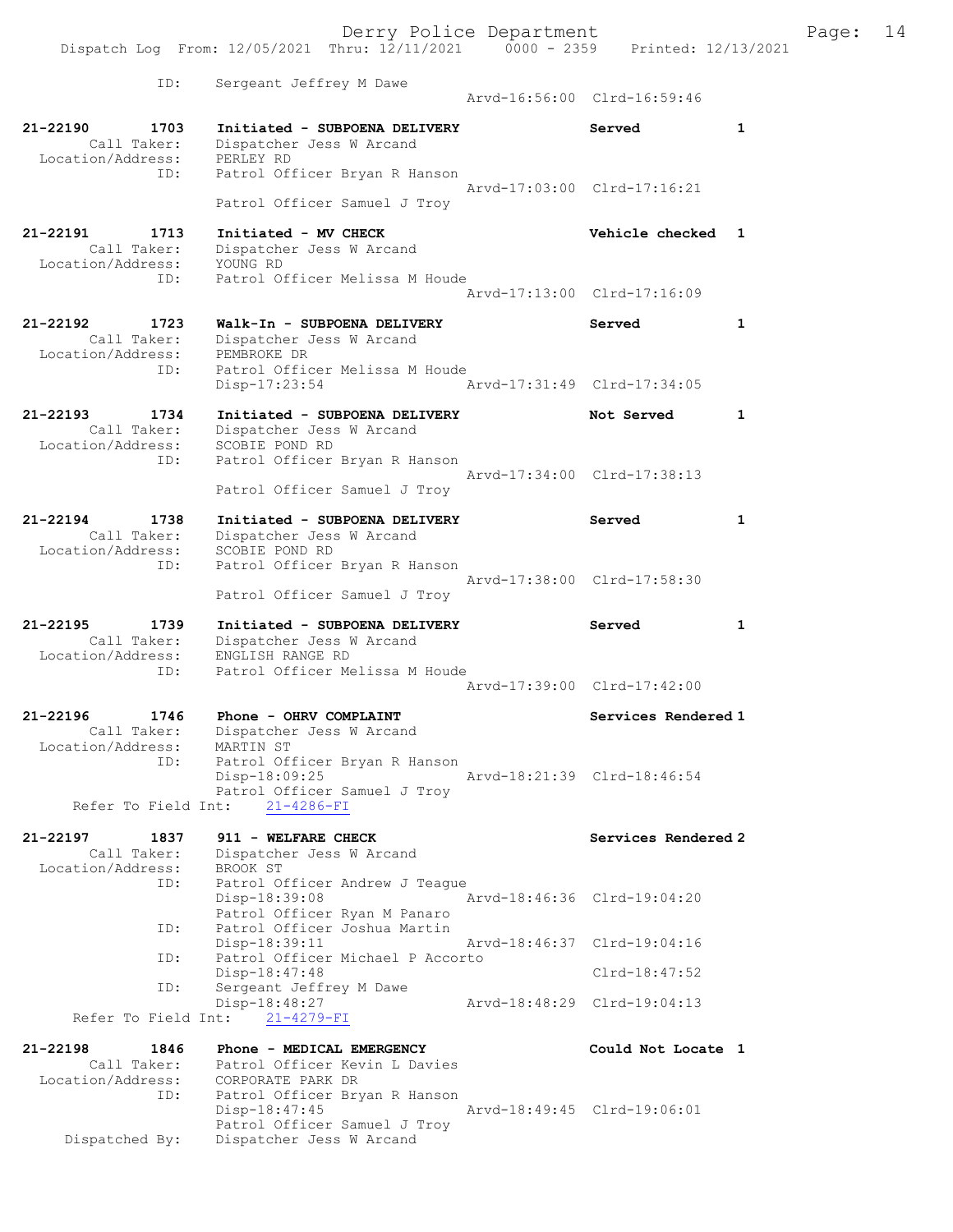ID: Sergeant Jeffrey M Dawe
Arvd-16:56:00 Clrd-16:59:46

**21-22190 1703 Initiated - SUBPOENA DELIVERY** — **Served** — **1**
Call Taker: Dispatcher Jess W Arcand
Location/Address: PERLEY RD
ID: Patrol Officer Bryan R Hanson
Arvd-17:03:00 Clrd-17:16:21
Patrol Officer Samuel J Troy

**21-22191 1713 Initiated - MV CHECK** — **Vehicle checked** — **1**
Call Taker: Dispatcher Jess W Arcand
Location/Address: YOUNG RD
ID: Patrol Officer Melissa M Houde
Arvd-17:13:00 Clrd-17:16:09

**21-22192 1723 Walk-In - SUBPOENA DELIVERY** — **Served** — **1**
Call Taker: Dispatcher Jess W Arcand
Location/Address: PEMBROKE DR
ID: Patrol Officer Melissa M Houde
Disp-17:23:54 Arvd-17:31:49 Clrd-17:34:05

**21-22193 1734 Initiated - SUBPOENA DELIVERY** — **Not Served** — **1**
Call Taker: Dispatcher Jess W Arcand
Location/Address: SCOBIE POND RD
ID: Patrol Officer Bryan R Hanson
Arvd-17:34:00 Clrd-17:38:13
Patrol Officer Samuel J Troy

**21-22194 1738 Initiated - SUBPOENA DELIVERY** — **Served** — **1**
Call Taker: Dispatcher Jess W Arcand
Location/Address: SCOBIE POND RD
ID: Patrol Officer Bryan R Hanson
Arvd-17:38:00 Clrd-17:58:30
Patrol Officer Samuel J Troy

**21-22195 1739 Initiated - SUBPOENA DELIVERY** — **Served** — **1**
Call Taker: Dispatcher Jess W Arcand
Location/Address: ENGLISH RANGE RD
ID: Patrol Officer Melissa M Houde
Arvd-17:39:00 Clrd-17:42:00

**21-22196 1746 Phone - OHRV COMPLAINT** — **Services Rendered** — **1**
Call Taker: Dispatcher Jess W Arcand
Location/Address: MARTIN ST
ID: Patrol Officer Bryan R Hanson
Disp-18:09:25 Arvd-18:21:39 Clrd-18:46:54
Patrol Officer Samuel J Troy
Refer To Field Int: 21-4286-FI

**21-22197 1837 911 - WELFARE CHECK** — **Services Rendered** — **2**
Call Taker: Dispatcher Jess W Arcand
Location/Address: BROOK ST
ID: Patrol Officer Andrew J Teague
Disp-18:39:08 Arvd-18:46:36 Clrd-19:04:20
Patrol Officer Ryan M Panaro
ID: Patrol Officer Joshua Martin
Disp-18:39:11 Arvd-18:46:37 Clrd-19:04:16
ID: Patrol Officer Michael P Accorto
Disp-18:47:48 Clrd-18:47:52
ID: Sergeant Jeffrey M Dawe
Disp-18:48:27 Arvd-18:48:29 Clrd-19:04:13
Refer To Field Int: 21-4279-FI

**21-22198 1846 Phone - MEDICAL EMERGENCY** — **Could Not Locate** — **1**
Call Taker: Patrol Officer Kevin L Davies
Location/Address: CORPORATE PARK DR
ID: Patrol Officer Bryan R Hanson
Disp-18:47:45 Arvd-18:49:45 Clrd-19:06:01
Patrol Officer Samuel J Troy
Dispatched By: Dispatcher Jess W Arcand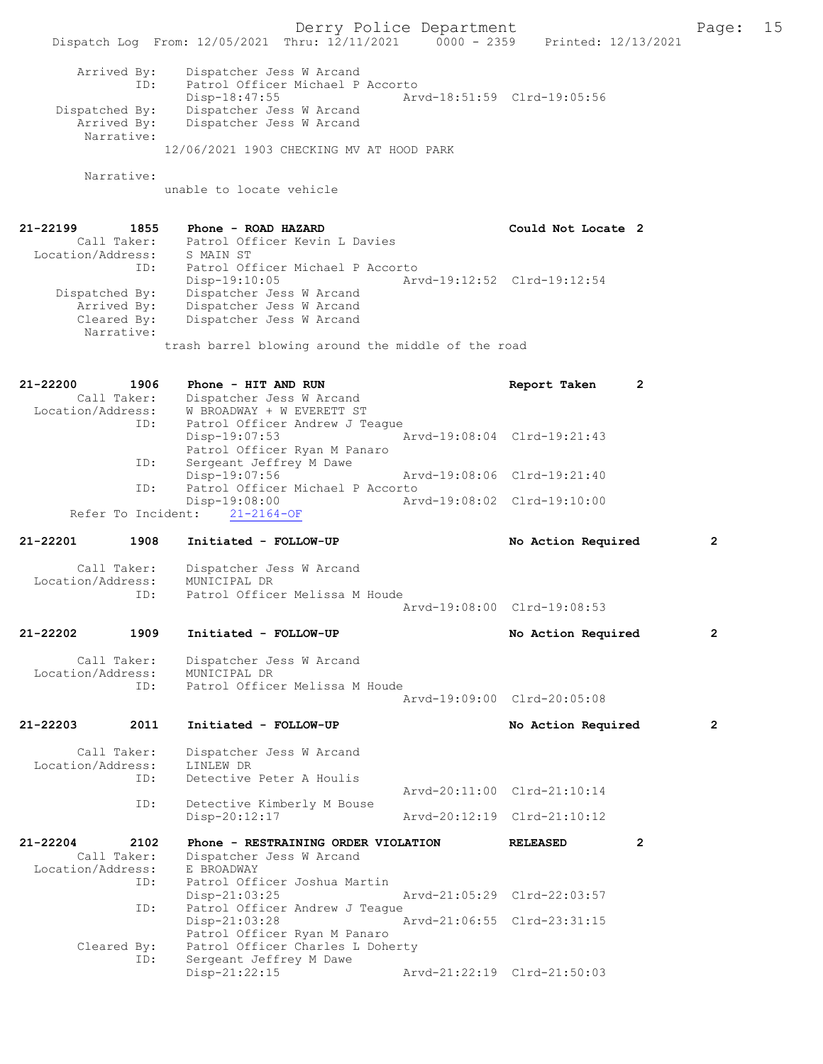```
        Arrived By:    Dispatcher Jess W Arcand
                ID:    Patrol Officer Michael P Accorto
                       Disp-18:47:55              Arvd-18:51:59  Clrd-19:05:56
     Dispatched By:    Dispatcher Jess W Arcand
        Arrived By:    Dispatcher Jess W Arcand
         Narrative:
                  12/06/2021 1903 CHECKING MV AT HOOD PARK

         Narrative:
                  unable to locate vehicle


21-22199        1855   Phone - ROAD HAZARD                         Could Not Locate 2
        Call Taker:    Patrol Officer Kevin L Davies
  Location/Address:    S MAIN ST
                ID:    Patrol Officer Michael P Accorto
                       Disp-19:10:05              Arvd-19:12:52  Clrd-19:12:54
     Dispatched By:    Dispatcher Jess W Arcand
        Arrived By:    Dispatcher Jess W Arcand
        Cleared By:    Dispatcher Jess W Arcand
         Narrative:
                  trash barrel blowing around the middle of the road


21-22200        1906   Phone - HIT AND RUN                         Report Taken     2
        Call Taker:    Dispatcher Jess W Arcand
  Location/Address:    W BROADWAY + W EVERETT ST
                ID:    Patrol Officer Andrew J Teague
                       Disp-19:07:53              Arvd-19:08:04  Clrd-19:21:43
                       Patrol Officer Ryan M Panaro
                ID:    Sergeant Jeffrey M Dawe
                       Disp-19:07:56              Arvd-19:08:06  Clrd-19:21:40
                ID:    Patrol Officer Michael P Accorto
                       Disp-19:08:00              Arvd-19:08:02  Clrd-19:10:00
     Refer To Incident:    21-2164-OF

21-22201        1908   Initiated - FOLLOW-UP                       No Action Required         2

        Call Taker:    Dispatcher Jess W Arcand
  Location/Address:    MUNICIPAL DR
                ID:    Patrol Officer Melissa M Houde
                                                  Arvd-19:08:00  Clrd-19:08:53

21-22202        1909   Initiated - FOLLOW-UP                       No Action Required         2

        Call Taker:    Dispatcher Jess W Arcand
  Location/Address:    MUNICIPAL DR
                ID:    Patrol Officer Melissa M Houde
                                                  Arvd-19:09:00  Clrd-20:05:08

21-22203        2011   Initiated - FOLLOW-UP                       No Action Required         2

        Call Taker:    Dispatcher Jess W Arcand
  Location/Address:    LINLEW DR
                ID:    Detective Peter A Houlis
                                                  Arvd-20:11:00  Clrd-21:10:14
                ID:    Detective Kimberly M Bouse
                       Disp-20:12:17              Arvd-20:12:19  Clrd-21:10:12

21-22204        2102   Phone - RESTRAINING ORDER VIOLATION         RELEASED         2
        Call Taker:    Dispatcher Jess W Arcand
  Location/Address:    E BROADWAY
                ID:    Patrol Officer Joshua Martin
                       Disp-21:03:25              Arvd-21:05:29  Clrd-22:03:57
                ID:    Patrol Officer Andrew J Teague
                       Disp-21:03:28              Arvd-21:06:55  Clrd-23:31:15
                       Patrol Officer Ryan M Panaro
        Cleared By:    Patrol Officer Charles L Doherty
                ID:    Sergeant Jeffrey M Dawe
                       Disp-21:22:15              Arvd-21:22:19  Clrd-21:50:03
```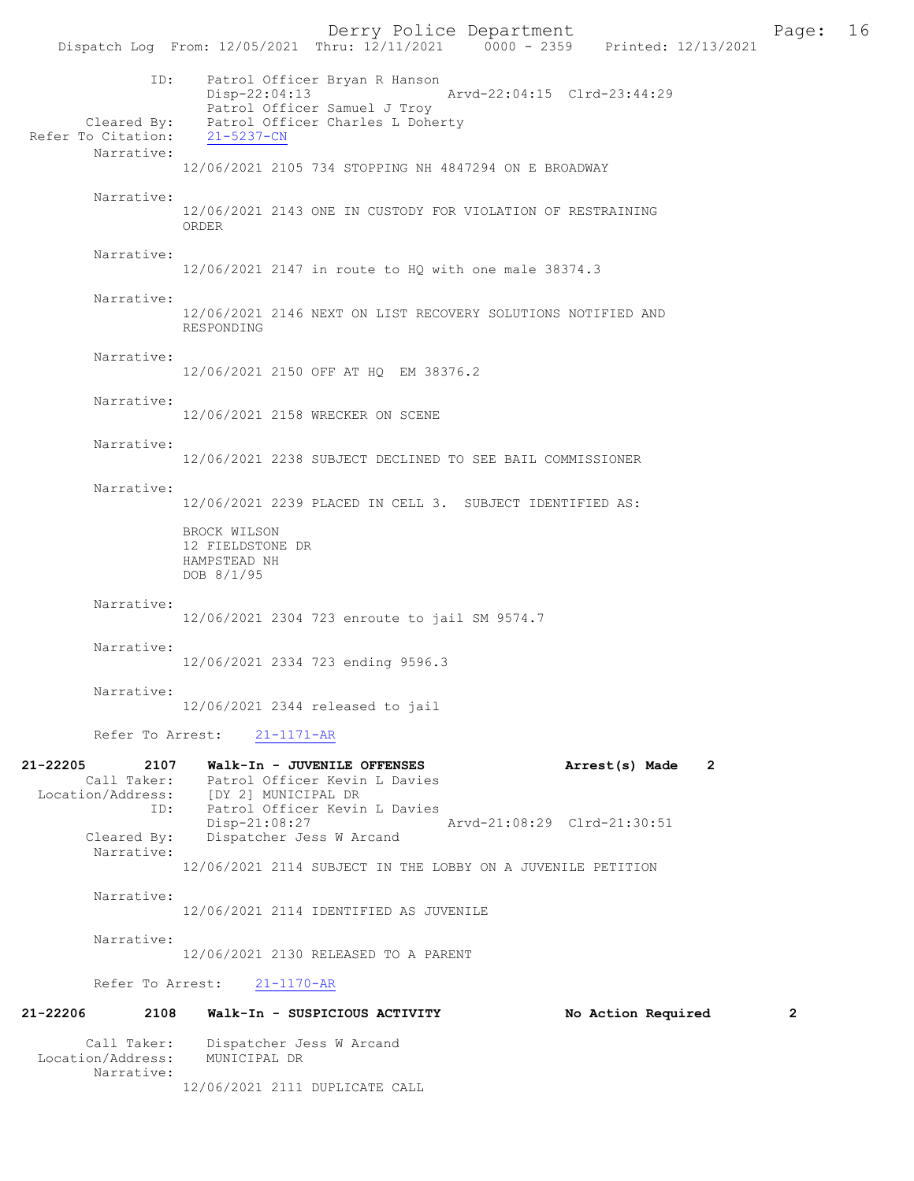ID: Patrol Officer Bryan R Hanson
Disp-22:04:13 Arvd-22:04:15 Clrd-23:44:29
Patrol Officer Samuel J Troy
Cleared By: Patrol Officer Charles L Doherty
Refer To Citation: 21-5237-CN
Narrative:
12/06/2021 2105 734 STOPPING NH 4847294 ON E BROADWAY

Narrative:
12/06/2021 2143 ONE IN CUSTODY FOR VIOLATION OF RESTRAINING ORDER

Narrative:
12/06/2021 2147 in route to HQ with one male 38374.3

Narrative:
12/06/2021 2146 NEXT ON LIST RECOVERY SOLUTIONS NOTIFIED AND RESPONDING

Narrative:
12/06/2021 2150 OFF AT HQ EM 38376.2

Narrative:
12/06/2021 2158 WRECKER ON SCENE

Narrative:
12/06/2021 2238 SUBJECT DECLINED TO SEE BAIL COMMISSIONER

Narrative:
12/06/2021 2239 PLACED IN CELL 3. SUBJECT IDENTIFIED AS:

BROCK WILSON
12 FIELDSTONE DR
HAMPSTEAD NH
DOB 8/1/95

Narrative:
12/06/2021 2304 723 enroute to jail SM 9574.7

Narrative:
12/06/2021 2334 723 ending 9596.3

Narrative:
12/06/2021 2344 released to jail

Refer To Arrest: 21-1171-AR

**21-22205 2107 Walk-In - JUVENILE OFFENSES Arrest(s) Made 2**
Call Taker: Patrol Officer Kevin L Davies
Location/Address: [DY 2] MUNICIPAL DR
ID: Patrol Officer Kevin L Davies
Disp-21:08:27 Arvd-21:08:29 Clrd-21:30:51
Cleared By: Dispatcher Jess W Arcand
Narrative:
12/06/2021 2114 SUBJECT IN THE LOBBY ON A JUVENILE PETITION

Narrative:
12/06/2021 2114 IDENTIFIED AS JUVENILE

Narrative:
12/06/2021 2130 RELEASED TO A PARENT

Refer To Arrest: 21-1170-AR

**21-22206 2108 Walk-In - SUSPICIOUS ACTIVITY No Action Required 2**

Call Taker: Dispatcher Jess W Arcand
Location/Address: MUNICIPAL DR
Narrative:
12/06/2021 2111 DUPLICATE CALL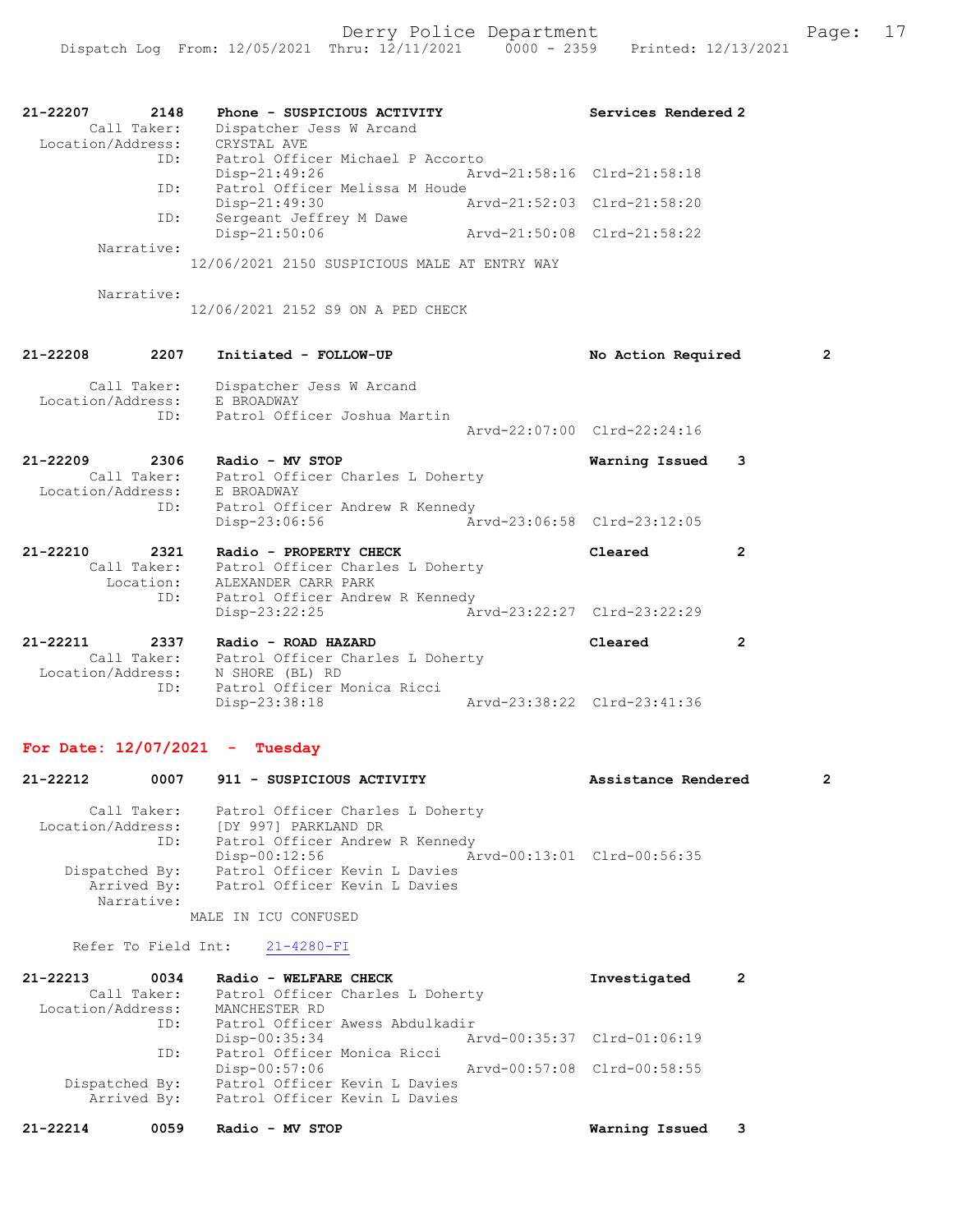21-22207 2148 Phone - SUSPICIOUS ACTIVITY Services Rendered 2
Call Taker: Dispatcher Jess W Arcand
Location/Address: CRYSTAL AVE
ID: Patrol Officer Michael P Accorto
Disp-21:49:26 Arvd-21:58:16 Clrd-21:58:18
ID: Patrol Officer Melissa M Houde
Disp-21:49:30 Arvd-21:52:03 Clrd-21:58:20
ID: Sergeant Jeffrey M Dawe
Disp-21:50:06 Arvd-21:50:08 Clrd-21:58:22
Narrative:
12/06/2021 2150 SUSPICIOUS MALE AT ENTRY WAY

Narrative:
12/06/2021 2152 S9 ON A PED CHECK

21-22208 2207 Initiated - FOLLOW-UP No Action Required 2

Call Taker: Dispatcher Jess W Arcand
Location/Address: E BROADWAY
ID: Patrol Officer Joshua Martin
Arvd-22:07:00 Clrd-22:24:16

21-22209 2306 Radio - MV STOP Warning Issued 3
Call Taker: Patrol Officer Charles L Doherty
Location/Address: E BROADWAY
ID: Patrol Officer Andrew R Kennedy
Disp-23:06:56 Arvd-23:06:58 Clrd-23:12:05

21-22210 2321 Radio - PROPERTY CHECK Cleared 2
Call Taker: Patrol Officer Charles L Doherty
Location: ALEXANDER CARR PARK
ID: Patrol Officer Andrew R Kennedy
Disp-23:22:25 Arvd-23:22:27 Clrd-23:22:29

21-22211 2337 Radio - ROAD HAZARD Cleared 2
Call Taker: Patrol Officer Charles L Doherty
Location/Address: N SHORE (BL) RD
ID: Patrol Officer Monica Ricci
Disp-23:38:18 Arvd-23:38:22 Clrd-23:41:36

## For Date: 12/07/2021 - Tuesday

21-22212 0007 911 - SUSPICIOUS ACTIVITY Assistance Rendered 2

Call Taker: Patrol Officer Charles L Doherty
Location/Address: [DY 997] PARKLAND DR
ID: Patrol Officer Andrew R Kennedy
Disp-00:12:56 Arvd-00:13:01 Clrd-00:56:35
Dispatched By: Patrol Officer Kevin L Davies
Arrived By: Patrol Officer Kevin L Davies
Narrative:
MALE IN ICU CONFUSED

Refer To Field Int: 21-4280-FI

21-22213 0034 Radio - WELFARE CHECK Investigated 2
Call Taker: Patrol Officer Charles L Doherty
Location/Address: MANCHESTER RD
ID: Patrol Officer Awess Abdulkadir
Disp-00:35:34 Arvd-00:35:37 Clrd-01:06:19
ID: Patrol Officer Monica Ricci
Disp-00:57:06 Arvd-00:57:08 Clrd-00:58:55
Dispatched By: Patrol Officer Kevin L Davies
Arrived By: Patrol Officer Kevin L Davies

21-22214 0059 Radio - MV STOP Warning Issued 3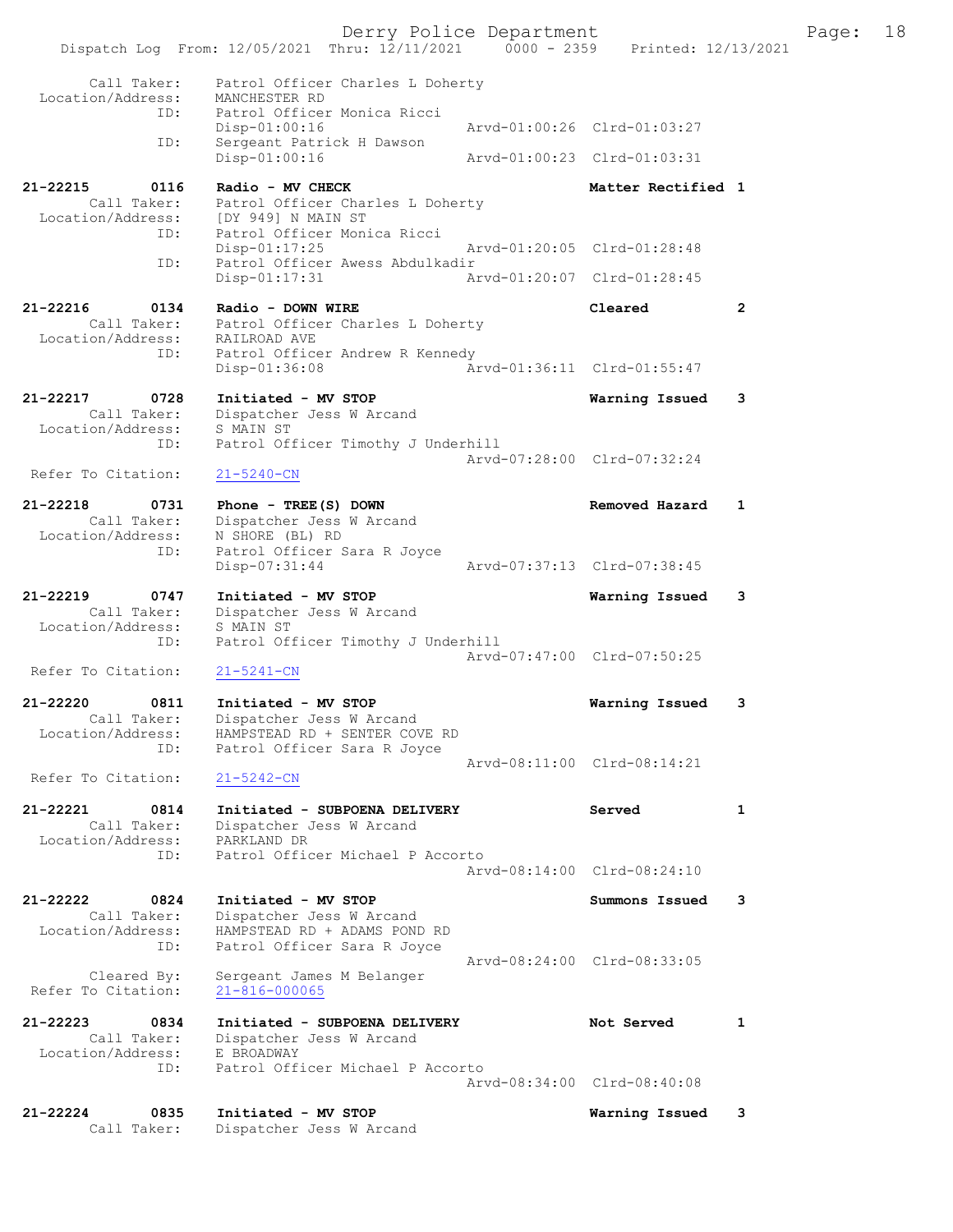```
        Call Taker:    Patrol Officer Charles L Doherty
  Location/Address:    MANCHESTER RD
                ID:    Patrol Officer Monica Ricci
                       Disp-01:00:16                 Arvd-01:00:26  Clrd-01:03:27
                ID:    Sergeant Patrick H Dawson
                       Disp-01:00:16                 Arvd-01:00:23  Clrd-01:03:31

21-22215        0116   Radio - MV CHECK                             Matter Rectified 1
        Call Taker:    Patrol Officer Charles L Doherty
  Location/Address:    [DY 949] N MAIN ST
                ID:    Patrol Officer Monica Ricci
                       Disp-01:17:25                 Arvd-01:20:05  Clrd-01:28:48
                ID:    Patrol Officer Awess Abdulkadir
                       Disp-01:17:31                 Arvd-01:20:07  Clrd-01:28:45

21-22216        0134   Radio - DOWN WIRE                            Cleared          2
        Call Taker:    Patrol Officer Charles L Doherty
  Location/Address:    RAILROAD AVE
                ID:    Patrol Officer Andrew R Kennedy
                       Disp-01:36:08                 Arvd-01:36:11  Clrd-01:55:47

21-22217        0728   Initiated - MV STOP                          Warning Issued   3
        Call Taker:    Dispatcher Jess W Arcand
  Location/Address:    S MAIN ST
                ID:    Patrol Officer Timothy J Underhill
                                                     Arvd-07:28:00  Clrd-07:32:24
 Refer To Citation:    21-5240-CN

21-22218        0731   Phone - TREE(S) DOWN                         Removed Hazard   1
        Call Taker:    Dispatcher Jess W Arcand
  Location/Address:    N SHORE (BL) RD
                ID:    Patrol Officer Sara R Joyce
                       Disp-07:31:44                 Arvd-07:37:13  Clrd-07:38:45

21-22219        0747   Initiated - MV STOP                          Warning Issued   3
        Call Taker:    Dispatcher Jess W Arcand
  Location/Address:    S MAIN ST
                ID:    Patrol Officer Timothy J Underhill
                                                     Arvd-07:47:00  Clrd-07:50:25
 Refer To Citation:    21-5241-CN

21-22220        0811   Initiated - MV STOP                          Warning Issued   3
        Call Taker:    Dispatcher Jess W Arcand
  Location/Address:    HAMPSTEAD RD + SENTER COVE RD
                ID:    Patrol Officer Sara R Joyce
                                                     Arvd-08:11:00  Clrd-08:14:21
 Refer To Citation:    21-5242-CN

21-22221        0814   Initiated - SUBPOENA DELIVERY                Served           1
        Call Taker:    Dispatcher Jess W Arcand
  Location/Address:    PARKLAND DR
                ID:    Patrol Officer Michael P Accorto
                                                     Arvd-08:14:00  Clrd-08:24:10

21-22222        0824   Initiated - MV STOP                          Summons Issued   3
        Call Taker:    Dispatcher Jess W Arcand
  Location/Address:    HAMPSTEAD RD + ADAMS POND RD
                ID:    Patrol Officer Sara R Joyce
                                                     Arvd-08:24:00  Clrd-08:33:05
        Cleared By:    Sergeant James M Belanger
 Refer To Citation:    21-816-000065

21-22223        0834   Initiated - SUBPOENA DELIVERY                Not Served       1
        Call Taker:    Dispatcher Jess W Arcand
  Location/Address:    E BROADWAY
                ID:    Patrol Officer Michael P Accorto
                                                     Arvd-08:34:00  Clrd-08:40:08

21-22224        0835   Initiated - MV STOP                          Warning Issued   3
        Call Taker:    Dispatcher Jess W Arcand
```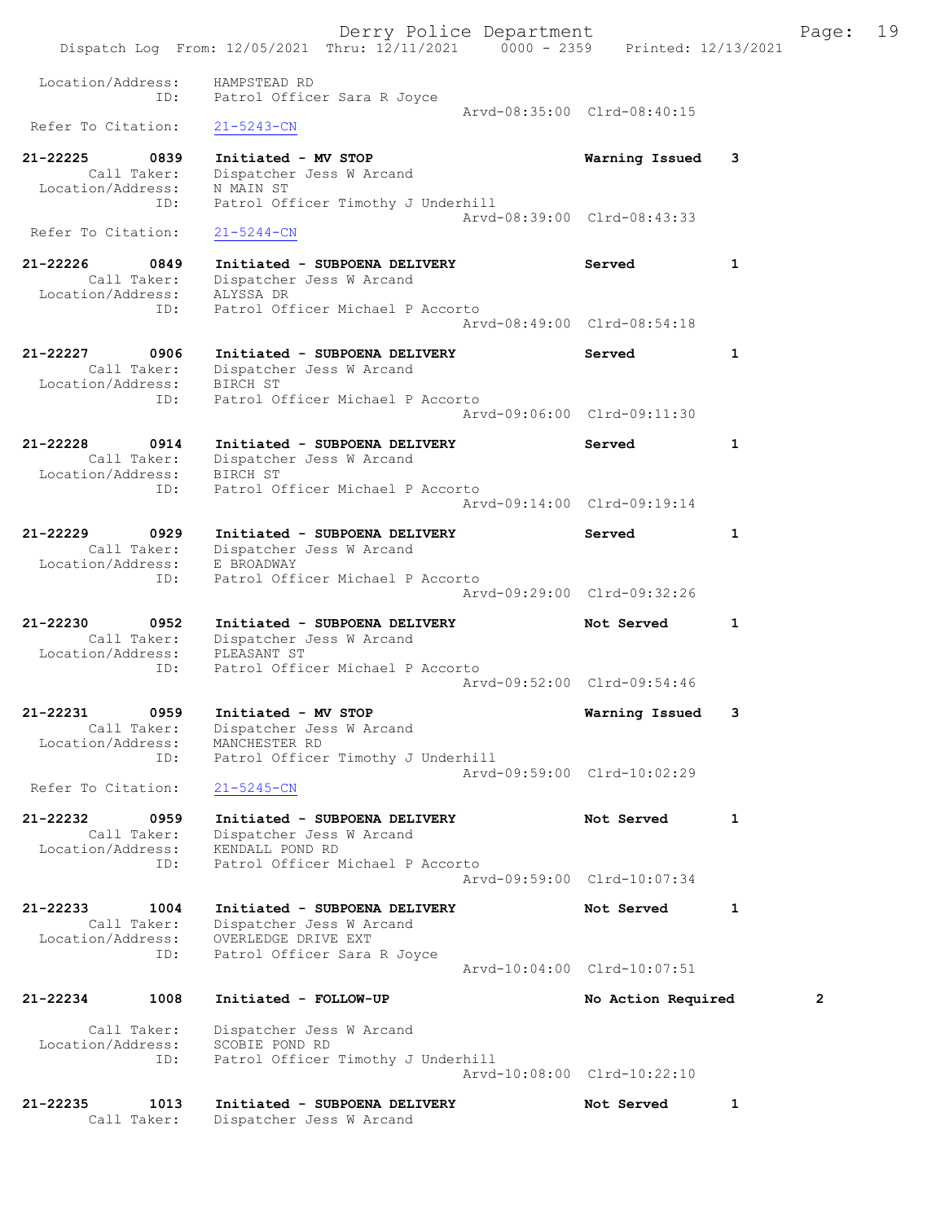Location/Address: HAMPSTEAD RD
ID: Patrol Officer Sara R Joyce
Arvd-08:35:00 Clrd-08:40:15
Refer To Citation: 21-5243-CN

**21-22225 0839 Initiated - MV STOP** **Warning Issued 3**
Call Taker: Dispatcher Jess W Arcand
Location/Address: N MAIN ST
ID: Patrol Officer Timothy J Underhill
Arvd-08:39:00 Clrd-08:43:33
Refer To Citation: 21-5244-CN

**21-22226 0849 Initiated - SUBPOENA DELIVERY** **Served 1**
Call Taker: Dispatcher Jess W Arcand
Location/Address: ALYSSA DR
ID: Patrol Officer Michael P Accorto
Arvd-08:49:00 Clrd-08:54:18

**21-22227 0906 Initiated - SUBPOENA DELIVERY** **Served 1**
Call Taker: Dispatcher Jess W Arcand
Location/Address: BIRCH ST
ID: Patrol Officer Michael P Accorto
Arvd-09:06:00 Clrd-09:11:30

**21-22228 0914 Initiated - SUBPOENA DELIVERY** **Served 1**
Call Taker: Dispatcher Jess W Arcand
Location/Address: BIRCH ST
ID: Patrol Officer Michael P Accorto
Arvd-09:14:00 Clrd-09:19:14

**21-22229 0929 Initiated - SUBPOENA DELIVERY** **Served 1**
Call Taker: Dispatcher Jess W Arcand
Location/Address: E BROADWAY
ID: Patrol Officer Michael P Accorto
Arvd-09:29:00 Clrd-09:32:26

**21-22230 0952 Initiated - SUBPOENA DELIVERY** **Not Served 1**
Call Taker: Dispatcher Jess W Arcand
Location/Address: PLEASANT ST
ID: Patrol Officer Michael P Accorto
Arvd-09:52:00 Clrd-09:54:46

**21-22231 0959 Initiated - MV STOP** **Warning Issued 3**
Call Taker: Dispatcher Jess W Arcand
Location/Address: MANCHESTER RD
ID: Patrol Officer Timothy J Underhill
Arvd-09:59:00 Clrd-10:02:29
Refer To Citation: 21-5245-CN

**21-22232 0959 Initiated - SUBPOENA DELIVERY** **Not Served 1**
Call Taker: Dispatcher Jess W Arcand
Location/Address: KENDALL POND RD
ID: Patrol Officer Michael P Accorto
Arvd-09:59:00 Clrd-10:07:34

**21-22233 1004 Initiated - SUBPOENA DELIVERY** **Not Served 1**
Call Taker: Dispatcher Jess W Arcand
Location/Address: OVERLEDGE DRIVE EXT
ID: Patrol Officer Sara R Joyce
Arvd-10:04:00 Clrd-10:07:51

**21-22234 1008 Initiated - FOLLOW-UP** **No Action Required 2**
Call Taker: Dispatcher Jess W Arcand
Location/Address: SCOBIE POND RD
ID: Patrol Officer Timothy J Underhill
Arvd-10:08:00 Clrd-10:22:10

**21-22235 1013 Initiated - SUBPOENA DELIVERY** **Not Served 1**
Call Taker: Dispatcher Jess W Arcand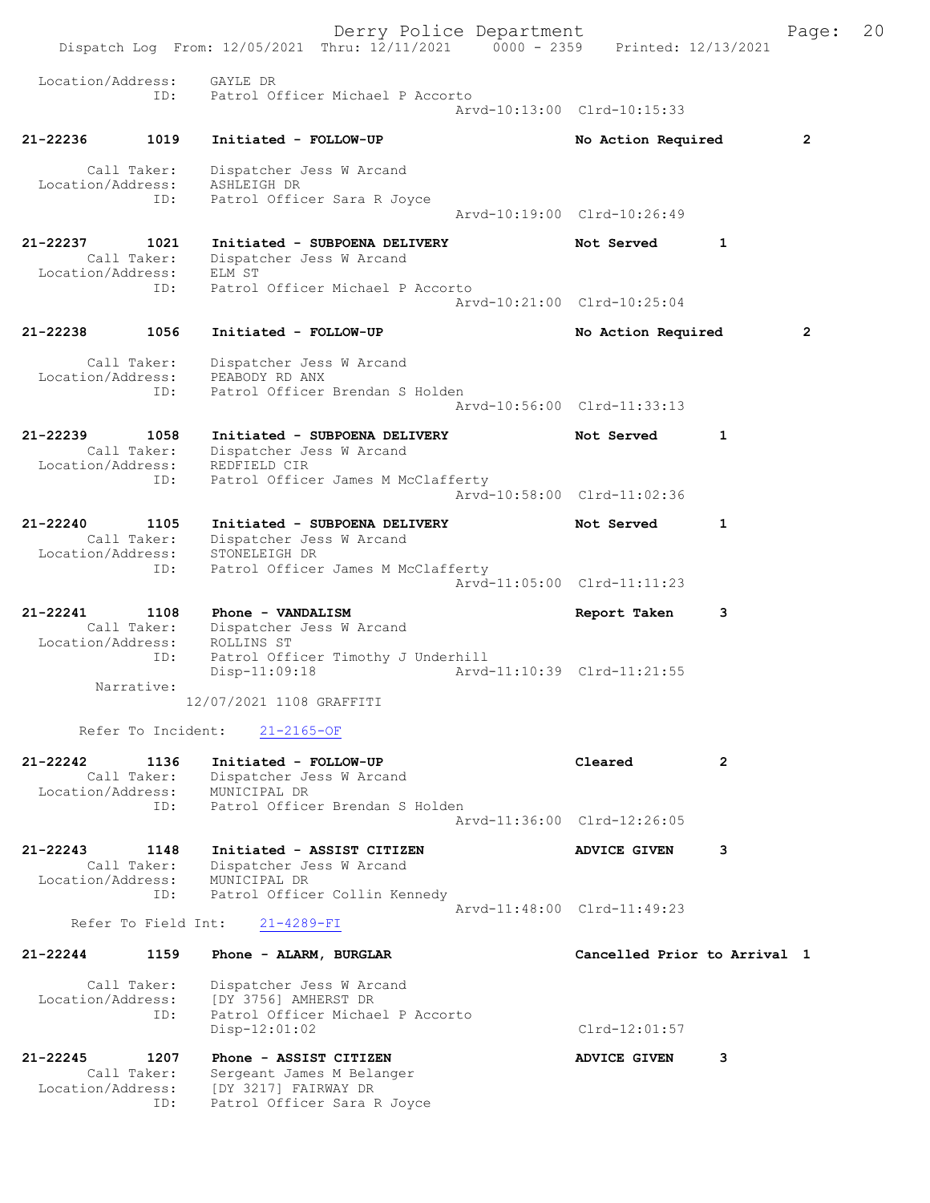Location/Address: GAYLE DR
ID: Patrol Officer Michael P Accorto
Arvd-10:13:00 Clrd-10:15:33

**21-22236 1019 Initiated - FOLLOW-UP** — No Action Required 2

Call Taker: Dispatcher Jess W Arcand
Location/Address: ASHLEIGH DR
ID: Patrol Officer Sara R Joyce
Arvd-10:19:00 Clrd-10:26:49

**21-22237 1021 Initiated - SUBPOENA DELIVERY** — Not Served 1

Call Taker: Dispatcher Jess W Arcand
Location/Address: ELM ST
ID: Patrol Officer Michael P Accorto
Arvd-10:21:00 Clrd-10:25:04

**21-22238 1056 Initiated - FOLLOW-UP** — No Action Required 2

Call Taker: Dispatcher Jess W Arcand
Location/Address: PEABODY RD ANX
ID: Patrol Officer Brendan S Holden
Arvd-10:56:00 Clrd-11:33:13

**21-22239 1058 Initiated - SUBPOENA DELIVERY** — Not Served 1

Call Taker: Dispatcher Jess W Arcand
Location/Address: REDFIELD CIR
ID: Patrol Officer James M McClafferty
Arvd-10:58:00 Clrd-11:02:36

**21-22240 1105 Initiated - SUBPOENA DELIVERY** — Not Served 1

Call Taker: Dispatcher Jess W Arcand
Location/Address: STONELEIGH DR
ID: Patrol Officer James M McClafferty
Arvd-11:05:00 Clrd-11:11:23

**21-22241 1108 Phone - VANDALISM** — Report Taken 3

Call Taker: Dispatcher Jess W Arcand
Location/Address: ROLLINS ST
ID: Patrol Officer Timothy J Underhill
Disp-11:09:18 Arvd-11:10:39 Clrd-11:21:55
Narrative:
12/07/2021 1108 GRAFFITI

Refer To Incident: 21-2165-OF

**21-22242 1136 Initiated - FOLLOW-UP** — Cleared 2

Call Taker: Dispatcher Jess W Arcand
Location/Address: MUNICIPAL DR
ID: Patrol Officer Brendan S Holden
Arvd-11:36:00 Clrd-12:26:05

**21-22243 1148 Initiated - ASSIST CITIZEN** — ADVICE GIVEN 3

Call Taker: Dispatcher Jess W Arcand
Location/Address: MUNICIPAL DR
ID: Patrol Officer Collin Kennedy
Arvd-11:48:00 Clrd-11:49:23
Refer To Field Int: 21-4289-FI

**21-22244 1159 Phone - ALARM, BURGLAR** — Cancelled Prior to Arrival 1

Call Taker: Dispatcher Jess W Arcand
Location/Address: [DY 3756] AMHERST DR
ID: Patrol Officer Michael P Accorto
Disp-12:01:02 Clrd-12:01:57

**21-22245 1207 Phone - ASSIST CITIZEN** — ADVICE GIVEN 3

Call Taker: Sergeant James M Belanger
Location/Address: [DY 3217] FAIRWAY DR
ID: Patrol Officer Sara R Joyce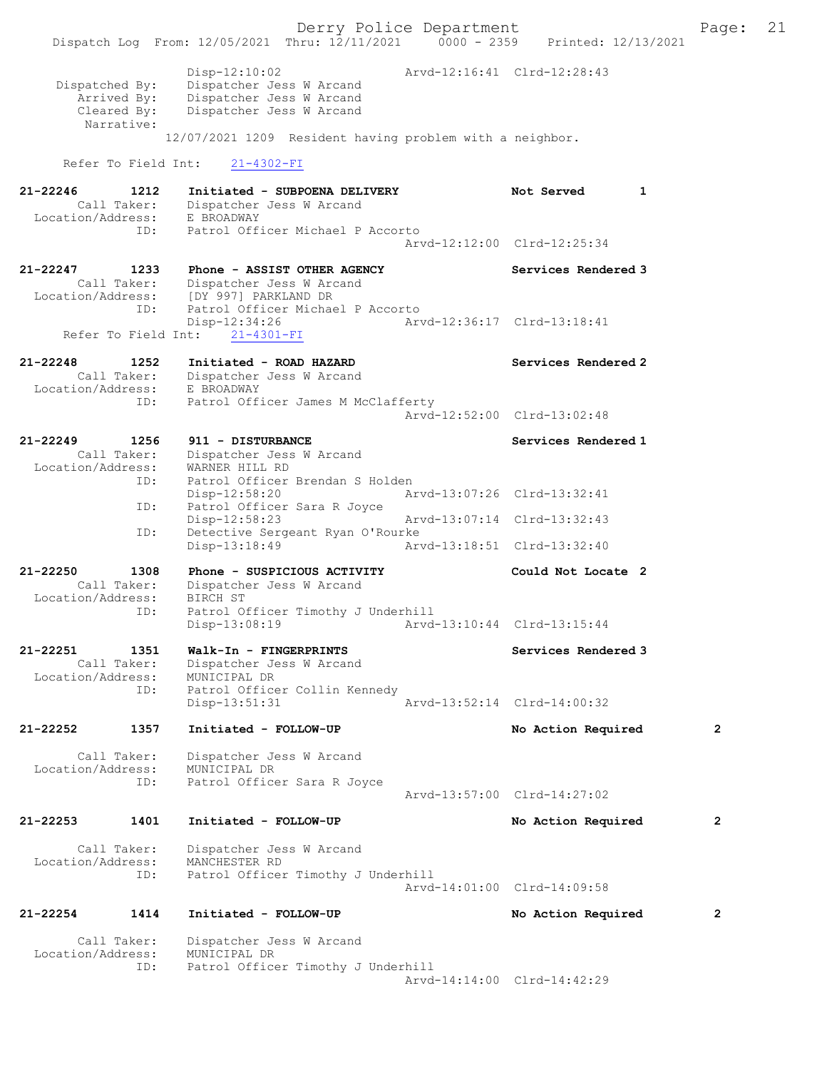```
                Disp-12:10:02                 Arvd-12:16:41  Clrd-12:28:43
  Dispatched By:    Dispatcher Jess W Arcand
     Arrived By:    Dispatcher Jess W Arcand
     Cleared By:    Dispatcher Jess W Arcand
      Narrative:
             12/07/2021 1209  Resident having problem with a neighbor.

   Refer To Field Int:     21-4302-FI

21-22246       1212    Initiated - SUBPOENA DELIVERY              Not Served       1
        Call Taker:    Dispatcher Jess W Arcand
  Location/Address:    E BROADWAY
               ID:     Patrol Officer Michael P Accorto
                                              Arvd-12:12:00  Clrd-12:25:34

21-22247       1233    Phone - ASSIST OTHER AGENCY                Services Rendered 3
        Call Taker:    Dispatcher Jess W Arcand
  Location/Address:    [DY 997] PARKLAND DR
               ID:     Patrol Officer Michael P Accorto
                       Disp-12:34:26          Arvd-12:36:17  Clrd-13:18:41
   Refer To Field Int:     21-4301-FI

21-22248       1252    Initiated - ROAD HAZARD                    Services Rendered 2
        Call Taker:    Dispatcher Jess W Arcand
  Location/Address:    E BROADWAY
               ID:     Patrol Officer James M McClafferty
                                              Arvd-12:52:00  Clrd-13:02:48

21-22249       1256    911 - DISTURBANCE                          Services Rendered 1
        Call Taker:    Dispatcher Jess W Arcand
  Location/Address:    WARNER HILL RD
               ID:     Patrol Officer Brendan S Holden
                       Disp-12:58:20          Arvd-13:07:26  Clrd-13:32:41
               ID:     Patrol Officer Sara R Joyce
                       Disp-12:58:23          Arvd-13:07:14  Clrd-13:32:43
               ID:     Detective Sergeant Ryan O'Rourke
                       Disp-13:18:49          Arvd-13:18:51  Clrd-13:32:40

21-22250       1308    Phone - SUSPICIOUS ACTIVITY                Could Not Locate  2
        Call Taker:    Dispatcher Jess W Arcand
  Location/Address:    BIRCH ST
               ID:     Patrol Officer Timothy J Underhill
                       Disp-13:08:19          Arvd-13:10:44  Clrd-13:15:44

21-22251       1351    Walk-In - FINGERPRINTS                     Services Rendered 3
        Call Taker:    Dispatcher Jess W Arcand
  Location/Address:    MUNICIPAL DR
               ID:     Patrol Officer Collin Kennedy
                       Disp-13:51:31          Arvd-13:52:14  Clrd-14:00:32

21-22252       1357    Initiated - FOLLOW-UP                      No Action Required        2

        Call Taker:    Dispatcher Jess W Arcand
  Location/Address:    MUNICIPAL DR
               ID:     Patrol Officer Sara R Joyce
                                              Arvd-13:57:00  Clrd-14:27:02

21-22253       1401    Initiated - FOLLOW-UP                      No Action Required        2

        Call Taker:    Dispatcher Jess W Arcand
  Location/Address:    MANCHESTER RD
               ID:     Patrol Officer Timothy J Underhill
                                              Arvd-14:01:00  Clrd-14:09:58

21-22254       1414    Initiated - FOLLOW-UP                      No Action Required        2

        Call Taker:    Dispatcher Jess W Arcand
  Location/Address:    MUNICIPAL DR
               ID:     Patrol Officer Timothy J Underhill
                                              Arvd-14:14:00  Clrd-14:42:29
```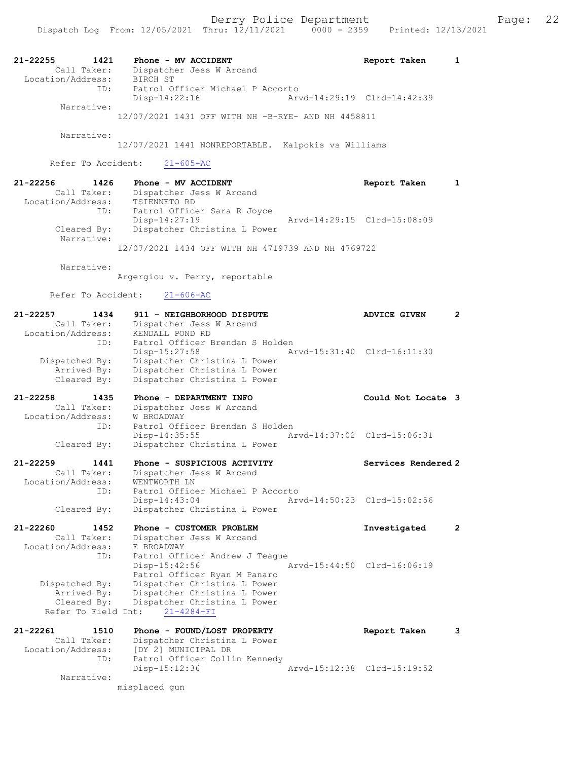21-22255 1421 Phone - MV ACCIDENT Report Taken 1
Call Taker: Dispatcher Jess W Arcand
Location/Address: BIRCH ST
ID: Patrol Officer Michael P Accorto
Disp-14:22:16 Arvd-14:29:19 Clrd-14:42:39
Narrative:
12/07/2021 1431 OFF WITH NH -B-RYE- AND NH 4458811

Narrative:
12/07/2021 1441 NONREPORTABLE. Kalpokis vs Williams

Refer To Accident: 21-605-AC

21-22256 1426 Phone - MV ACCIDENT Report Taken 1
Call Taker: Dispatcher Jess W Arcand
Location/Address: TSIENNETO RD
ID: Patrol Officer Sara R Joyce
Disp-14:27:19 Arvd-14:29:15 Clrd-15:08:09
Cleared By: Dispatcher Christina L Power
Narrative:
12/07/2021 1434 OFF WITH NH 4719739 AND NH 4769722

Narrative:
Argergiou v. Perry, reportable

Refer To Accident: 21-606-AC

21-22257 1434 911 - NEIGHBORHOOD DISPUTE ADVICE GIVEN 2
Call Taker: Dispatcher Jess W Arcand
Location/Address: KENDALL POND RD
ID: Patrol Officer Brendan S Holden
Disp-15:27:58 Arvd-15:31:40 Clrd-16:11:30
Dispatched By: Dispatcher Christina L Power
Arrived By: Dispatcher Christina L Power
Cleared By: Dispatcher Christina L Power

21-22258 1435 Phone - DEPARTMENT INFO Could Not Locate 3
Call Taker: Dispatcher Jess W Arcand
Location/Address: W BROADWAY
ID: Patrol Officer Brendan S Holden
Disp-14:35:55 Arvd-14:37:02 Clrd-15:06:31
Cleared By: Dispatcher Christina L Power

21-22259 1441 Phone - SUSPICIOUS ACTIVITY Services Rendered 2
Call Taker: Dispatcher Jess W Arcand
Location/Address: WENTWORTH LN
ID: Patrol Officer Michael P Accorto
Disp-14:43:04 Arvd-14:50:23 Clrd-15:02:56
Cleared By: Dispatcher Christina L Power

21-22260 1452 Phone - CUSTOMER PROBLEM Investigated 2
Call Taker: Dispatcher Jess W Arcand
Location/Address: E BROADWAY
ID: Patrol Officer Andrew J Teague
Disp-15:42:56 Arvd-15:44:50 Clrd-16:06:19
Patrol Officer Ryan M Panaro
Dispatched By: Dispatcher Christina L Power
Arrived By: Dispatcher Christina L Power
Cleared By: Dispatcher Christina L Power
Refer To Field Int: 21-4284-FI

21-22261 1510 Phone - FOUND/LOST PROPERTY Report Taken 3
Call Taker: Dispatcher Christina L Power
Location/Address: [DY 2] MUNICIPAL DR
ID: Patrol Officer Collin Kennedy
Disp-15:12:36 Arvd-15:12:38 Clrd-15:19:52
Narrative:
misplaced gun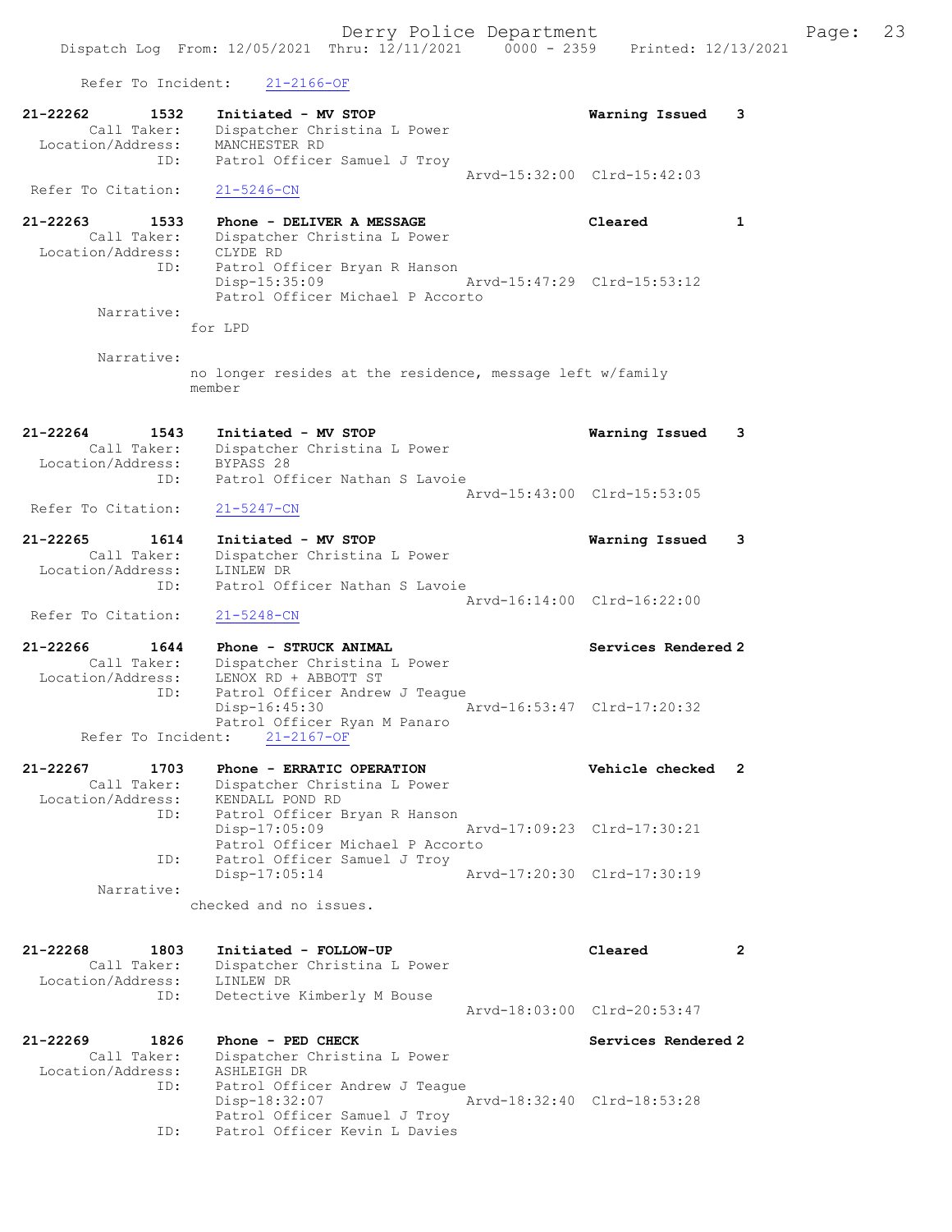Refer To Incident: 21-2166-OF

21-22262 1532 Initiated - MV STOP Warning Issued 3
Call Taker: Dispatcher Christina L Power
Location/Address: MANCHESTER RD
ID: Patrol Officer Samuel J Troy
Arvd-15:32:00 Clrd-15:42:03
Refer To Citation: 21-5246-CN

21-22263 1533 Phone - DELIVER A MESSAGE Cleared 1
Call Taker: Dispatcher Christina L Power
Location/Address: CLYDE RD
ID: Patrol Officer Bryan R Hanson
Disp-15:35:09 Arvd-15:47:29 Clrd-15:53:12
Patrol Officer Michael P Accorto
Narrative:
for LPD

Narrative:
no longer resides at the residence, message left w/family member

21-22264 1543 Initiated - MV STOP Warning Issued 3
Call Taker: Dispatcher Christina L Power
Location/Address: BYPASS 28
ID: Patrol Officer Nathan S Lavoie
Arvd-15:43:00 Clrd-15:53:05
Refer To Citation: 21-5247-CN

21-22265 1614 Initiated - MV STOP Warning Issued 3
Call Taker: Dispatcher Christina L Power
Location/Address: LINLEW DR
ID: Patrol Officer Nathan S Lavoie
Arvd-16:14:00 Clrd-16:22:00
Refer To Citation: 21-5248-CN

21-22266 1644 Phone - STRUCK ANIMAL Services Rendered 2
Call Taker: Dispatcher Christina L Power
Location/Address: LENOX RD + ABBOTT ST
ID: Patrol Officer Andrew J Teague
Disp-16:45:30 Arvd-16:53:47 Clrd-17:20:32
Patrol Officer Ryan M Panaro
Refer To Incident: 21-2167-OF

21-22267 1703 Phone - ERRATIC OPERATION Vehicle checked 2
Call Taker: Dispatcher Christina L Power
Location/Address: KENDALL POND RD
ID: Patrol Officer Bryan R Hanson
Disp-17:05:09 Arvd-17:09:23 Clrd-17:30:21
Patrol Officer Michael P Accorto
ID: Patrol Officer Samuel J Troy
Disp-17:05:14 Arvd-17:20:30 Clrd-17:30:19
Narrative:
checked and no issues.

21-22268 1803 Initiated - FOLLOW-UP Cleared 2
Call Taker: Dispatcher Christina L Power
Location/Address: LINLEW DR
ID: Detective Kimberly M Bouse
Arvd-18:03:00 Clrd-20:53:47

21-22269 1826 Phone - PED CHECK Services Rendered 2
Call Taker: Dispatcher Christina L Power
Location/Address: ASHLEIGH DR
ID: Patrol Officer Andrew J Teague
Disp-18:32:07 Arvd-18:32:40 Clrd-18:53:28
Patrol Officer Samuel J Troy
ID: Patrol Officer Kevin L Davies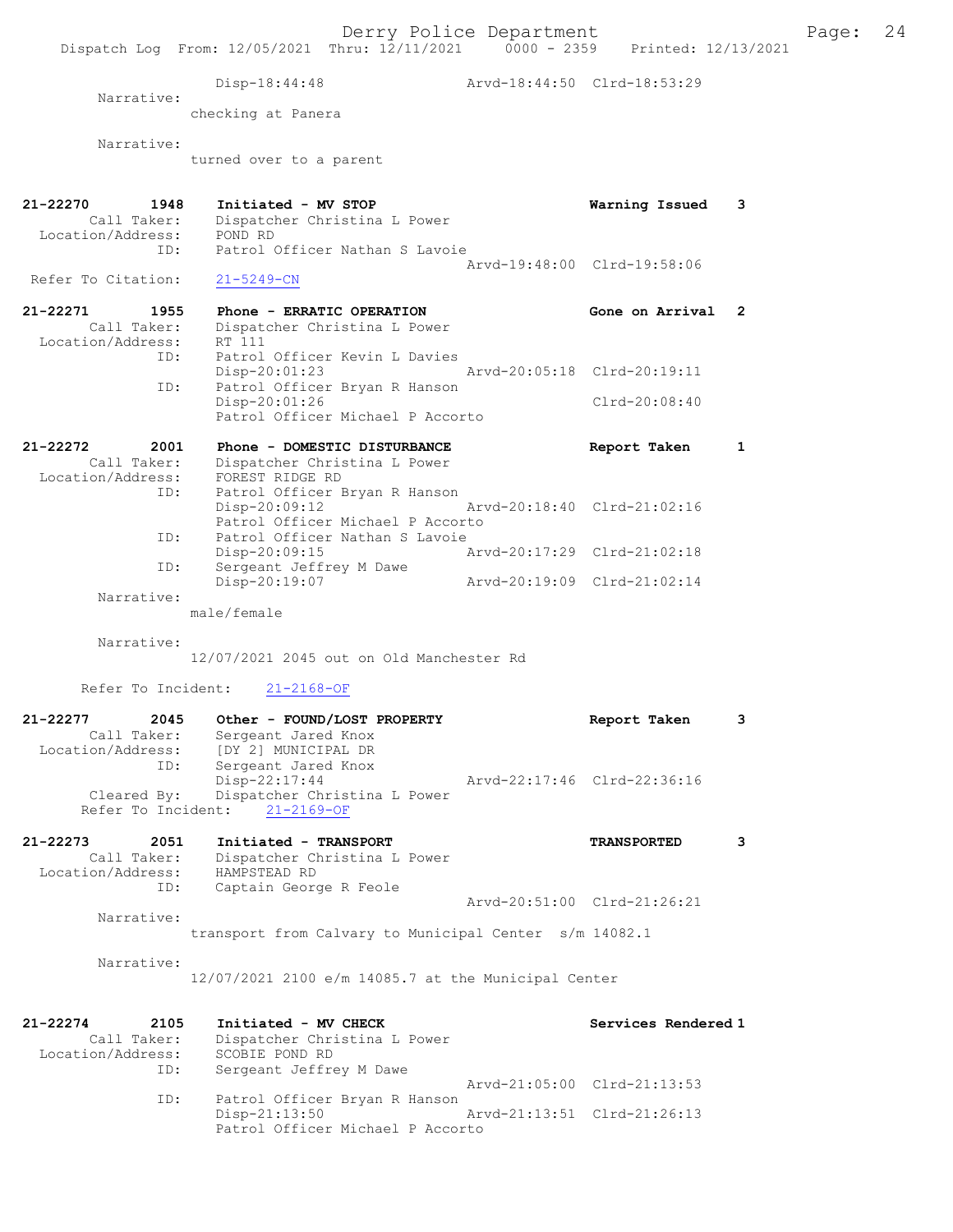Disp-18:44:48 Arvd-18:44:50 Clrd-18:53:29

Narrative:
checking at Panera

Narrative:
turned over to a parent

21-22270 1948 Initiated - MV STOP Warning Issued 3
Call Taker: Dispatcher Christina L Power
Location/Address: POND RD
ID: Patrol Officer Nathan S Lavoie
Arvd-19:48:00 Clrd-19:58:06
Refer To Citation: 21-5249-CN

21-22271 1955 Phone - ERRATIC OPERATION Gone on Arrival 2
Call Taker: Dispatcher Christina L Power
Location/Address: RT 111
ID: Patrol Officer Kevin L Davies
Disp-20:01:23 Arvd-20:05:18 Clrd-20:19:11
ID: Patrol Officer Bryan R Hanson
Disp-20:01:26 Clrd-20:08:40
Patrol Officer Michael P Accorto

21-22272 2001 Phone - DOMESTIC DISTURBANCE Report Taken 1
Call Taker: Dispatcher Christina L Power
Location/Address: FOREST RIDGE RD
ID: Patrol Officer Bryan R Hanson
Disp-20:09:12 Arvd-20:18:40 Clrd-21:02:16
Patrol Officer Michael P Accorto
ID: Patrol Officer Nathan S Lavoie
Disp-20:09:15 Arvd-20:17:29 Clrd-21:02:18
ID: Sergeant Jeffrey M Dawe
Disp-20:19:07 Arvd-20:19:09 Clrd-21:02:14

Narrative:
male/female

Narrative:
12/07/2021 2045 out on Old Manchester Rd

Refer To Incident: 21-2168-OF

21-22277 2045 Other - FOUND/LOST PROPERTY Report Taken 3
Call Taker: Sergeant Jared Knox
Location/Address: [DY 2] MUNICIPAL DR
ID: Sergeant Jared Knox
Disp-22:17:44 Arvd-22:17:46 Clrd-22:36:16
Cleared By: Dispatcher Christina L Power
Refer To Incident: 21-2169-OF

21-22273 2051 Initiated - TRANSPORT TRANSPORTED 3
Call Taker: Dispatcher Christina L Power
Location/Address: HAMPSTEAD RD
ID: Captain George R Feole
Arvd-20:51:00 Clrd-21:26:21

Narrative:
transport from Calvary to Municipal Center s/m 14082.1

Narrative:
12/07/2021 2100 e/m 14085.7 at the Municipal Center

21-22274 2105 Initiated - MV CHECK Services Rendered 1
Call Taker: Dispatcher Christina L Power
Location/Address: SCOBIE POND RD
ID: Sergeant Jeffrey M Dawe
Arvd-21:05:00 Clrd-21:13:53
ID: Patrol Officer Bryan R Hanson
Disp-21:13:50 Arvd-21:13:51 Clrd-21:26:13
Patrol Officer Michael P Accorto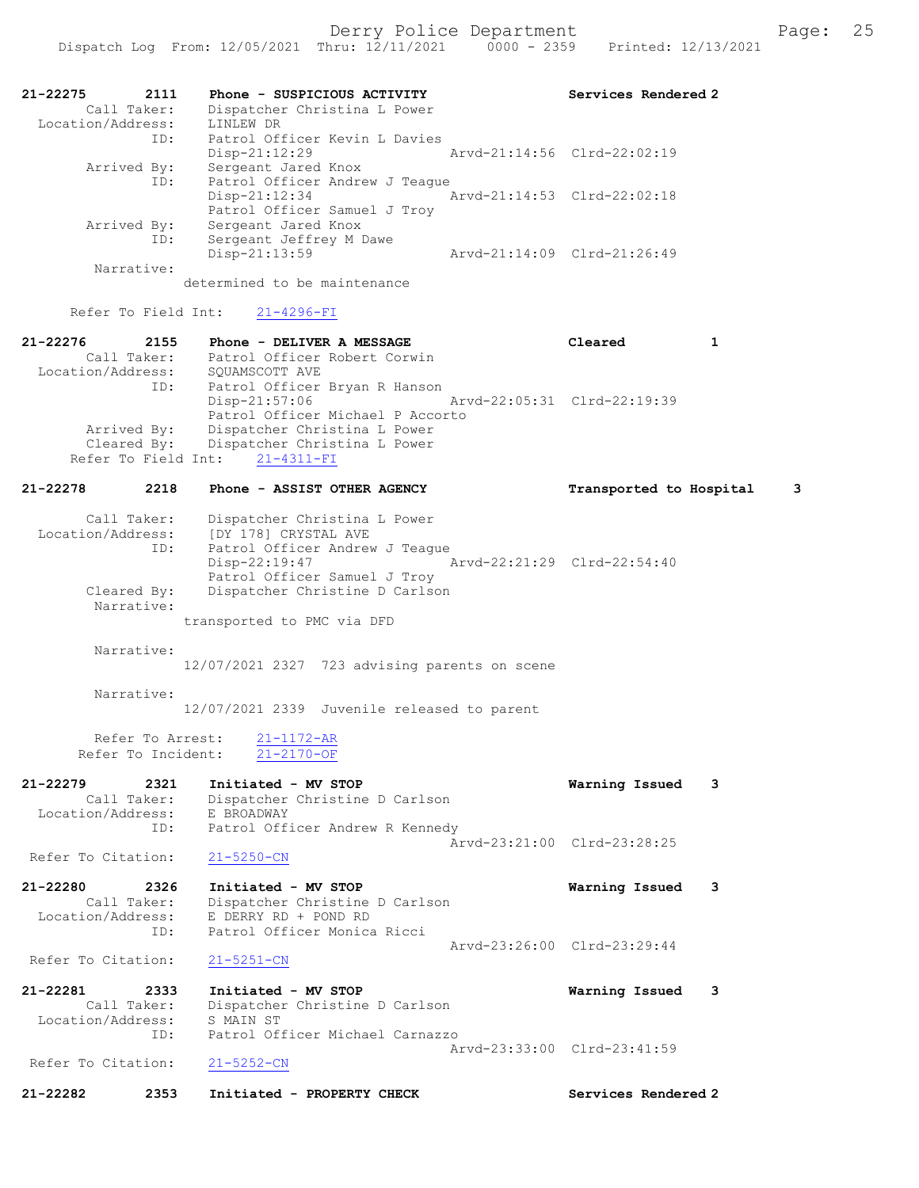```
21-22275        2111    Phone - SUSPICIOUS ACTIVITY              Services Rendered 2
        Call Taker:     Dispatcher Christina L Power
   Location/Address:    LINLEW DR
                ID:     Patrol Officer Kevin L Davies
                        Disp-21:12:29                  Arvd-21:14:56  Clrd-22:02:19
        Arrived By:     Sergeant Jared Knox
                ID:     Patrol Officer Andrew J Teague
                        Disp-21:12:34                  Arvd-21:14:53  Clrd-22:02:18
                        Patrol Officer Samuel J Troy
        Arrived By:     Sergeant Jared Knox
                ID:     Sergeant Jeffrey M Dawe
                        Disp-21:13:59                  Arvd-21:14:09  Clrd-21:26:49
         Narrative:
                      determined to be maintenance

      Refer To Field Int:     21-4296-FI

21-22276        2155    Phone - DELIVER A MESSAGE                Cleared          1
        Call Taker:     Patrol Officer Robert Corwin
   Location/Address:    SQUAMSCOTT AVE
                ID:     Patrol Officer Bryan R Hanson
                        Disp-21:57:06                  Arvd-22:05:31  Clrd-22:19:39
                        Patrol Officer Michael P Accorto
        Arrived By:     Dispatcher Christina L Power
        Cleared By:     Dispatcher Christina L Power
      Refer To Field Int:     21-4311-FI

21-22278        2218    Phone - ASSIST OTHER AGENCY              Transported to Hospital     3

        Call Taker:     Dispatcher Christina L Power
   Location/Address:    [DY 178] CRYSTAL AVE
                ID:     Patrol Officer Andrew J Teague
                        Disp-22:19:47                  Arvd-22:21:29  Clrd-22:54:40
                        Patrol Officer Samuel J Troy
        Cleared By:     Dispatcher Christine D Carlson
         Narrative:
                      transported to PMC via DFD

         Narrative:
                      12/07/2021 2327  723 advising parents on scene

         Narrative:
                      12/07/2021 2339  Juvenile released to parent

         Refer To Arrest:     21-1172-AR
       Refer To Incident:     21-2170-OF

21-22279        2321    Initiated - MV STOP                      Warning Issued    3
        Call Taker:     Dispatcher Christine D Carlson
   Location/Address:    E BROADWAY
                ID:     Patrol Officer Andrew R Kennedy
                                                       Arvd-23:21:00  Clrd-23:28:25
  Refer To Citation:    21-5250-CN

21-22280        2326    Initiated - MV STOP                      Warning Issued    3
        Call Taker:     Dispatcher Christine D Carlson
   Location/Address:    E DERRY RD + POND RD
                ID:     Patrol Officer Monica Ricci
                                                       Arvd-23:26:00  Clrd-23:29:44
  Refer To Citation:    21-5251-CN

21-22281        2333    Initiated - MV STOP                      Warning Issued    3
        Call Taker:     Dispatcher Christine D Carlson
   Location/Address:    S MAIN ST
                ID:     Patrol Officer Michael Carnazzo
                                                       Arvd-23:33:00  Clrd-23:41:59
  Refer To Citation:    21-5252-CN

21-22282        2353    Initiated - PROPERTY CHECK               Services Rendered 2
```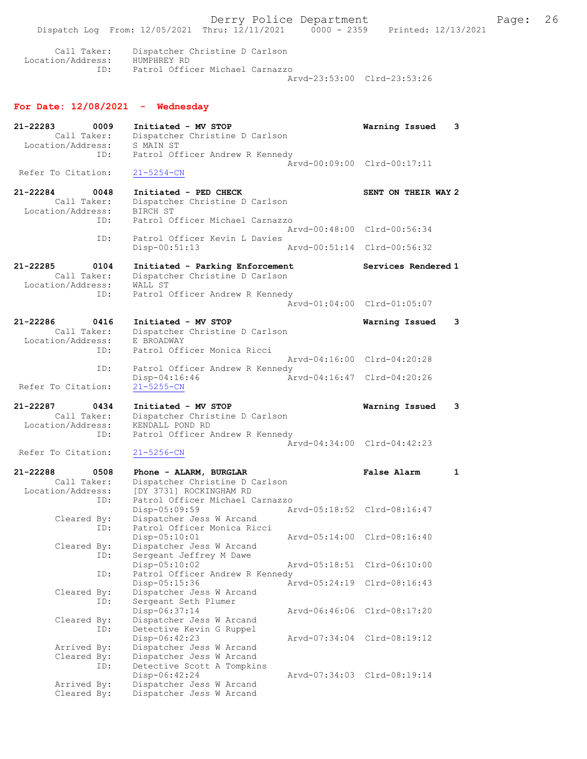Call Taker: Dispatcher Christine D Carlson
Location/Address: HUMPHREY RD
ID: Patrol Officer Michael Carnazzo
Arvd-23:53:00 Clrd-23:53:26

## For Date: 12/08/2021 - Wednesday

**21-22283 0009 Initiated - MV STOP** — Warning Issued 3
Call Taker: Dispatcher Christine D Carlson
Location/Address: S MAIN ST
ID: Patrol Officer Andrew R Kennedy
Arvd-00:09:00 Clrd-00:17:11
Refer To Citation: 21-5254-CN

**21-22284 0048 Initiated - PED CHECK** — SENT ON THEIR WAY 2
Call Taker: Dispatcher Christine D Carlson
Location/Address: BIRCH ST
ID: Patrol Officer Michael Carnazzo
Arvd-00:48:00 Clrd-00:56:34
ID: Patrol Officer Kevin L Davies
Disp-00:51:13 Arvd-00:51:14 Clrd-00:56:32

**21-22285 0104 Initiated - Parking Enforcement** — Services Rendered 1
Call Taker: Dispatcher Christine D Carlson
Location/Address: WALL ST
ID: Patrol Officer Andrew R Kennedy
Arvd-01:04:00 Clrd-01:05:07

**21-22286 0416 Initiated - MV STOP** — Warning Issued 3
Call Taker: Dispatcher Christine D Carlson
Location/Address: E BROADWAY
ID: Patrol Officer Monica Ricci
Arvd-04:16:00 Clrd-04:20:28
ID: Patrol Officer Andrew R Kennedy
Disp-04:16:46 Arvd-04:16:47 Clrd-04:20:26
Refer To Citation: 21-5255-CN

**21-22287 0434 Initiated - MV STOP** — Warning Issued 3
Call Taker: Dispatcher Christine D Carlson
Location/Address: KENDALL POND RD
ID: Patrol Officer Andrew R Kennedy
Arvd-04:34:00 Clrd-04:42:23
Refer To Citation: 21-5256-CN

**21-22288 0508 Phone - ALARM, BURGLAR** — False Alarm 1
Call Taker: Dispatcher Christine D Carlson
Location/Address: [DY 3731] ROCKINGHAM RD
ID: Patrol Officer Michael Carnazzo
Disp-05:09:59 Arvd-05:18:52 Clrd-08:16:47
Cleared By: Dispatcher Jess W Arcand
ID: Patrol Officer Monica Ricci
Disp-05:10:01 Arvd-05:14:00 Clrd-08:16:40
Cleared By: Dispatcher Jess W Arcand
ID: Sergeant Jeffrey M Dawe
Disp-05:10:02 Arvd-05:18:51 Clrd-06:10:00
ID: Patrol Officer Andrew R Kennedy
Disp-05:15:36 Arvd-05:24:19 Clrd-08:16:43
Cleared By: Dispatcher Jess W Arcand
ID: Sergeant Seth Plumer
Disp-06:37:14 Arvd-06:46:06 Clrd-08:17:20
Cleared By: Dispatcher Jess W Arcand
ID: Detective Kevin G Ruppel
Disp-06:42:23 Arvd-07:34:04 Clrd-08:19:12
Arrived By: Dispatcher Jess W Arcand
Cleared By: Dispatcher Jess W Arcand
ID: Detective Scott A Tompkins
Disp-06:42:24 Arvd-07:34:03 Clrd-08:19:14
Arrived By: Dispatcher Jess W Arcand
Cleared By: Dispatcher Jess W Arcand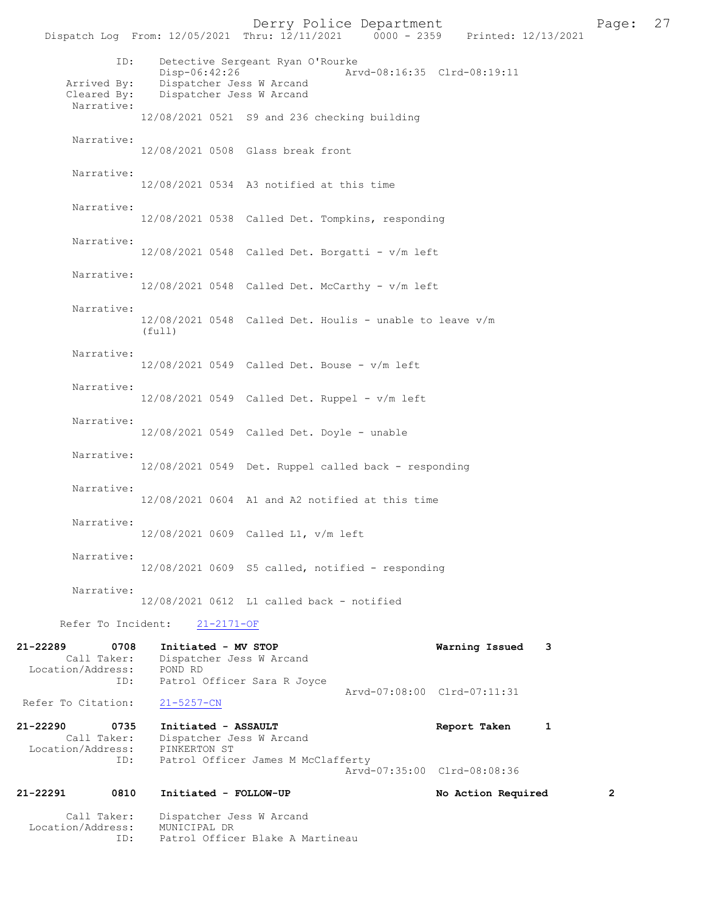ID: Detective Sergeant Ryan O'Rourke
Disp-06:42:26 Arvd-08:16:35 Clrd-08:19:11
Arrived By: Dispatcher Jess W Arcand
Cleared By: Dispatcher Jess W Arcand

Narrative:
12/08/2021 0521 S9 and 236 checking building

Narrative:
12/08/2021 0508 Glass break front

Narrative:
12/08/2021 0534 A3 notified at this time

Narrative:
12/08/2021 0538 Called Det. Tompkins, responding

Narrative:
12/08/2021 0548 Called Det. Borgatti - v/m left

Narrative:
12/08/2021 0548 Called Det. McCarthy - v/m left

Narrative:
12/08/2021 0548 Called Det. Houlis - unable to leave v/m (full)

Narrative:
12/08/2021 0549 Called Det. Bouse - v/m left

Narrative:
12/08/2021 0549 Called Det. Ruppel - v/m left

Narrative:
12/08/2021 0549 Called Det. Doyle - unable

Narrative:
12/08/2021 0549 Det. Ruppel called back - responding

Narrative:
12/08/2021 0604 A1 and A2 notified at this time

Narrative:
12/08/2021 0609 Called L1, v/m left

Narrative:
12/08/2021 0609 S5 called, notified - responding

Narrative:
12/08/2021 0612 L1 called back - notified

Refer To Incident: 21-2171-OF

**21-22289 0708 Initiated - MV STOP** Warning Issued 3
Call Taker: Dispatcher Jess W Arcand
Location/Address: POND RD
ID: Patrol Officer Sara R Joyce
Arvd-07:08:00 Clrd-07:11:31
Refer To Citation: 21-5257-CN

**21-22290 0735 Initiated - ASSAULT** Report Taken 1
Call Taker: Dispatcher Jess W Arcand
Location/Address: PINKERTON ST
ID: Patrol Officer James M McClafferty
Arvd-07:35:00 Clrd-08:08:36

**21-22291 0810 Initiated - FOLLOW-UP** No Action Required 2
Call Taker: Dispatcher Jess W Arcand
Location/Address: MUNICIPAL DR
ID: Patrol Officer Blake A Martineau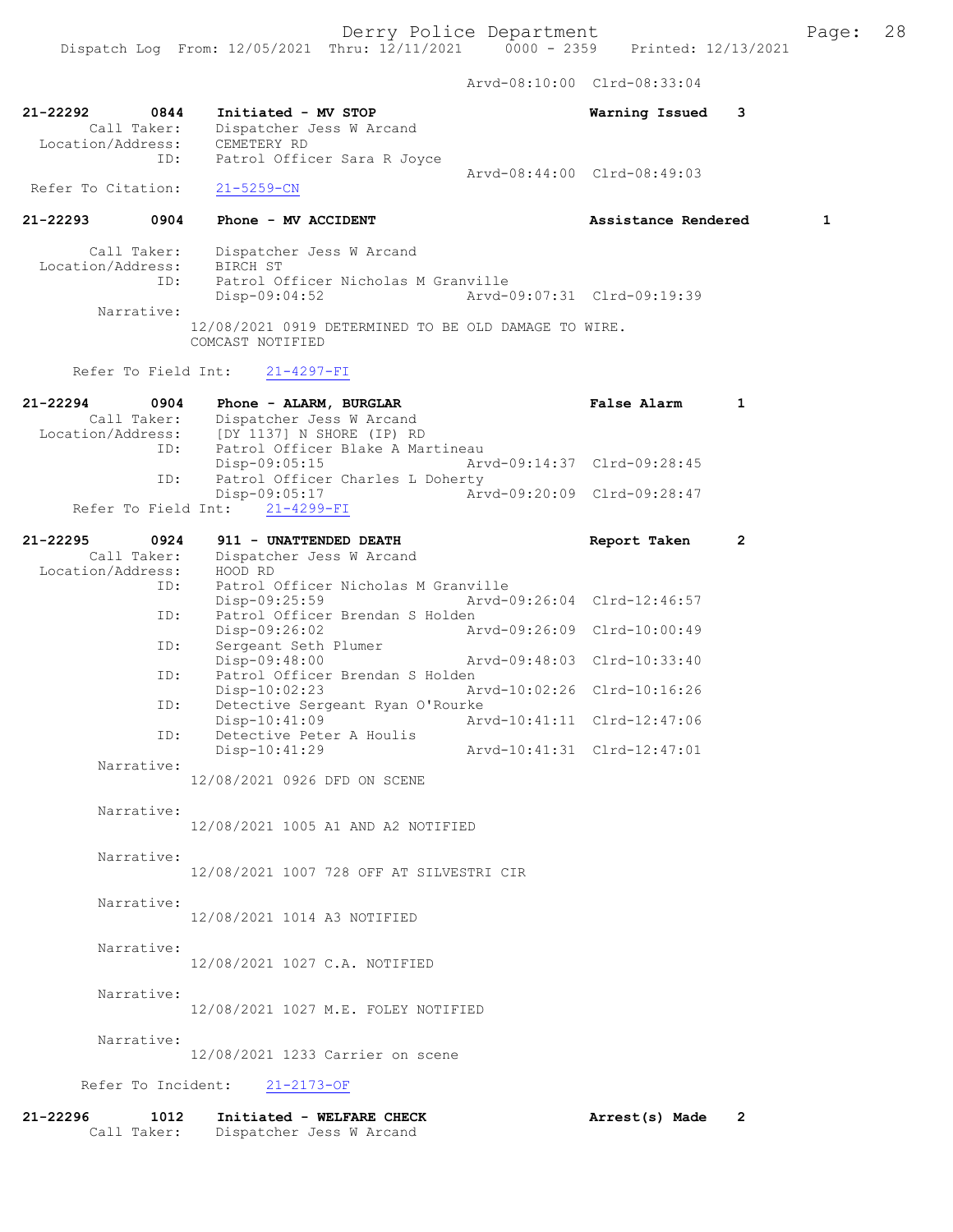Arvd-08:10:00 Clrd-08:33:04

**21-22292 0844 Initiated - MV STOP** Warning Issued 3
Call Taker: Dispatcher Jess W Arcand
Location/Address: CEMETERY RD
ID: Patrol Officer Sara R Joyce
Arvd-08:44:00 Clrd-08:49:03
Refer To Citation: 21-5259-CN

**21-22293 0904 Phone - MV ACCIDENT** Assistance Rendered 1
Call Taker: Dispatcher Jess W Arcand
Location/Address: BIRCH ST
ID: Patrol Officer Nicholas M Granville
Disp-09:04:52 Arvd-09:07:31 Clrd-09:19:39
Narrative:
12/08/2021 0919 DETERMINED TO BE OLD DAMAGE TO WIRE.
COMCAST NOTIFIED

Refer To Field Int: 21-4297-FI

**21-22294 0904 Phone - ALARM, BURGLAR** False Alarm 1
Call Taker: Dispatcher Jess W Arcand
Location/Address: [DY 1137] N SHORE (IP) RD
ID: Patrol Officer Blake A Martineau
Disp-09:05:15 Arvd-09:14:37 Clrd-09:28:45
ID: Patrol Officer Charles L Doherty
Disp-09:05:17 Arvd-09:20:09 Clrd-09:28:47
Refer To Field Int: 21-4299-FI

**21-22295 0924 911 - UNATTENDED DEATH** Report Taken 2
Call Taker: Dispatcher Jess W Arcand
Location/Address: HOOD RD
ID: Patrol Officer Nicholas M Granville
Disp-09:25:59 Arvd-09:26:04 Clrd-12:46:57
ID: Patrol Officer Brendan S Holden
Disp-09:26:02 Arvd-09:26:09 Clrd-10:00:49
ID: Sergeant Seth Plumer
Disp-09:48:00 Arvd-09:48:03 Clrd-10:33:40
ID: Patrol Officer Brendan S Holden
Disp-10:02:23 Arvd-10:02:26 Clrd-10:16:26
ID: Detective Sergeant Ryan O'Rourke
Disp-10:41:09 Arvd-10:41:11 Clrd-12:47:06
ID: Detective Peter A Houlis
Disp-10:41:29 Arvd-10:41:31 Clrd-12:47:01
Narrative:
12/08/2021 0926 DFD ON SCENE

Narrative:
12/08/2021 1005 A1 AND A2 NOTIFIED

Narrative:
12/08/2021 1007 728 OFF AT SILVESTRI CIR

Narrative:
12/08/2021 1014 A3 NOTIFIED

Narrative:
12/08/2021 1027 C.A. NOTIFIED

Narrative:
12/08/2021 1027 M.E. FOLEY NOTIFIED

Narrative:
12/08/2021 1233 Carrier on scene

Refer To Incident: 21-2173-OF

**21-22296 1012 Initiated - WELFARE CHECK** Arrest(s) Made 2
Call Taker: Dispatcher Jess W Arcand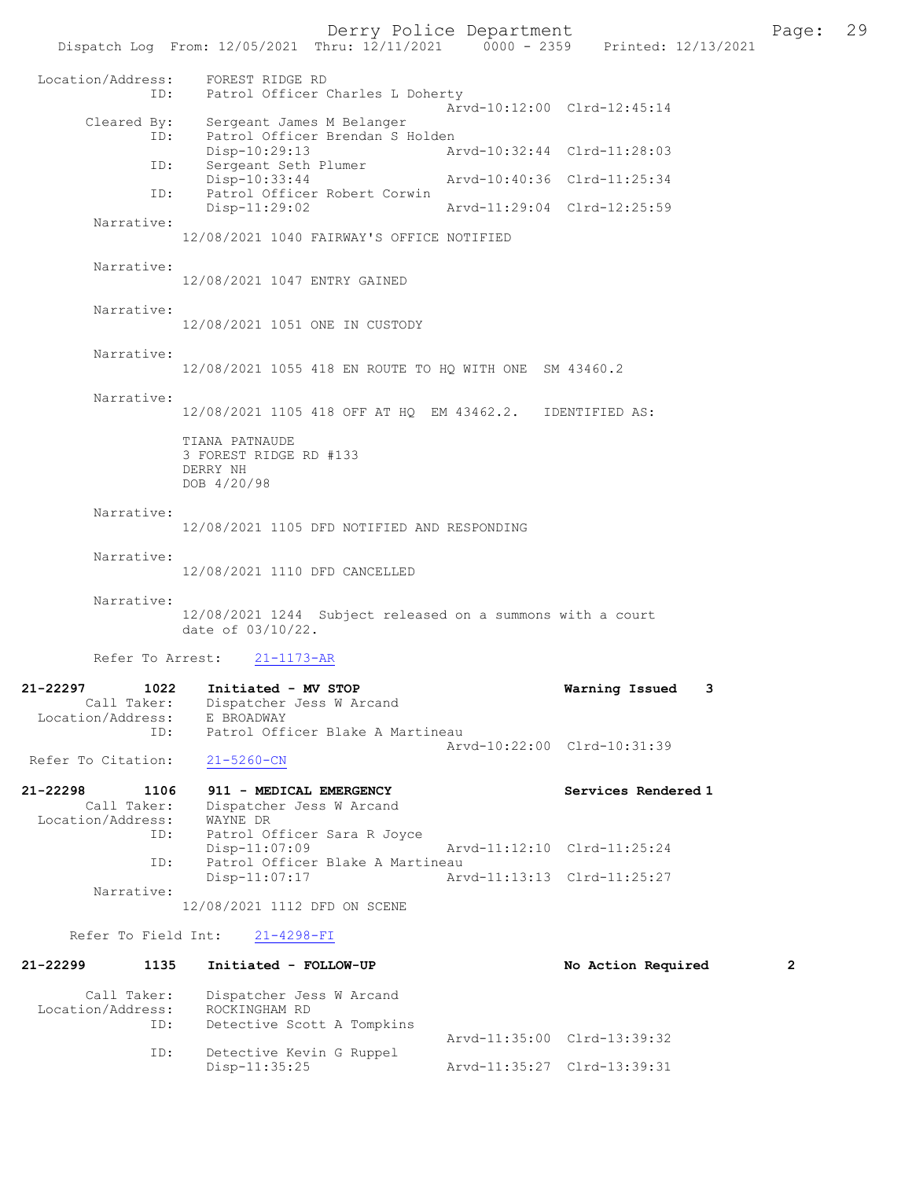```
 Location/Address:    FOREST RIDGE RD
              ID:     Patrol Officer Charles L Doherty
                                              Arvd-10:12:00  Clrd-12:45:14
       Cleared By:    Sergeant James M Belanger
              ID:     Patrol Officer Brendan S Holden
                      Disp-10:29:13           Arvd-10:32:44  Clrd-11:28:03
              ID:     Sergeant Seth Plumer
                      Disp-10:33:44           Arvd-10:40:36  Clrd-11:25:34
              ID:     Patrol Officer Robert Corwin
                      Disp-11:29:02           Arvd-11:29:04  Clrd-12:25:59
        Narrative:
                   12/08/2021 1040 FAIRWAY'S OFFICE NOTIFIED

        Narrative:
                   12/08/2021 1047 ENTRY GAINED

        Narrative:
                   12/08/2021 1051 ONE IN CUSTODY

        Narrative:
                   12/08/2021 1055 418 EN ROUTE TO HQ WITH ONE  SM 43460.2

        Narrative:
                   12/08/2021 1105 418 OFF AT HQ  EM 43462.2.   IDENTIFIED AS:

                   TIANA PATNAUDE
                   3 FOREST RIDGE RD #133
                   DERRY NH
                   DOB 4/20/98

        Narrative:
                   12/08/2021 1105 DFD NOTIFIED AND RESPONDING

        Narrative:
                   12/08/2021 1110 DFD CANCELLED

        Narrative:
                   12/08/2021 1244  Subject released on a summons with a court
                   date of 03/10/22.

        Refer To Arrest:    21-1173-AR

21-22297        1022    Initiated - MV STOP                         Warning Issued    3
        Call Taker:   Dispatcher Jess W Arcand
  Location/Address:   E BROADWAY
              ID:     Patrol Officer Blake A Martineau
                                              Arvd-10:22:00  Clrd-10:31:39
 Refer To Citation:    21-5260-CN

21-22298        1106    911 - MEDICAL EMERGENCY                     Services Rendered 1
        Call Taker:   Dispatcher Jess W Arcand
  Location/Address:   WAYNE DR
              ID:     Patrol Officer Sara R Joyce
                      Disp-11:07:09           Arvd-11:12:10  Clrd-11:25:24
              ID:     Patrol Officer Blake A Martineau
                      Disp-11:07:17           Arvd-11:13:13  Clrd-11:25:27
        Narrative:
                   12/08/2021 1112 DFD ON SCENE

      Refer To Field Int:    21-4298-FI

21-22299        1135    Initiated - FOLLOW-UP                       No Action Required        2

        Call Taker:   Dispatcher Jess W Arcand
  Location/Address:   ROCKINGHAM RD
              ID:     Detective Scott A Tompkins
                                              Arvd-11:35:00  Clrd-13:39:32
              ID:     Detective Kevin G Ruppel
                      Disp-11:35:25           Arvd-11:35:27  Clrd-13:39:31
```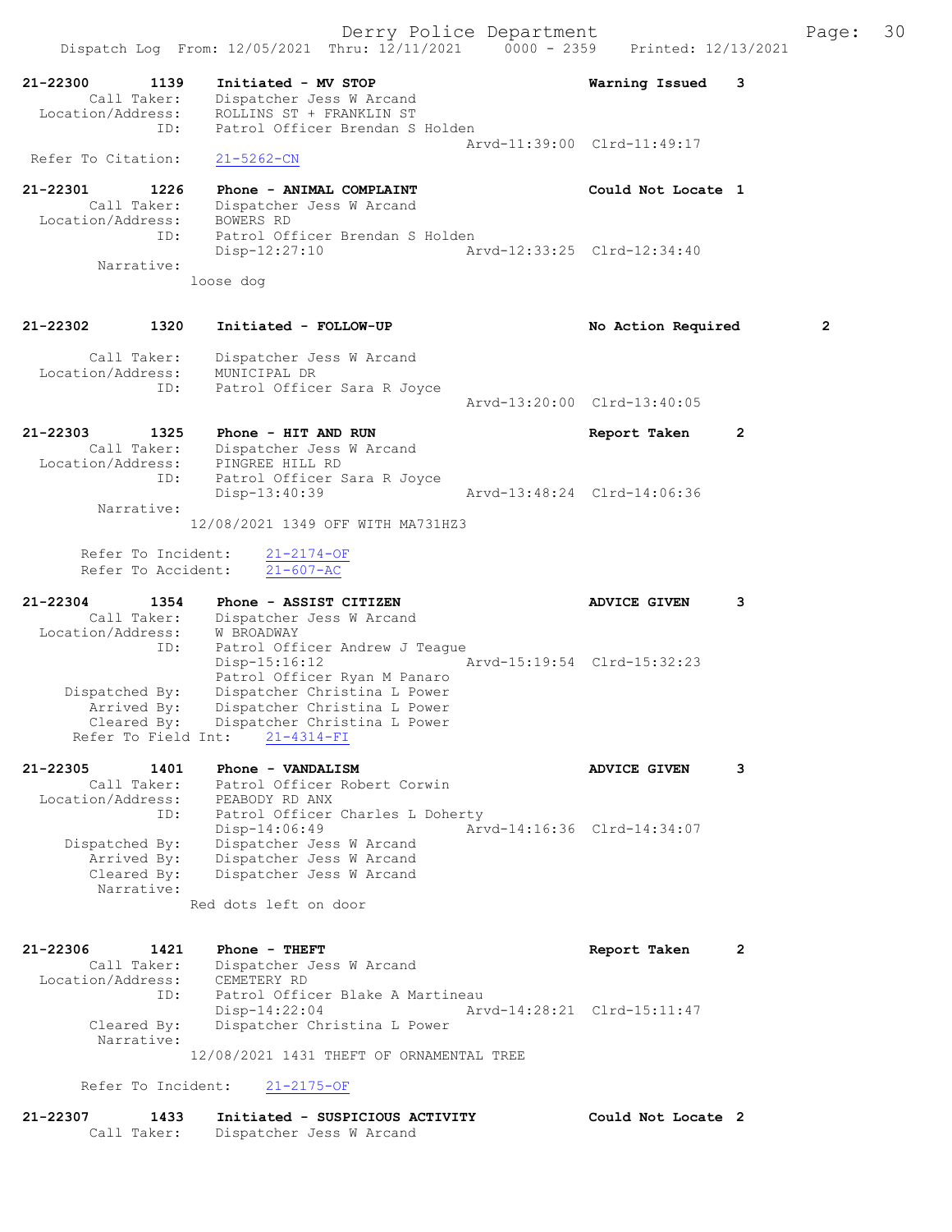21-22300 1139 Initiated - MV STOP Warning Issued 3
 Call Taker: Dispatcher Jess W Arcand
 Location/Address: ROLLINS ST + FRANKLIN ST
 ID: Patrol Officer Brendan S Holden
 Arvd-11:39:00 Clrd-11:49:17
 Refer To Citation: 21-5262-CN

21-22301 1226 Phone - ANIMAL COMPLAINT Could Not Locate 1
 Call Taker: Dispatcher Jess W Arcand
 Location/Address: BOWERS RD
 ID: Patrol Officer Brendan S Holden
 Disp-12:27:10 Arvd-12:33:25 Clrd-12:34:40
 Narrative:
 loose dog

21-22302 1320 Initiated - FOLLOW-UP No Action Required 2
 Call Taker: Dispatcher Jess W Arcand
 Location/Address: MUNICIPAL DR
 ID: Patrol Officer Sara R Joyce
 Arvd-13:20:00 Clrd-13:40:05

21-22303 1325 Phone - HIT AND RUN Report Taken 2
 Call Taker: Dispatcher Jess W Arcand
 Location/Address: PINGREE HILL RD
 ID: Patrol Officer Sara R Joyce
 Disp-13:40:39 Arvd-13:48:24 Clrd-14:06:36
 Narrative:
 12/08/2021 1349 OFF WITH MA731HZ3

 Refer To Incident: 21-2174-OF
 Refer To Accident: 21-607-AC

21-22304 1354 Phone - ASSIST CITIZEN ADVICE GIVEN 3
 Call Taker: Dispatcher Jess W Arcand
 Location/Address: W BROADWAY
 ID: Patrol Officer Andrew J Teague
 Disp-15:16:12 Arvd-15:19:54 Clrd-15:32:23
 Patrol Officer Ryan M Panaro
 Dispatched By: Dispatcher Christina L Power
 Arrived By: Dispatcher Christina L Power
 Cleared By: Dispatcher Christina L Power
 Refer To Field Int: 21-4314-FI

21-22305 1401 Phone - VANDALISM ADVICE GIVEN 3
 Call Taker: Patrol Officer Robert Corwin
 Location/Address: PEABODY RD ANX
 ID: Patrol Officer Charles L Doherty
 Disp-14:06:49 Arvd-14:16:36 Clrd-14:34:07
 Dispatched By: Dispatcher Jess W Arcand
 Arrived By: Dispatcher Jess W Arcand
 Cleared By: Dispatcher Jess W Arcand
 Narrative:
 Red dots left on door

21-22306 1421 Phone - THEFT Report Taken 2
 Call Taker: Dispatcher Jess W Arcand
 Location/Address: CEMETERY RD
 ID: Patrol Officer Blake A Martineau
 Disp-14:22:04 Arvd-14:28:21 Clrd-15:11:47
 Cleared By: Dispatcher Christina L Power
 Narrative:
 12/08/2021 1431 THEFT OF ORNAMENTAL TREE

 Refer To Incident: 21-2175-OF

21-22307 1433 Initiated - SUSPICIOUS ACTIVITY Could Not Locate 2
 Call Taker: Dispatcher Jess W Arcand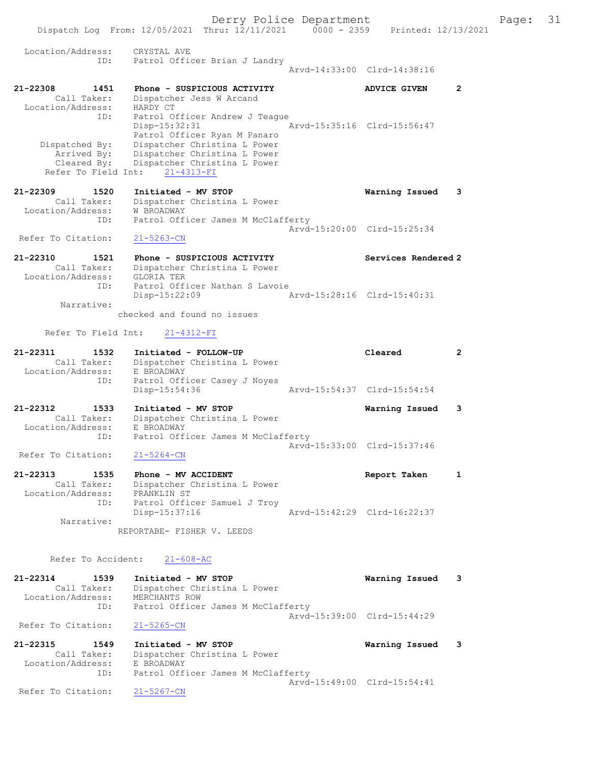```
 Location/Address:     CRYSTAL AVE
               ID:     Patrol Officer Brian J Landry
                                              Arvd-14:33:00  Clrd-14:38:16

21-22308        1451    Phone - SUSPICIOUS ACTIVITY                 ADVICE GIVEN     2
        Call Taker:     Dispatcher Jess W Arcand
  Location/Address:     HARDY CT
                ID:     Patrol Officer Andrew J Teague
                        Disp-15:32:31                Arvd-15:35:16  Clrd-15:56:47
                        Patrol Officer Ryan M Panaro
     Dispatched By:     Dispatcher Christina L Power
        Arrived By:     Dispatcher Christina L Power
        Cleared By:     Dispatcher Christina L Power
    Refer To Field Int:     21-4313-FI

21-22309        1520    Initiated - MV STOP                         Warning Issued   3
        Call Taker:     Dispatcher Christina L Power
  Location/Address:     W BROADWAY
                ID:     Patrol Officer James M McClafferty
                                              Arvd-15:20:00  Clrd-15:25:34
  Refer To Citation:    21-5263-CN

21-22310        1521    Phone - SUSPICIOUS ACTIVITY                 Services Rendered 2
        Call Taker:     Dispatcher Christina L Power
  Location/Address:     GLORIA TER
                ID:     Patrol Officer Nathan S Lavoie
                        Disp-15:22:09                Arvd-15:28:16  Clrd-15:40:31
         Narrative:
                      checked and found no issues

    Refer To Field Int:     21-4312-FI

21-22311        1532    Initiated - FOLLOW-UP                       Cleared          2
        Call Taker:     Dispatcher Christina L Power
  Location/Address:     E BROADWAY
                ID:     Patrol Officer Casey J Noyes
                        Disp-15:54:36                Arvd-15:54:37  Clrd-15:54:54

21-22312        1533    Initiated - MV STOP                         Warning Issued   3
        Call Taker:     Dispatcher Christina L Power
  Location/Address:     E BROADWAY
                ID:     Patrol Officer James M McClafferty
                                              Arvd-15:33:00  Clrd-15:37:46
  Refer To Citation:    21-5264-CN

21-22313        1535    Phone - MV ACCIDENT                         Report Taken     1
        Call Taker:     Dispatcher Christina L Power
  Location/Address:     FRANKLIN ST
                ID:     Patrol Officer Samuel J Troy
                        Disp-15:37:16                Arvd-15:42:29  Clrd-16:22:37
         Narrative:
                      REPORTABE- FISHER V. LEEDS


     Refer To Accident:     21-608-AC

21-22314        1539    Initiated - MV STOP                         Warning Issued   3
        Call Taker:     Dispatcher Christina L Power
  Location/Address:     MERCHANTS ROW
                ID:     Patrol Officer James M McClafferty
                                              Arvd-15:39:00  Clrd-15:44:29
  Refer To Citation:    21-5265-CN

21-22315        1549    Initiated - MV STOP                         Warning Issued   3
        Call Taker:     Dispatcher Christina L Power
  Location/Address:     E BROADWAY
                ID:     Patrol Officer James M McClafferty
                                              Arvd-15:49:00  Clrd-15:54:41
  Refer To Citation:    21-5267-CN
```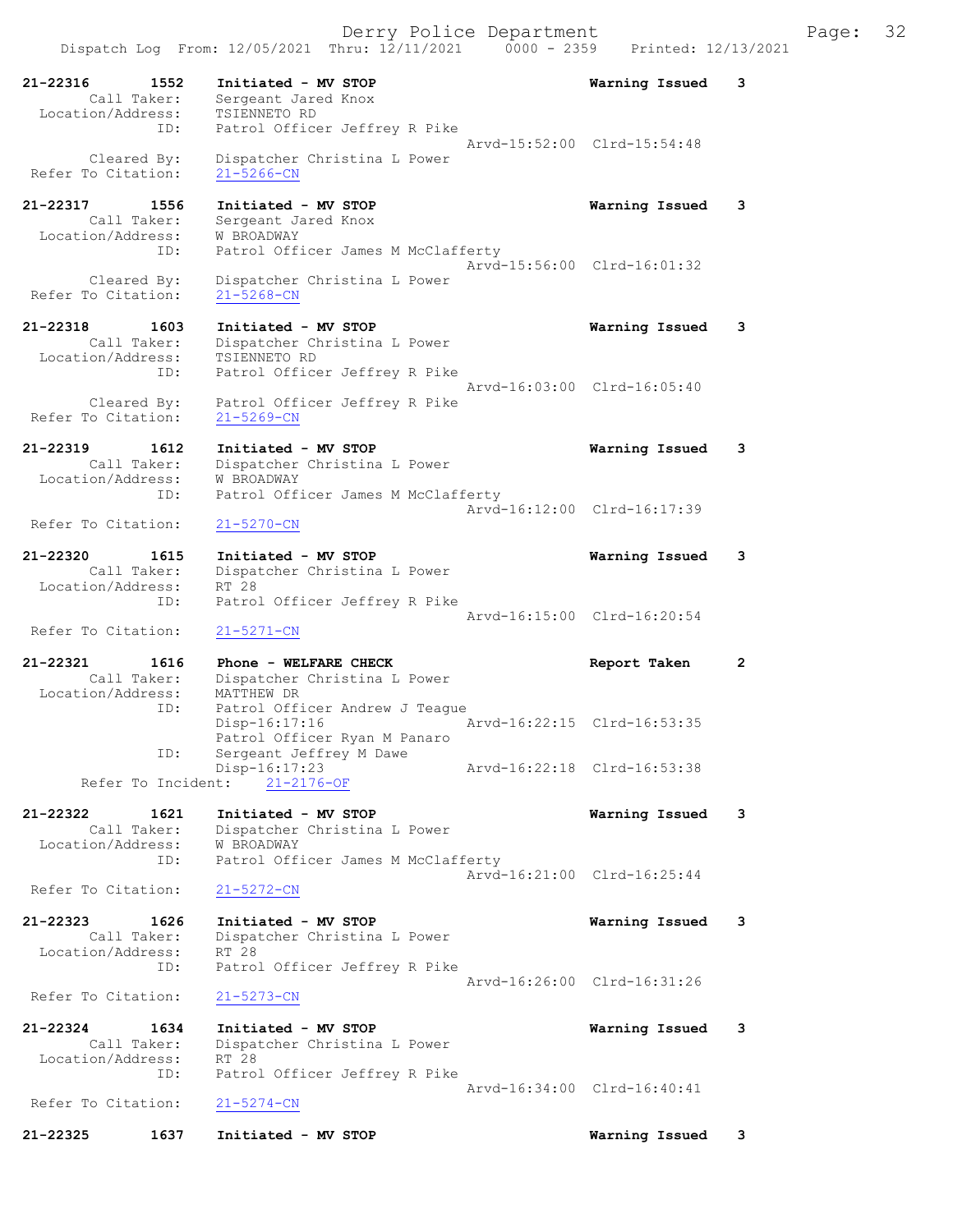Dispatch Log From: 12/05/2021 Thru: 12/11/2021 0000 - 2359 Printed: 12/13/2021

```
21-22316        1552    Initiated - MV STOP                         Warning Issued    3
        Call Taker:     Sergeant Jared Knox
  Location/Address:     TSIENNETO RD
                ID:     Patrol Officer Jeffrey R Pike
                                                    Arvd-15:52:00  Clrd-15:54:48
        Cleared By:     Dispatcher Christina L Power
 Refer To Citation:     21-5266-CN

21-22317        1556    Initiated - MV STOP                         Warning Issued    3
        Call Taker:     Sergeant Jared Knox
  Location/Address:     W BROADWAY
                ID:     Patrol Officer James M McClafferty
                                                    Arvd-15:56:00  Clrd-16:01:32
        Cleared By:     Dispatcher Christina L Power
 Refer To Citation:     21-5268-CN

21-22318        1603    Initiated - MV STOP                         Warning Issued    3
        Call Taker:     Dispatcher Christina L Power
  Location/Address:     TSIENNETO RD
                ID:     Patrol Officer Jeffrey R Pike
                                                    Arvd-16:03:00  Clrd-16:05:40
        Cleared By:     Patrol Officer Jeffrey R Pike
 Refer To Citation:     21-5269-CN

21-22319        1612    Initiated - MV STOP                         Warning Issued    3
        Call Taker:     Dispatcher Christina L Power
  Location/Address:     W BROADWAY
                ID:     Patrol Officer James M McClafferty
                                                    Arvd-16:12:00  Clrd-16:17:39
 Refer To Citation:     21-5270-CN

21-22320        1615    Initiated - MV STOP                         Warning Issued    3
        Call Taker:     Dispatcher Christina L Power
  Location/Address:     RT 28
                ID:     Patrol Officer Jeffrey R Pike
                                                    Arvd-16:15:00  Clrd-16:20:54
 Refer To Citation:     21-5271-CN

21-22321        1616    Phone - WELFARE CHECK                       Report Taken      2
        Call Taker:     Dispatcher Christina L Power
  Location/Address:     MATTHEW DR
                ID:     Patrol Officer Andrew J Teague
                        Disp-16:17:16               Arvd-16:22:15  Clrd-16:53:35
                        Patrol Officer Ryan M Panaro
                ID:     Sergeant Jeffrey M Dawe
                        Disp-16:17:23               Arvd-16:22:18  Clrd-16:53:38
      Refer To Incident:    21-2176-OF

21-22322        1621    Initiated - MV STOP                         Warning Issued    3
        Call Taker:     Dispatcher Christina L Power
  Location/Address:     W BROADWAY
                ID:     Patrol Officer James M McClafferty
                                                    Arvd-16:21:00  Clrd-16:25:44
 Refer To Citation:     21-5272-CN

21-22323        1626    Initiated - MV STOP                         Warning Issued    3
        Call Taker:     Dispatcher Christina L Power
  Location/Address:     RT 28
                ID:     Patrol Officer Jeffrey R Pike
                                                    Arvd-16:26:00  Clrd-16:31:26
 Refer To Citation:     21-5273-CN

21-22324        1634    Initiated - MV STOP                         Warning Issued    3
        Call Taker:     Dispatcher Christina L Power
  Location/Address:     RT 28
                ID:     Patrol Officer Jeffrey R Pike
                                                    Arvd-16:34:00  Clrd-16:40:41
 Refer To Citation:     21-5274-CN

21-22325        1637    Initiated - MV STOP                         Warning Issued    3
```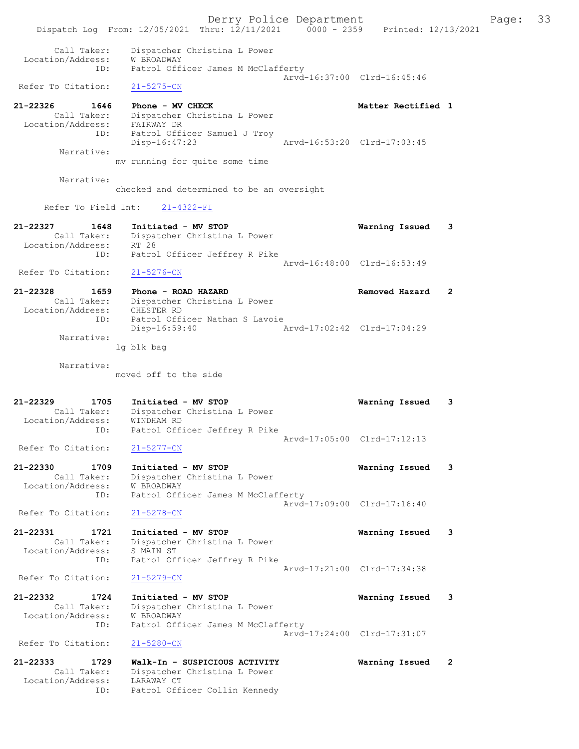Dispatch Log From: 12/05/2021 Thru: 12/11/2021 0000 - 2359 Printed: 12/13/2021

```
        Call Taker:    Dispatcher Christina L Power
  Location/Address:    W BROADWAY
                ID:    Patrol Officer James M McClafferty
                                                Arvd-16:37:00  Clrd-16:45:46
  Refer To Citation:   21-5275-CN

21-22326        1646   Phone - MV CHECK                        Matter Rectified 1
        Call Taker:    Dispatcher Christina L Power
  Location/Address:    FAIRWAY DR
                ID:    Patrol Officer Samuel J Troy
                       Disp-16:47:23           Arvd-16:53:20  Clrd-17:03:45
         Narrative:
                      mv running for quite some time

         Narrative:
                      checked and determined to be an oversight

      Refer To Field Int:    21-4322-FI

21-22327        1648   Initiated - MV STOP                     Warning Issued   3
        Call Taker:    Dispatcher Christina L Power
  Location/Address:    RT 28
                ID:    Patrol Officer Jeffrey R Pike
                                                Arvd-16:48:00  Clrd-16:53:49
  Refer To Citation:   21-5276-CN

21-22328        1659   Phone - ROAD HAZARD                     Removed Hazard   2
        Call Taker:    Dispatcher Christina L Power
  Location/Address:    CHESTER RD
                ID:    Patrol Officer Nathan S Lavoie
                       Disp-16:59:40           Arvd-17:02:42  Clrd-17:04:29
         Narrative:
                      lg blk bag

         Narrative:
                      moved off to the side


21-22329        1705   Initiated - MV STOP                     Warning Issued   3
        Call Taker:    Dispatcher Christina L Power
  Location/Address:    WINDHAM RD
                ID:    Patrol Officer Jeffrey R Pike
                                                Arvd-17:05:00  Clrd-17:12:13
  Refer To Citation:   21-5277-CN

21-22330        1709   Initiated - MV STOP                     Warning Issued   3
        Call Taker:    Dispatcher Christina L Power
  Location/Address:    W BROADWAY
                ID:    Patrol Officer James M McClafferty
                                                Arvd-17:09:00  Clrd-17:16:40
  Refer To Citation:   21-5278-CN

21-22331        1721   Initiated - MV STOP                     Warning Issued   3
        Call Taker:    Dispatcher Christina L Power
  Location/Address:    S MAIN ST
                ID:    Patrol Officer Jeffrey R Pike
                                                Arvd-17:21:00  Clrd-17:34:38
  Refer To Citation:   21-5279-CN

21-22332        1724   Initiated - MV STOP                     Warning Issued   3
        Call Taker:    Dispatcher Christina L Power
  Location/Address:    W BROADWAY
                ID:    Patrol Officer James M McClafferty
                                                Arvd-17:24:00  Clrd-17:31:07
  Refer To Citation:   21-5280-CN

21-22333        1729   Walk-In - SUSPICIOUS ACTIVITY           Warning Issued   2
        Call Taker:    Dispatcher Christina L Power
  Location/Address:    LARAWAY CT
                ID:    Patrol Officer Collin Kennedy
```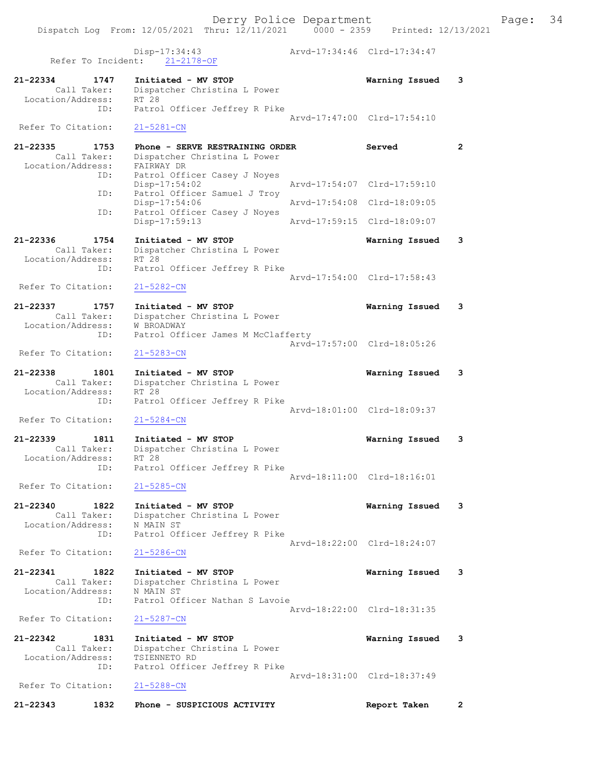Disp-17:34:43 Arvd-17:34:46 Clrd-17:34:47
Refer To Incident: 21-2178-OF

**21-22334 1747 Initiated - MV STOP** **Warning Issued 3**
Call Taker: Dispatcher Christina L Power
Location/Address: RT 28
ID: Patrol Officer Jeffrey R Pike
Arvd-17:47:00 Clrd-17:54:10
Refer To Citation: 21-5281-CN

**21-22335 1753 Phone - SERVE RESTRAINING ORDER** **Served 2**
Call Taker: Dispatcher Christina L Power
Location/Address: FAIRWAY DR
ID: Patrol Officer Casey J Noyes
Disp-17:54:02 Arvd-17:54:07 Clrd-17:59:10
ID: Patrol Officer Samuel J Troy
Disp-17:54:06 Arvd-17:54:08 Clrd-18:09:05
ID: Patrol Officer Casey J Noyes
Disp-17:59:13 Arvd-17:59:15 Clrd-18:09:07

**21-22336 1754 Initiated - MV STOP** **Warning Issued 3**
Call Taker: Dispatcher Christina L Power
Location/Address: RT 28
ID: Patrol Officer Jeffrey R Pike
Arvd-17:54:00 Clrd-17:58:43
Refer To Citation: 21-5282-CN

**21-22337 1757 Initiated - MV STOP** **Warning Issued 3**
Call Taker: Dispatcher Christina L Power
Location/Address: W BROADWAY
ID: Patrol Officer James M McClafferty
Arvd-17:57:00 Clrd-18:05:26
Refer To Citation: 21-5283-CN

**21-22338 1801 Initiated - MV STOP** **Warning Issued 3**
Call Taker: Dispatcher Christina L Power
Location/Address: RT 28
ID: Patrol Officer Jeffrey R Pike
Arvd-18:01:00 Clrd-18:09:37
Refer To Citation: 21-5284-CN

**21-22339 1811 Initiated - MV STOP** **Warning Issued 3**
Call Taker: Dispatcher Christina L Power
Location/Address: RT 28
ID: Patrol Officer Jeffrey R Pike
Arvd-18:11:00 Clrd-18:16:01
Refer To Citation: 21-5285-CN

**21-22340 1822 Initiated - MV STOP** **Warning Issued 3**
Call Taker: Dispatcher Christina L Power
Location/Address: N MAIN ST
ID: Patrol Officer Jeffrey R Pike
Arvd-18:22:00 Clrd-18:24:07
Refer To Citation: 21-5286-CN

**21-22341 1822 Initiated - MV STOP** **Warning Issued 3**
Call Taker: Dispatcher Christina L Power
Location/Address: N MAIN ST
ID: Patrol Officer Nathan S Lavoie
Arvd-18:22:00 Clrd-18:31:35
Refer To Citation: 21-5287-CN

**21-22342 1831 Initiated - MV STOP** **Warning Issued 3**
Call Taker: Dispatcher Christina L Power
Location/Address: TSIENNETO RD
ID: Patrol Officer Jeffrey R Pike
Arvd-18:31:00 Clrd-18:37:49
Refer To Citation: 21-5288-CN

**21-22343 1832 Phone - SUSPICIOUS ACTIVITY** **Report Taken 2**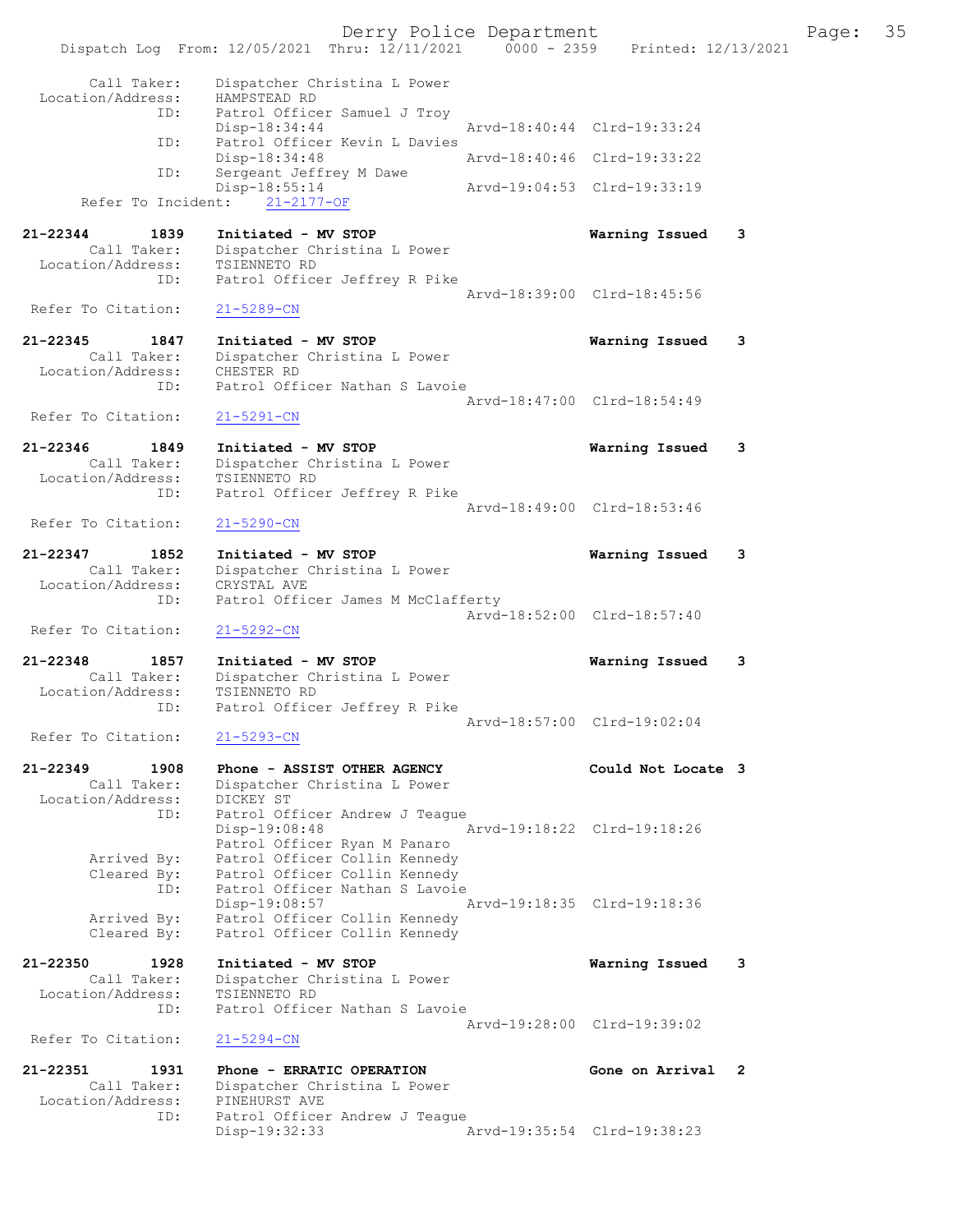```
    Call Taker:    Dispatcher Christina L Power
  Location/Address:    HAMPSTEAD RD
              ID:    Patrol Officer Samuel J Troy
                     Disp-18:34:44             Arvd-18:40:44  Clrd-19:33:24
              ID:    Patrol Officer Kevin L Davies
                     Disp-18:34:48             Arvd-18:40:46  Clrd-19:33:22
              ID:    Sergeant Jeffrey M Dawe
                     Disp-18:55:14             Arvd-19:04:53  Clrd-19:33:19
      Refer To Incident:   21-2177-OF

21-22344        1839    Initiated - MV STOP                   Warning Issued    3
    Call Taker:    Dispatcher Christina L Power
  Location/Address:    TSIENNETO RD
              ID:    Patrol Officer Jeffrey R Pike
                                               Arvd-18:39:00  Clrd-18:45:56
  Refer To Citation:   21-5289-CN

21-22345        1847    Initiated - MV STOP                   Warning Issued    3
    Call Taker:    Dispatcher Christina L Power
  Location/Address:    CHESTER RD
              ID:    Patrol Officer Nathan S Lavoie
                                               Arvd-18:47:00  Clrd-18:54:49
  Refer To Citation:   21-5291-CN

21-22346        1849    Initiated - MV STOP                   Warning Issued    3
    Call Taker:    Dispatcher Christina L Power
  Location/Address:    TSIENNETO RD
              ID:    Patrol Officer Jeffrey R Pike
                                               Arvd-18:49:00  Clrd-18:53:46
  Refer To Citation:   21-5290-CN

21-22347        1852    Initiated - MV STOP                   Warning Issued    3
    Call Taker:    Dispatcher Christina L Power
  Location/Address:    CRYSTAL AVE
              ID:    Patrol Officer James M McClafferty
                                               Arvd-18:52:00  Clrd-18:57:40
  Refer To Citation:   21-5292-CN

21-22348        1857    Initiated - MV STOP                   Warning Issued    3
    Call Taker:    Dispatcher Christina L Power
  Location/Address:    TSIENNETO RD
              ID:    Patrol Officer Jeffrey R Pike
                                               Arvd-18:57:00  Clrd-19:02:04
  Refer To Citation:   21-5293-CN

21-22349        1908    Phone - ASSIST OTHER AGENCY           Could Not Locate 3
    Call Taker:    Dispatcher Christina L Power
  Location/Address:    DICKEY ST
              ID:    Patrol Officer Andrew J Teague
                     Disp-19:08:48             Arvd-19:18:22  Clrd-19:18:26
                     Patrol Officer Ryan M Panaro
      Arrived By:    Patrol Officer Collin Kennedy
      Cleared By:    Patrol Officer Collin Kennedy
              ID:    Patrol Officer Nathan S Lavoie
                     Disp-19:08:57             Arvd-19:18:35  Clrd-19:18:36
      Arrived By:    Patrol Officer Collin Kennedy
      Cleared By:    Patrol Officer Collin Kennedy

21-22350        1928    Initiated - MV STOP                   Warning Issued    3
    Call Taker:    Dispatcher Christina L Power
  Location/Address:    TSIENNETO RD
              ID:    Patrol Officer Nathan S Lavoie
                                               Arvd-19:28:00  Clrd-19:39:02
  Refer To Citation:   21-5294-CN

21-22351        1931    Phone - ERRATIC OPERATION             Gone on Arrival   2
    Call Taker:    Dispatcher Christina L Power
  Location/Address:    PINEHURST AVE
              ID:    Patrol Officer Andrew J Teague
                     Disp-19:32:33             Arvd-19:35:54  Clrd-19:38:23
```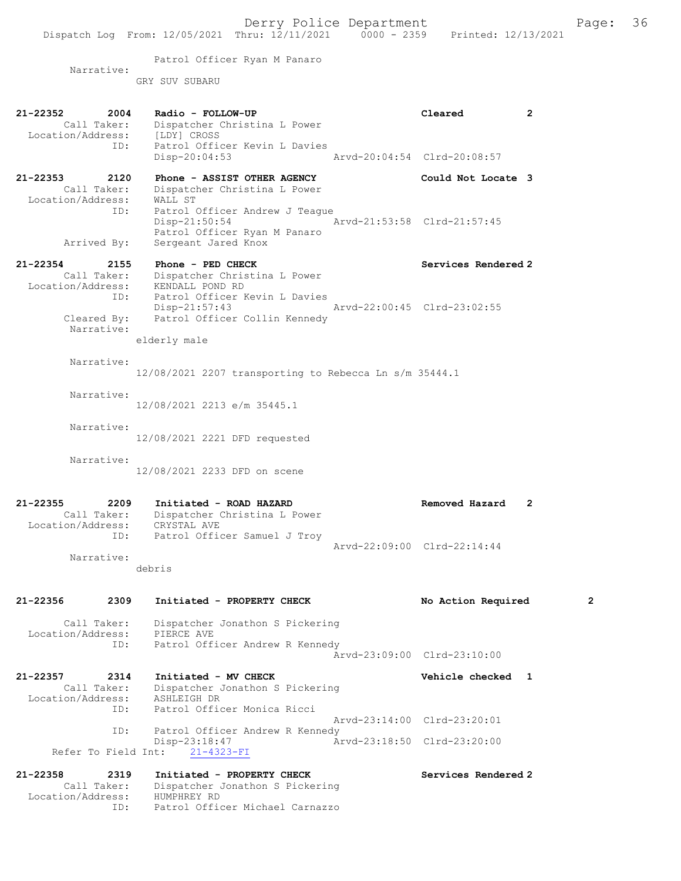Patrol Officer Ryan M Panaro
Narrative:
GRY SUV SUBARU

21-22352 2004 Radio - FOLLOW-UP Cleared 2
Call Taker: Dispatcher Christina L Power
Location/Address: [LDY] CROSS
ID: Patrol Officer Kevin L Davies
Disp-20:04:53 Arvd-20:04:54 Clrd-20:08:57

21-22353 2120 Phone - ASSIST OTHER AGENCY Could Not Locate 3
Call Taker: Dispatcher Christina L Power
Location/Address: WALL ST
ID: Patrol Officer Andrew J Teague
Disp-21:50:54 Arvd-21:53:58 Clrd-21:57:45
Patrol Officer Ryan M Panaro
Arrived By: Sergeant Jared Knox

21-22354 2155 Phone - PED CHECK Services Rendered 2
Call Taker: Dispatcher Christina L Power
Location/Address: KENDALL POND RD
ID: Patrol Officer Kevin L Davies
Disp-21:57:43 Arvd-22:00:45 Clrd-23:02:55
Cleared By: Patrol Officer Collin Kennedy
Narrative:
elderly male

Narrative:
12/08/2021 2207 transporting to Rebecca Ln s/m 35444.1

Narrative:
12/08/2021 2213 e/m 35445.1

Narrative:
12/08/2021 2221 DFD requested

Narrative:
12/08/2021 2233 DFD on scene

21-22355 2209 Initiated - ROAD HAZARD Removed Hazard 2
Call Taker: Dispatcher Christina L Power
Location/Address: CRYSTAL AVE
ID: Patrol Officer Samuel J Troy
Arvd-22:09:00 Clrd-22:14:44
Narrative:
debris

21-22356 2309 Initiated - PROPERTY CHECK No Action Required 2
Call Taker: Dispatcher Jonathon S Pickering
Location/Address: PIERCE AVE
ID: Patrol Officer Andrew R Kennedy
Arvd-23:09:00 Clrd-23:10:00

21-22357 2314 Initiated - MV CHECK Vehicle checked 1
Call Taker: Dispatcher Jonathon S Pickering
Location/Address: ASHLEIGH DR
ID: Patrol Officer Monica Ricci
Arvd-23:14:00 Clrd-23:20:01
ID: Patrol Officer Andrew R Kennedy
Disp-23:18:47 Arvd-23:18:50 Clrd-23:20:00
Refer To Field Int: 21-4323-FI

21-22358 2319 Initiated - PROPERTY CHECK Services Rendered 2
Call Taker: Dispatcher Jonathon S Pickering
Location/Address: HUMPHREY RD
ID: Patrol Officer Michael Carnazzo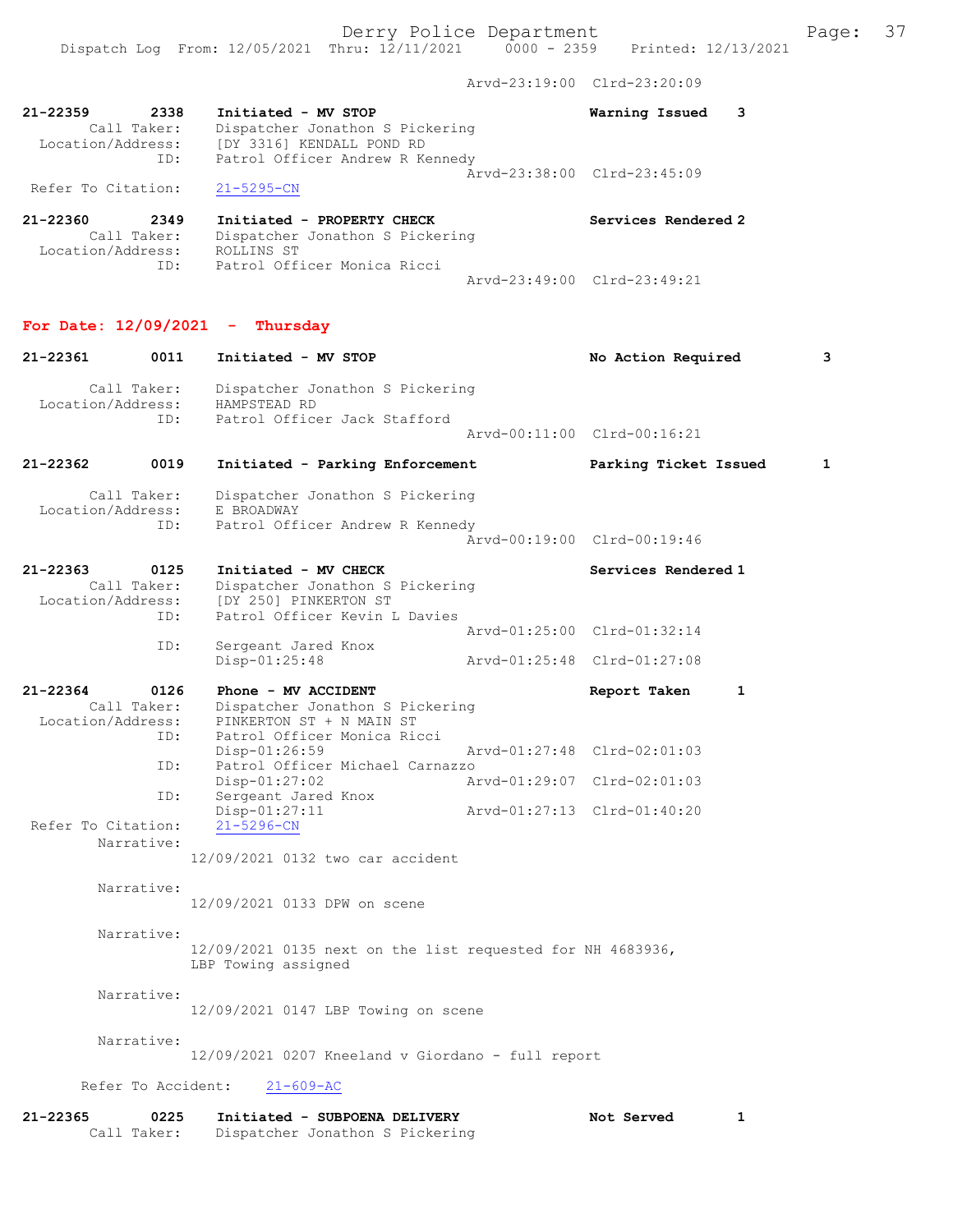Arvd-23:19:00 Clrd-23:20:09

```
21-22359        2338    Initiated - MV STOP                        Warning Issued    3
         Call Taker:    Dispatcher Jonathon S Pickering
   Location/Address:    [DY 3316] KENDALL POND RD
                 ID:    Patrol Officer Andrew R Kennedy
                                                  Arvd-23:38:00  Clrd-23:45:09
  Refer To Citation:    21-5295-CN

21-22360        2349    Initiated - PROPERTY CHECK                 Services Rendered 2
         Call Taker:    Dispatcher Jonathon S Pickering
   Location/Address:    ROLLINS ST
                 ID:    Patrol Officer Monica Ricci
                                                  Arvd-23:49:00  Clrd-23:49:21
```

## For Date: 12/09/2021 - Thursday

```
21-22361        0011    Initiated - MV STOP                        No Action Required        3

         Call Taker:    Dispatcher Jonathon S Pickering
   Location/Address:    HAMPSTEAD RD
                 ID:    Patrol Officer Jack Stafford
                                                  Arvd-00:11:00  Clrd-00:16:21

21-22362        0019    Initiated - Parking Enforcement            Parking Ticket Issued     1

         Call Taker:    Dispatcher Jonathon S Pickering
   Location/Address:    E BROADWAY
                 ID:    Patrol Officer Andrew R Kennedy
                                                  Arvd-00:19:00  Clrd-00:19:46

21-22363        0125    Initiated - MV CHECK                       Services Rendered 1
         Call Taker:    Dispatcher Jonathon S Pickering
   Location/Address:    [DY 250] PINKERTON ST
                 ID:    Patrol Officer Kevin L Davies
                                                  Arvd-01:25:00  Clrd-01:32:14
                 ID:    Sergeant Jared Knox
                        Disp-01:25:48             Arvd-01:25:48  Clrd-01:27:08

21-22364        0126    Phone - MV ACCIDENT                        Report Taken      1
         Call Taker:    Dispatcher Jonathon S Pickering
   Location/Address:    PINKERTON ST + N MAIN ST
                 ID:    Patrol Officer Monica Ricci
                        Disp-01:26:59             Arvd-01:27:48  Clrd-02:01:03
                 ID:    Patrol Officer Michael Carnazzo
                        Disp-01:27:02             Arvd-01:29:07  Clrd-02:01:03
                 ID:    Sergeant Jared Knox
                        Disp-01:27:11             Arvd-01:27:13  Clrd-01:40:20
  Refer To Citation:    21-5296-CN
          Narrative:
                        12/09/2021 0132 two car accident

          Narrative:
                        12/09/2021 0133 DPW on scene

          Narrative:
                        12/09/2021 0135 next on the list requested for NH 4683936,
                        LBP Towing assigned

          Narrative:
                        12/09/2021 0147 LBP Towing on scene

          Narrative:
                        12/09/2021 0207 Kneeland v Giordano - full report

        Refer To Accident:    21-609-AC

21-22365        0225    Initiated - SUBPOENA DELIVERY              Not Served        1
         Call Taker:    Dispatcher Jonathon S Pickering
```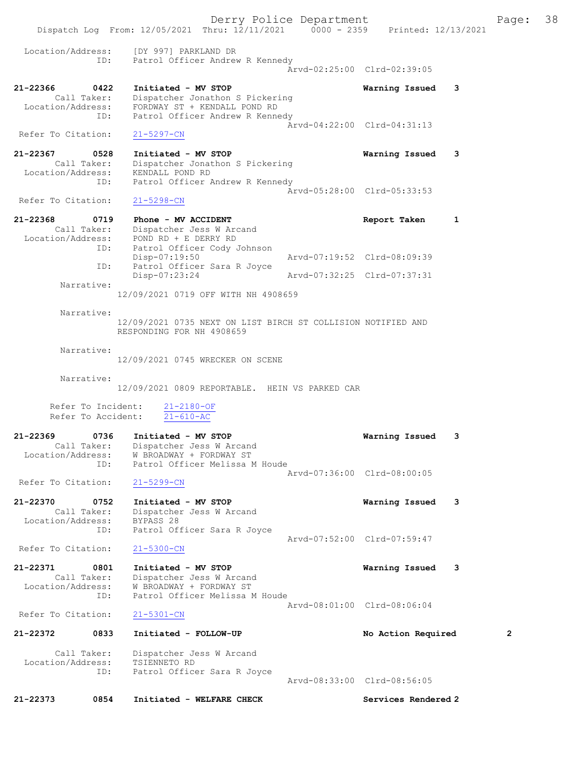Location/Address: [DY 997] PARKLAND DR
ID: Patrol Officer Andrew R Kennedy
Arvd-02:25:00 Clrd-02:39:05

**21-22366 0422 Initiated - MV STOP** Warning Issued 3
Call Taker: Dispatcher Jonathon S Pickering
Location/Address: FORDWAY ST + KENDALL POND RD
ID: Patrol Officer Andrew R Kennedy
Arvd-04:22:00 Clrd-04:31:13
Refer To Citation: 21-5297-CN

**21-22367 0528 Initiated - MV STOP** Warning Issued 3
Call Taker: Dispatcher Jonathon S Pickering
Location/Address: KENDALL POND RD
ID: Patrol Officer Andrew R Kennedy
Arvd-05:28:00 Clrd-05:33:53
Refer To Citation: 21-5298-CN

**21-22368 0719 Phone - MV ACCIDENT** Report Taken 1
Call Taker: Dispatcher Jess W Arcand
Location/Address: POND RD + E DERRY RD
ID: Patrol Officer Cody Johnson
Disp-07:19:50 Arvd-07:19:52 Clrd-08:09:39
ID: Patrol Officer Sara R Joyce
Disp-07:23:24 Arvd-07:32:25 Clrd-07:37:31
Narrative:
12/09/2021 0719 OFF WITH NH 4908659

Narrative:
12/09/2021 0735 NEXT ON LIST BIRCH ST COLLISION NOTIFIED AND RESPONDING FOR NH 4908659

Narrative:
12/09/2021 0745 WRECKER ON SCENE

Narrative:
12/09/2021 0809 REPORTABLE. HEIN VS PARKED CAR

Refer To Incident: 21-2180-OF
Refer To Accident: 21-610-AC

**21-22369 0736 Initiated - MV STOP** Warning Issued 3
Call Taker: Dispatcher Jess W Arcand
Location/Address: W BROADWAY + FORDWAY ST
ID: Patrol Officer Melissa M Houde
Arvd-07:36:00 Clrd-08:00:05
Refer To Citation: 21-5299-CN

**21-22370 0752 Initiated - MV STOP** Warning Issued 3
Call Taker: Dispatcher Jess W Arcand
Location/Address: BYPASS 28
ID: Patrol Officer Sara R Joyce
Arvd-07:52:00 Clrd-07:59:47
Refer To Citation: 21-5300-CN

**21-22371 0801 Initiated - MV STOP** Warning Issued 3
Call Taker: Dispatcher Jess W Arcand
Location/Address: W BROADWAY + FORDWAY ST
ID: Patrol Officer Melissa M Houde
Arvd-08:01:00 Clrd-08:06:04
Refer To Citation: 21-5301-CN

**21-22372 0833 Initiated - FOLLOW-UP** No Action Required 2
Call Taker: Dispatcher Jess W Arcand
Location/Address: TSIENNETO RD
ID: Patrol Officer Sara R Joyce
Arvd-08:33:00 Clrd-08:56:05

**21-22373 0854 Initiated - WELFARE CHECK** Services Rendered 2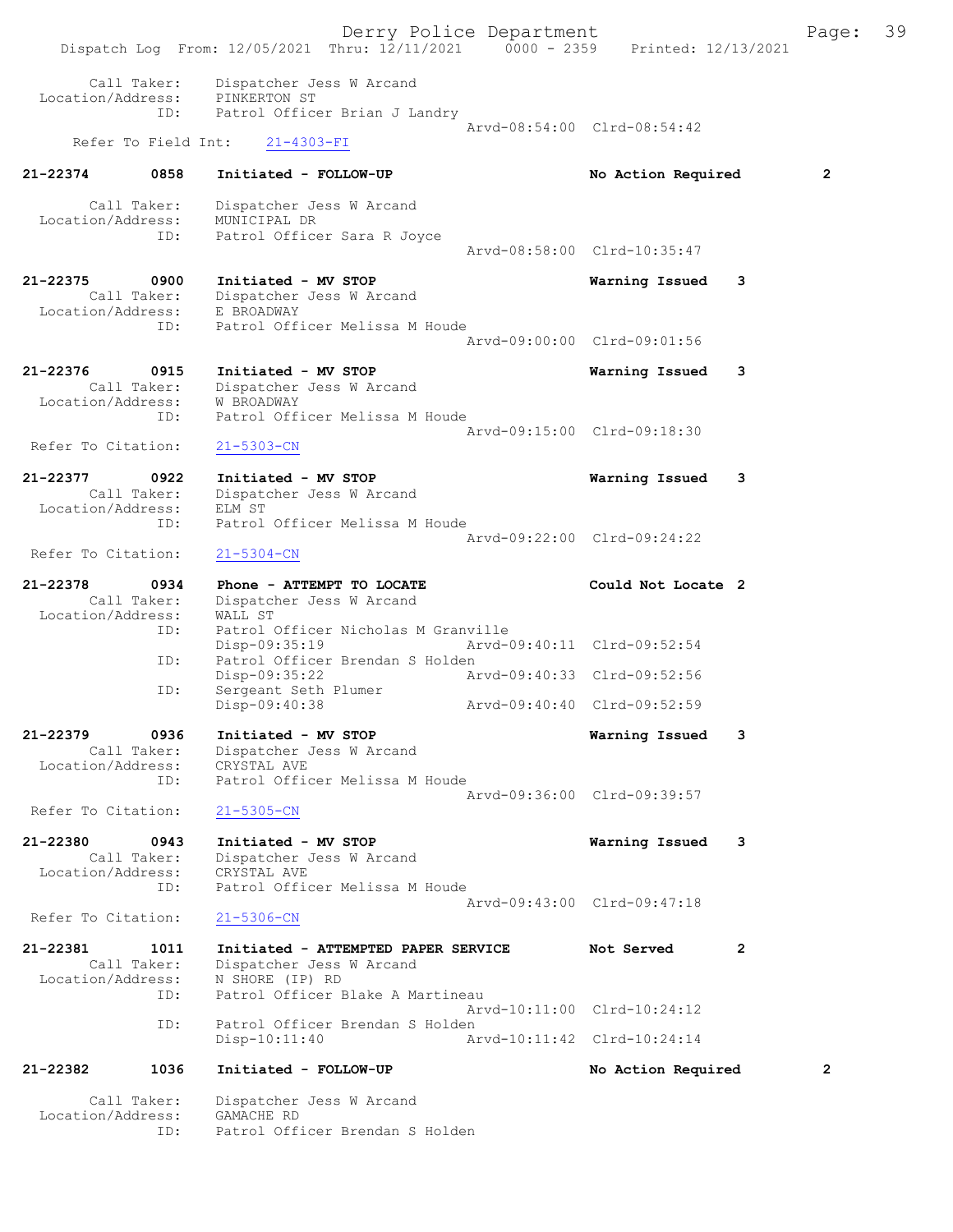```
        Call Taker:     Dispatcher Jess W Arcand
  Location/Address:     PINKERTON ST
                ID:     Patrol Officer Brian J Landry
                                                 Arvd-08:54:00  Clrd-08:54:42
     Refer To Field Int:     21-4303-FI

21-22374          0858    Initiated - FOLLOW-UP                          No Action Required         2

        Call Taker:     Dispatcher Jess W Arcand
  Location/Address:     MUNICIPAL DR
                ID:     Patrol Officer Sara R Joyce
                                                 Arvd-08:58:00  Clrd-10:35:47

21-22375          0900    Initiated - MV STOP                            Warning Issued    3
        Call Taker:     Dispatcher Jess W Arcand
  Location/Address:     E BROADWAY
                ID:     Patrol Officer Melissa M Houde
                                                 Arvd-09:00:00  Clrd-09:01:56

21-22376          0915    Initiated - MV STOP                            Warning Issued    3
        Call Taker:     Dispatcher Jess W Arcand
  Location/Address:     W BROADWAY
                ID:     Patrol Officer Melissa M Houde
                                                 Arvd-09:15:00  Clrd-09:18:30
  Refer To Citation:    21-5303-CN

21-22377          0922    Initiated - MV STOP                            Warning Issued    3
        Call Taker:     Dispatcher Jess W Arcand
  Location/Address:     ELM ST
                ID:     Patrol Officer Melissa M Houde
                                                 Arvd-09:22:00  Clrd-09:24:22
  Refer To Citation:    21-5304-CN

21-22378          0934    Phone - ATTEMPT TO LOCATE                      Could Not Locate 2
        Call Taker:     Dispatcher Jess W Arcand
  Location/Address:     WALL ST
                ID:     Patrol Officer Nicholas M Granville
                        Disp-09:35:19            Arvd-09:40:11  Clrd-09:52:54
                ID:     Patrol Officer Brendan S Holden
                        Disp-09:35:22            Arvd-09:40:33  Clrd-09:52:56
                ID:     Sergeant Seth Plumer
                        Disp-09:40:38            Arvd-09:40:40  Clrd-09:52:59

21-22379          0936    Initiated - MV STOP                            Warning Issued    3
        Call Taker:     Dispatcher Jess W Arcand
  Location/Address:     CRYSTAL AVE
                ID:     Patrol Officer Melissa M Houde
                                                 Arvd-09:36:00  Clrd-09:39:57
  Refer To Citation:    21-5305-CN

21-22380          0943    Initiated - MV STOP                            Warning Issued    3
        Call Taker:     Dispatcher Jess W Arcand
  Location/Address:     CRYSTAL AVE
                ID:     Patrol Officer Melissa M Houde
                                                 Arvd-09:43:00  Clrd-09:47:18
  Refer To Citation:    21-5306-CN

21-22381          1011    Initiated - ATTEMPTED PAPER SERVICE            Not Served        2
        Call Taker:     Dispatcher Jess W Arcand
  Location/Address:     N SHORE (IP) RD
                ID:     Patrol Officer Blake A Martineau
                                                 Arvd-10:11:00  Clrd-10:24:12
                ID:     Patrol Officer Brendan S Holden
                        Disp-10:11:40            Arvd-10:11:42  Clrd-10:24:14

21-22382          1036    Initiated - FOLLOW-UP                          No Action Required         2

        Call Taker:     Dispatcher Jess W Arcand
  Location/Address:     GAMACHE RD
                ID:     Patrol Officer Brendan S Holden
```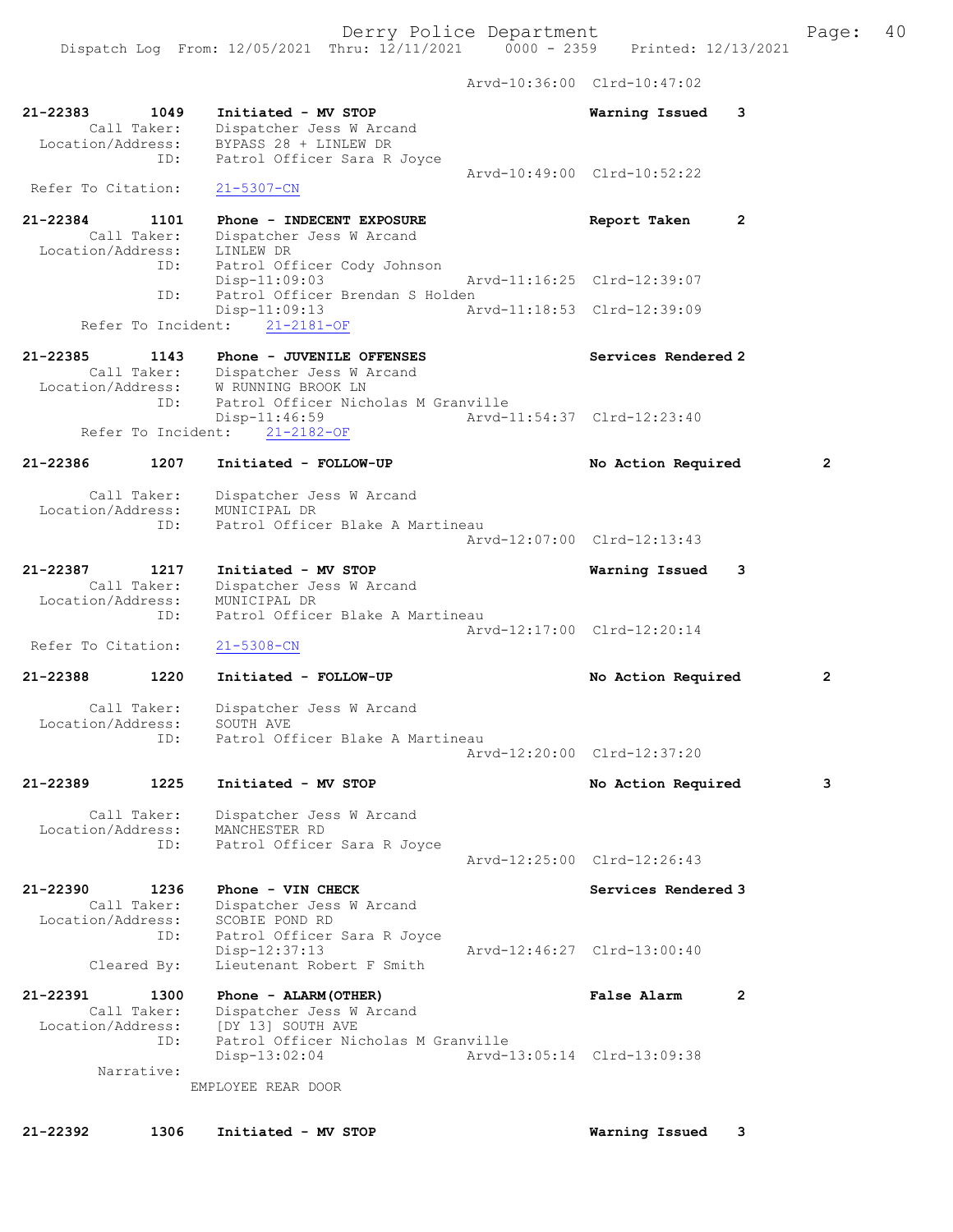Arvd-10:36:00 Clrd-10:47:02

21-22383 1049 Initiated - MV STOP Warning Issued 3
Call Taker: Dispatcher Jess W Arcand
Location/Address: BYPASS 28 + LINLEW DR
ID: Patrol Officer Sara R Joyce
Arvd-10:49:00 Clrd-10:52:22
Refer To Citation: 21-5307-CN

21-22384 1101 Phone - INDECENT EXPOSURE Report Taken 2
Call Taker: Dispatcher Jess W Arcand
Location/Address: LINLEW DR
ID: Patrol Officer Cody Johnson
Disp-11:09:03 Arvd-11:16:25 Clrd-12:39:07
ID: Patrol Officer Brendan S Holden
Disp-11:09:13 Arvd-11:18:53 Clrd-12:39:09
Refer To Incident: 21-2181-OF

21-22385 1143 Phone - JUVENILE OFFENSES Services Rendered 2
Call Taker: Dispatcher Jess W Arcand
Location/Address: W RUNNING BROOK LN
ID: Patrol Officer Nicholas M Granville
Disp-11:46:59 Arvd-11:54:37 Clrd-12:23:40
Refer To Incident: 21-2182-OF

21-22386 1207 Initiated - FOLLOW-UP No Action Required 2
Call Taker: Dispatcher Jess W Arcand
Location/Address: MUNICIPAL DR
ID: Patrol Officer Blake A Martineau
Arvd-12:07:00 Clrd-12:13:43

21-22387 1217 Initiated - MV STOP Warning Issued 3
Call Taker: Dispatcher Jess W Arcand
Location/Address: MUNICIPAL DR
ID: Patrol Officer Blake A Martineau
Arvd-12:17:00 Clrd-12:20:14
Refer To Citation: 21-5308-CN

21-22388 1220 Initiated - FOLLOW-UP No Action Required 2
Call Taker: Dispatcher Jess W Arcand
Location/Address: SOUTH AVE
ID: Patrol Officer Blake A Martineau
Arvd-12:20:00 Clrd-12:37:20

21-22389 1225 Initiated - MV STOP No Action Required 3
Call Taker: Dispatcher Jess W Arcand
Location/Address: MANCHESTER RD
ID: Patrol Officer Sara R Joyce
Arvd-12:25:00 Clrd-12:26:43

21-22390 1236 Phone - VIN CHECK Services Rendered 3
Call Taker: Dispatcher Jess W Arcand
Location/Address: SCOBIE POND RD
ID: Patrol Officer Sara R Joyce
Disp-12:37:13 Arvd-12:46:27 Clrd-13:00:40
Cleared By: Lieutenant Robert F Smith

21-22391 1300 Phone - ALARM(OTHER) False Alarm 2
Call Taker: Dispatcher Jess W Arcand
Location/Address: [DY 13] SOUTH AVE
ID: Patrol Officer Nicholas M Granville
Disp-13:02:04 Arvd-13:05:14 Clrd-13:09:38
Narrative:
EMPLOYEE REAR DOOR

21-22392 1306 Initiated - MV STOP Warning Issued 3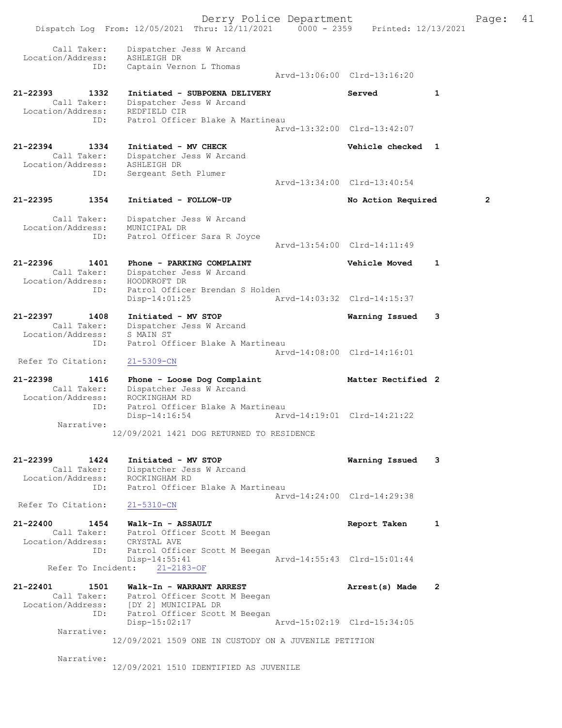Call Taker: Dispatcher Jess W Arcand
Location/Address: ASHLEIGH DR
ID: Captain Vernon L Thomas
Arvd-13:06:00 Clrd-13:16:20

21-22393 1332 Initiated - SUBPOENA DELIVERY Served 1
Call Taker: Dispatcher Jess W Arcand
Location/Address: REDFIELD CIR
ID: Patrol Officer Blake A Martineau
Arvd-13:32:00 Clrd-13:42:07

21-22394 1334 Initiated - MV CHECK Vehicle checked 1
Call Taker: Dispatcher Jess W Arcand
Location/Address: ASHLEIGH DR
ID: Sergeant Seth Plumer
Arvd-13:34:00 Clrd-13:40:54

21-22395 1354 Initiated - FOLLOW-UP No Action Required 2
Call Taker: Dispatcher Jess W Arcand
Location/Address: MUNICIPAL DR
ID: Patrol Officer Sara R Joyce
Arvd-13:54:00 Clrd-14:11:49

21-22396 1401 Phone - PARKING COMPLAINT Vehicle Moved 1
Call Taker: Dispatcher Jess W Arcand
Location/Address: HOODKROFT DR
ID: Patrol Officer Brendan S Holden
Disp-14:01:25 Arvd-14:03:32 Clrd-14:15:37

21-22397 1408 Initiated - MV STOP Warning Issued 3
Call Taker: Dispatcher Jess W Arcand
Location/Address: S MAIN ST
ID: Patrol Officer Blake A Martineau
Arvd-14:08:00 Clrd-14:16:01
Refer To Citation: 21-5309-CN

21-22398 1416 Phone - Loose Dog Complaint Matter Rectified 2
Call Taker: Dispatcher Jess W Arcand
Location/Address: ROCKINGHAM RD
ID: Patrol Officer Blake A Martineau
Disp-14:16:54 Arvd-14:19:01 Clrd-14:21:22
Narrative:
12/09/2021 1421 DOG RETURNED TO RESIDENCE

21-22399 1424 Initiated - MV STOP Warning Issued 3
Call Taker: Dispatcher Jess W Arcand
Location/Address: ROCKINGHAM RD
ID: Patrol Officer Blake A Martineau
Arvd-14:24:00 Clrd-14:29:38
Refer To Citation: 21-5310-CN

21-22400 1454 Walk-In - ASSAULT Report Taken 1
Call Taker: Patrol Officer Scott M Beegan
Location/Address: CRYSTAL AVE
ID: Patrol Officer Scott M Beegan
Disp-14:55:41 Arvd-14:55:43 Clrd-15:01:44
Refer To Incident: 21-2183-OF

21-22401 1501 Walk-In - WARRANT ARREST Arrest(s) Made 2
Call Taker: Patrol Officer Scott M Beegan
Location/Address: [DY 2] MUNICIPAL DR
ID: Patrol Officer Scott M Beegan
Disp-15:02:17 Arvd-15:02:19 Clrd-15:34:05
Narrative:
12/09/2021 1509 ONE IN CUSTODY ON A JUVENILE PETITION

Narrative:
12/09/2021 1510 IDENTIFIED AS JUVENILE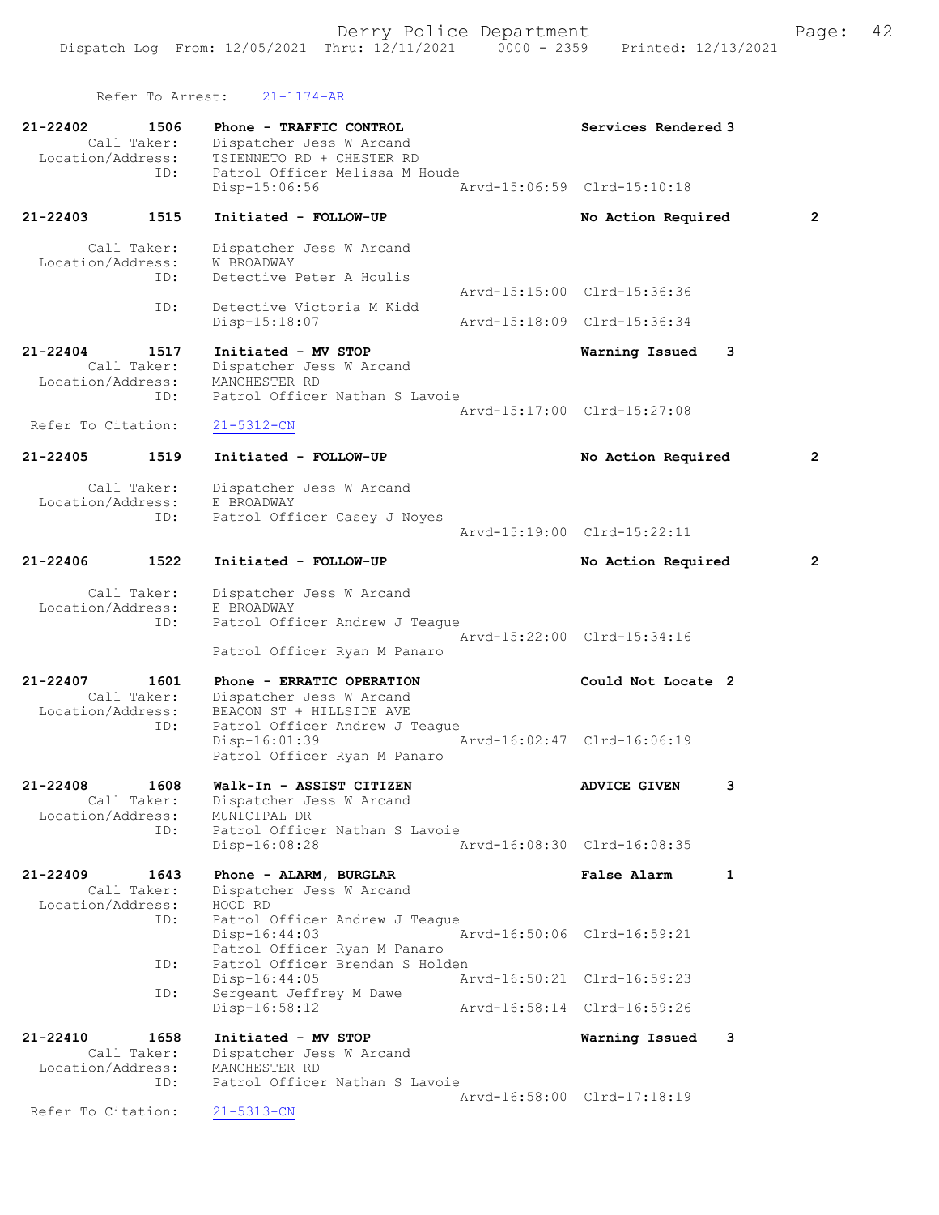Refer To Arrest: 21-1174-AR

```
21-22402        1506    Phone - TRAFFIC CONTROL                     Services Rendered 3
        Call Taker:     Dispatcher Jess W Arcand
  Location/Address:     TSIENNETO RD + CHESTER RD
                ID:     Patrol Officer Melissa M Houde
                        Disp-15:06:56               Arvd-15:06:59  Clrd-15:10:18

21-22403        1515    Initiated - FOLLOW-UP                       No Action Required      2

        Call Taker:     Dispatcher Jess W Arcand
  Location/Address:     W BROADWAY
                ID:     Detective Peter A Houlis
                                                    Arvd-15:15:00  Clrd-15:36:36
                ID:     Detective Victoria M Kidd
                        Disp-15:18:07               Arvd-15:18:09  Clrd-15:36:34

21-22404        1517    Initiated - MV STOP                         Warning Issued    3
        Call Taker:     Dispatcher Jess W Arcand
  Location/Address:     MANCHESTER RD
                ID:     Patrol Officer Nathan S Lavoie
                                                    Arvd-15:17:00  Clrd-15:27:08
 Refer To Citation:     21-5312-CN

21-22405        1519    Initiated - FOLLOW-UP                       No Action Required      2

        Call Taker:     Dispatcher Jess W Arcand
  Location/Address:     E BROADWAY
                ID:     Patrol Officer Casey J Noyes
                                                    Arvd-15:19:00  Clrd-15:22:11

21-22406        1522    Initiated - FOLLOW-UP                       No Action Required      2

        Call Taker:     Dispatcher Jess W Arcand
  Location/Address:     E BROADWAY
                ID:     Patrol Officer Andrew J Teague
                                                    Arvd-15:22:00  Clrd-15:34:16
                        Patrol Officer Ryan M Panaro

21-22407        1601    Phone - ERRATIC OPERATION                   Could Not Locate  2
        Call Taker:     Dispatcher Jess W Arcand
  Location/Address:     BEACON ST + HILLSIDE AVE
                ID:     Patrol Officer Andrew J Teague
                        Disp-16:01:39               Arvd-16:02:47  Clrd-16:06:19
                        Patrol Officer Ryan M Panaro

21-22408        1608    Walk-In - ASSIST CITIZEN                    ADVICE GIVEN      3
        Call Taker:     Dispatcher Jess W Arcand
  Location/Address:     MUNICIPAL DR
                ID:     Patrol Officer Nathan S Lavoie
                        Disp-16:08:28               Arvd-16:08:30  Clrd-16:08:35

21-22409        1643    Phone - ALARM, BURGLAR                      False Alarm       1
        Call Taker:     Dispatcher Jess W Arcand
  Location/Address:     HOOD RD
                ID:     Patrol Officer Andrew J Teague
                        Disp-16:44:03               Arvd-16:50:06  Clrd-16:59:21
                        Patrol Officer Ryan M Panaro
                ID:     Patrol Officer Brendan S Holden
                        Disp-16:44:05               Arvd-16:50:21  Clrd-16:59:23
                ID:     Sergeant Jeffrey M Dawe
                        Disp-16:58:12               Arvd-16:58:14  Clrd-16:59:26

21-22410        1658    Initiated - MV STOP                         Warning Issued    3
        Call Taker:     Dispatcher Jess W Arcand
  Location/Address:     MANCHESTER RD
                ID:     Patrol Officer Nathan S Lavoie
                                                    Arvd-16:58:00  Clrd-17:18:19
 Refer To Citation:     21-5313-CN
```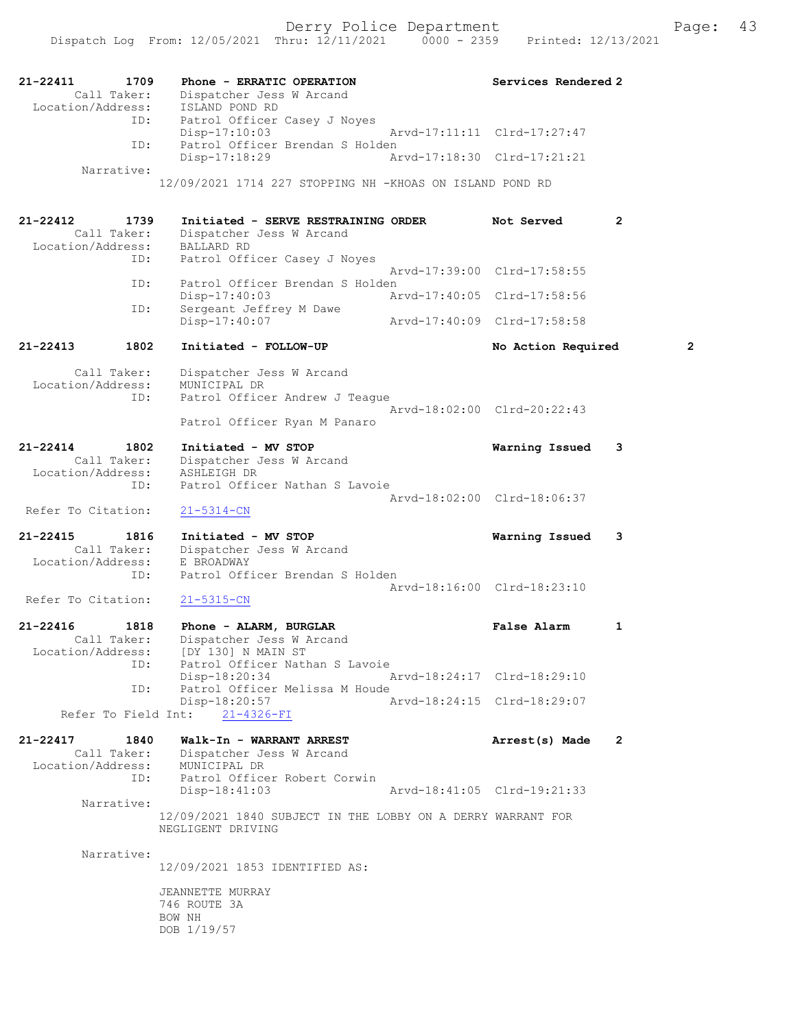21-22411 1709 Phone - ERRATIC OPERATION Services Rendered 2
Call Taker: Dispatcher Jess W Arcand
Location/Address: ISLAND POND RD
ID: Patrol Officer Casey J Noyes
Disp-17:10:03 Arvd-17:11:11 Clrd-17:27:47
ID: Patrol Officer Brendan S Holden
Disp-17:18:29 Arvd-17:18:30 Clrd-17:21:21
Narrative:
12/09/2021 1714 227 STOPPING NH -KHOAS ON ISLAND POND RD

21-22412 1739 Initiated - SERVE RESTRAINING ORDER Not Served 2
Call Taker: Dispatcher Jess W Arcand
Location/Address: BALLARD RD
ID: Patrol Officer Casey J Noyes
Arvd-17:39:00 Clrd-17:58:55
ID: Patrol Officer Brendan S Holden
Disp-17:40:03 Arvd-17:40:05 Clrd-17:58:56
ID: Sergeant Jeffrey M Dawe
Disp-17:40:07 Arvd-17:40:09 Clrd-17:58:58

21-22413 1802 Initiated - FOLLOW-UP No Action Required 2
Call Taker: Dispatcher Jess W Arcand
Location/Address: MUNICIPAL DR
ID: Patrol Officer Andrew J Teague
Arvd-18:02:00 Clrd-20:22:43
Patrol Officer Ryan M Panaro

21-22414 1802 Initiated - MV STOP Warning Issued 3
Call Taker: Dispatcher Jess W Arcand
Location/Address: ASHLEIGH DR
ID: Patrol Officer Nathan S Lavoie
Arvd-18:02:00 Clrd-18:06:37
Refer To Citation: 21-5314-CN

21-22415 1816 Initiated - MV STOP Warning Issued 3
Call Taker: Dispatcher Jess W Arcand
Location/Address: E BROADWAY
ID: Patrol Officer Brendan S Holden
Arvd-18:16:00 Clrd-18:23:10
Refer To Citation: 21-5315-CN

21-22416 1818 Phone - ALARM, BURGLAR False Alarm 1
Call Taker: Dispatcher Jess W Arcand
Location/Address: [DY 130] N MAIN ST
ID: Patrol Officer Nathan S Lavoie
Disp-18:20:34 Arvd-18:24:17 Clrd-18:29:10
ID: Patrol Officer Melissa M Houde
Disp-18:20:57 Arvd-18:24:15 Clrd-18:29:07
Refer To Field Int: 21-4326-FI

21-22417 1840 Walk-In - WARRANT ARREST Arrest(s) Made 2
Call Taker: Dispatcher Jess W Arcand
Location/Address: MUNICIPAL DR
ID: Patrol Officer Robert Corwin
Disp-18:41:03 Arvd-18:41:05 Clrd-19:21:33
Narrative:
12/09/2021 1840 SUBJECT IN THE LOBBY ON A DERRY WARRANT FOR NEGLIGENT DRIVING

Narrative:
12/09/2021 1853 IDENTIFIED AS:

JEANNETTE MURRAY
746 ROUTE 3A
BOW NH
DOB 1/19/57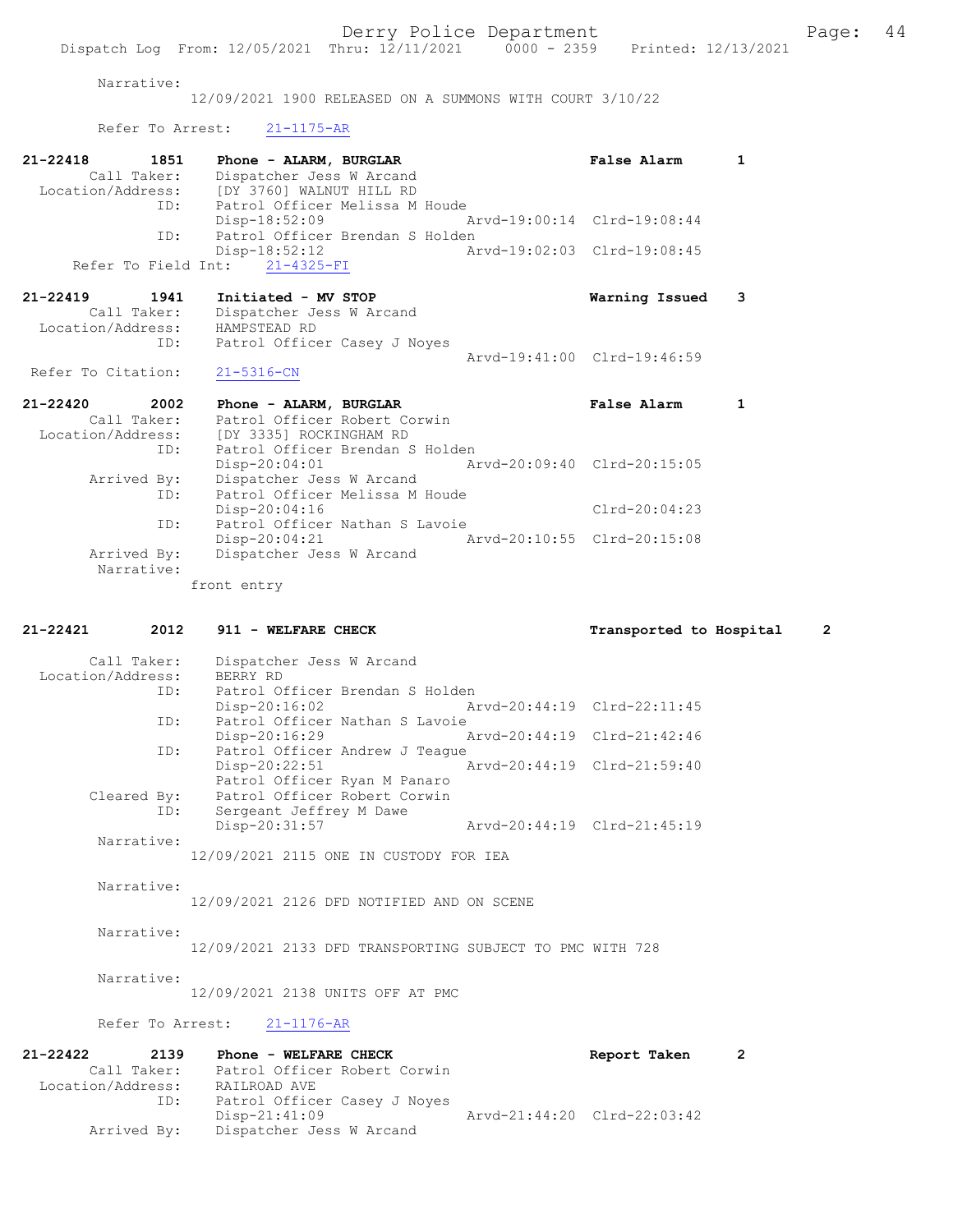Narrative:
12/09/2021 1900 RELEASED ON A SUMMONS WITH COURT 3/10/22

Refer To Arrest: 21-1175-AR

```
21-22418        1851    Phone - ALARM, BURGLAR                      False Alarm      1
         Call Taker:    Dispatcher Jess W Arcand
   Location/Address:    [DY 3760] WALNUT HILL RD
                ID:     Patrol Officer Melissa M Houde
                        Disp-18:52:09              Arvd-19:00:14  Clrd-19:08:44
                ID:     Patrol Officer Brendan S Holden
                        Disp-18:52:12              Arvd-19:02:03  Clrd-19:08:45
     Refer To Field Int:    21-4325-FI

21-22419        1941    Initiated - MV STOP                         Warning Issued   3
         Call Taker:    Dispatcher Jess W Arcand
   Location/Address:    HAMPSTEAD RD
                ID:     Patrol Officer Casey J Noyes
                                                   Arvd-19:41:00  Clrd-19:46:59
  Refer To Citation:    21-5316-CN

21-22420        2002    Phone - ALARM, BURGLAR                      False Alarm      1
         Call Taker:    Patrol Officer Robert Corwin
   Location/Address:    [DY 3335] ROCKINGHAM RD
                ID:     Patrol Officer Brendan S Holden
                        Disp-20:04:01              Arvd-20:09:40  Clrd-20:15:05
        Arrived By:     Dispatcher Jess W Arcand
                ID:     Patrol Officer Melissa M Houde
                        Disp-20:04:16                             Clrd-20:04:23
                ID:     Patrol Officer Nathan S Lavoie
                        Disp-20:04:21              Arvd-20:10:55  Clrd-20:15:08
        Arrived By:     Dispatcher Jess W Arcand
         Narrative:
                      front entry

21-22421        2012    911 - WELFARE CHECK                         Transported to Hospital     2

         Call Taker:    Dispatcher Jess W Arcand
   Location/Address:    BERRY RD
                ID:     Patrol Officer Brendan S Holden
                        Disp-20:16:02              Arvd-20:44:19  Clrd-22:11:45
                ID:     Patrol Officer Nathan S Lavoie
                        Disp-20:16:29              Arvd-20:44:19  Clrd-21:42:46
                ID:     Patrol Officer Andrew J Teague
                        Disp-20:22:51              Arvd-20:44:19  Clrd-21:59:40
                        Patrol Officer Ryan M Panaro
        Cleared By:     Patrol Officer Robert Corwin
                ID:     Sergeant Jeffrey M Dawe
                        Disp-20:31:57              Arvd-20:44:19  Clrd-21:45:19
         Narrative:
                      12/09/2021 2115 ONE IN CUSTODY FOR IEA

         Narrative:
                      12/09/2021 2126 DFD NOTIFIED AND ON SCENE

         Narrative:
                      12/09/2021 2133 DFD TRANSPORTING SUBJECT TO PMC WITH 728

         Narrative:
                      12/09/2021 2138 UNITS OFF AT PMC

        Refer To Arrest:    21-1176-AR

21-22422        2139    Phone - WELFARE CHECK                       Report Taken     2
         Call Taker:    Patrol Officer Robert Corwin
   Location/Address:    RAILROAD AVE
                ID:     Patrol Officer Casey J Noyes
                        Disp-21:41:09              Arvd-21:44:20  Clrd-22:03:42
        Arrived By:     Dispatcher Jess W Arcand
```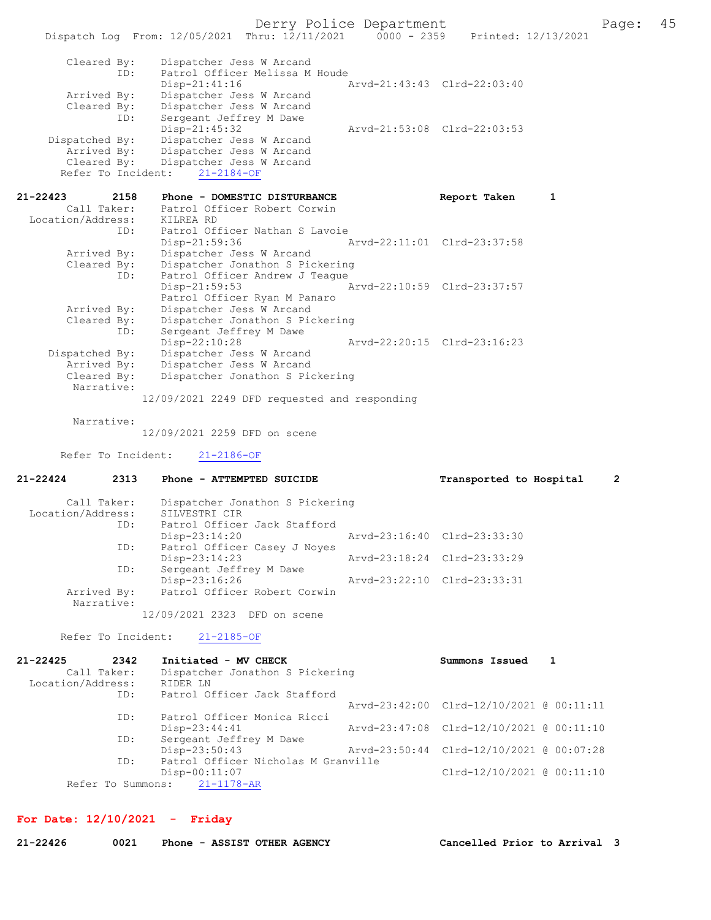```
    Cleared By:    Dispatcher Jess W Arcand
            ID:    Patrol Officer Melissa M Houde
                   Disp-21:41:16              Arvd-21:43:43  Clrd-22:03:40
    Arrived By:    Dispatcher Jess W Arcand
    Cleared By:    Dispatcher Jess W Arcand
            ID:    Sergeant Jeffrey M Dawe
                   Disp-21:45:32              Arvd-21:53:08  Clrd-22:03:53
 Dispatched By:    Dispatcher Jess W Arcand
    Arrived By:    Dispatcher Jess W Arcand
    Cleared By:    Dispatcher Jess W Arcand
  Refer To Incident:    21-2184-OF
```

```
21-22423        2158    Phone - DOMESTIC DISTURBANCE              Report Taken       1
       Call Taker:    Patrol Officer Robert Corwin
 Location/Address:    KILREA RD
               ID:    Patrol Officer Nathan S Lavoie
                      Disp-21:59:36              Arvd-22:11:01  Clrd-23:37:58
       Arrived By:    Dispatcher Jess W Arcand
       Cleared By:    Dispatcher Jonathon S Pickering
               ID:    Patrol Officer Andrew J Teague
                      Disp-21:59:53              Arvd-22:10:59  Clrd-23:37:57
                      Patrol Officer Ryan M Panaro
       Arrived By:    Dispatcher Jess W Arcand
       Cleared By:    Dispatcher Jonathon S Pickering
               ID:    Sergeant Jeffrey M Dawe
                      Disp-22:10:28              Arvd-22:20:15  Clrd-23:16:23
    Dispatched By:    Dispatcher Jess W Arcand
       Arrived By:    Dispatcher Jess W Arcand
       Cleared By:    Dispatcher Jonathon S Pickering
        Narrative:
                  12/09/2021 2249 DFD requested and responding

        Narrative:
                  12/09/2021 2259 DFD on scene

      Refer To Incident:    21-2186-OF
```

```
21-22424        2313    Phone - ATTEMPTED SUICIDE                 Transported to Hospital     2

       Call Taker:    Dispatcher Jonathon S Pickering
 Location/Address:    SILVESTRI CIR
               ID:    Patrol Officer Jack Stafford
                      Disp-23:14:20              Arvd-23:16:40  Clrd-23:33:30
               ID:    Patrol Officer Casey J Noyes
                      Disp-23:14:23              Arvd-23:18:24  Clrd-23:33:29
               ID:    Sergeant Jeffrey M Dawe
                      Disp-23:16:26              Arvd-23:22:10  Clrd-23:33:31
       Arrived By:    Patrol Officer Robert Corwin
        Narrative:
                  12/09/2021 2323  DFD on scene

      Refer To Incident:    21-2185-OF
```

```
21-22425        2342    Initiated - MV CHECK                      Summons Issued     1
       Call Taker:    Dispatcher Jonathon S Pickering
 Location/Address:    RIDER LN
               ID:    Patrol Officer Jack Stafford
                                                 Arvd-23:42:00  Clrd-12/10/2021 @ 00:11:11
               ID:    Patrol Officer Monica Ricci
                      Disp-23:44:41              Arvd-23:47:08  Clrd-12/10/2021 @ 00:11:10
               ID:    Sergeant Jeffrey M Dawe
                      Disp-23:50:43              Arvd-23:50:44  Clrd-12/10/2021 @ 00:07:28
               ID:    Patrol Officer Nicholas M Granville
                      Disp-00:11:07                             Clrd-12/10/2021 @ 00:11:10
      Refer To Summons:    21-1178-AR
```

**For Date: 12/10/2021 - Friday**

```
21-22426        0021    Phone - ASSIST OTHER AGENCY               Cancelled Prior to Arrival  3
```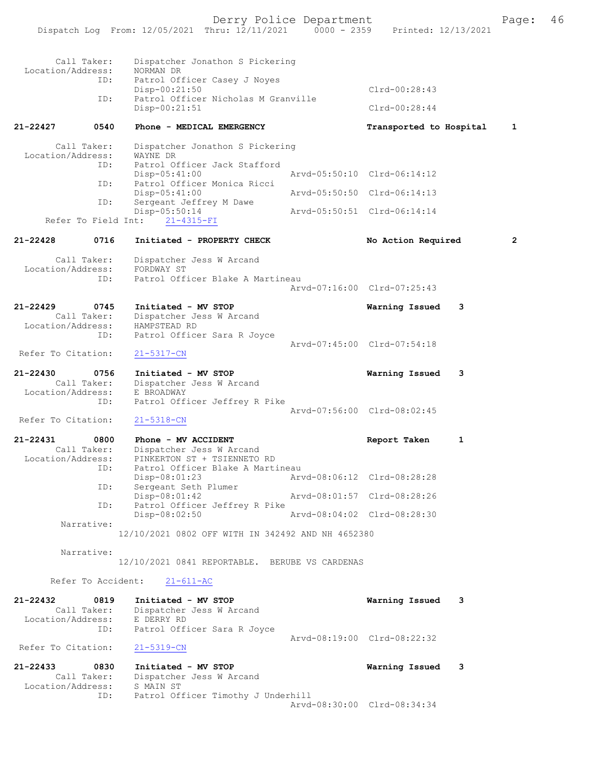Call Taker: Dispatcher Jonathon S Pickering
Location/Address: NORMAN DR
ID: Patrol Officer Casey J Noyes
Disp-00:21:50 Clrd-00:28:43
ID: Patrol Officer Nicholas M Granville
Disp-00:21:51 Clrd-00:28:44

**21-22427 0540 Phone - MEDICAL EMERGENCY Transported to Hospital 1**

Call Taker: Dispatcher Jonathon S Pickering
Location/Address: WAYNE DR
ID: Patrol Officer Jack Stafford
Disp-05:41:00 Arvd-05:50:10 Clrd-06:14:12
ID: Patrol Officer Monica Ricci
Disp-05:41:00 Arvd-05:50:50 Clrd-06:14:13
ID: Sergeant Jeffrey M Dawe
Disp-05:50:14 Arvd-05:50:51 Clrd-06:14:14
Refer To Field Int: 21-4315-FI

**21-22428 0716 Initiated - PROPERTY CHECK No Action Required 2**

Call Taker: Dispatcher Jess W Arcand
Location/Address: FORDWAY ST
ID: Patrol Officer Blake A Martineau
Arvd-07:16:00 Clrd-07:25:43

**21-22429 0745 Initiated - MV STOP Warning Issued 3**

Call Taker: Dispatcher Jess W Arcand
Location/Address: HAMPSTEAD RD
ID: Patrol Officer Sara R Joyce
Arvd-07:45:00 Clrd-07:54:18
Refer To Citation: 21-5317-CN

**21-22430 0756 Initiated - MV STOP Warning Issued 3**

Call Taker: Dispatcher Jess W Arcand
Location/Address: E BROADWAY
ID: Patrol Officer Jeffrey R Pike
Arvd-07:56:00 Clrd-08:02:45
Refer To Citation: 21-5318-CN

**21-22431 0800 Phone - MV ACCIDENT Report Taken 1**

Call Taker: Dispatcher Jess W Arcand
Location/Address: PINKERTON ST + TSIENNETO RD
ID: Patrol Officer Blake A Martineau
Disp-08:01:23 Arvd-08:06:12 Clrd-08:28:28
ID: Sergeant Seth Plumer
Disp-08:01:42 Arvd-08:01:57 Clrd-08:28:26
ID: Patrol Officer Jeffrey R Pike
Disp-08:02:50 Arvd-08:04:02 Clrd-08:28:30
Narrative:
12/10/2021 0802 OFF WITH IN 342492 AND NH 4652380

Narrative:
12/10/2021 0841 REPORTABLE. BERUBE VS CARDENAS

Refer To Accident: 21-611-AC

**21-22432 0819 Initiated - MV STOP Warning Issued 3**

Call Taker: Dispatcher Jess W Arcand
Location/Address: E DERRY RD
ID: Patrol Officer Sara R Joyce
Arvd-08:19:00 Clrd-08:22:32
Refer To Citation: 21-5319-CN

**21-22433 0830 Initiated - MV STOP Warning Issued 3**

Call Taker: Dispatcher Jess W Arcand
Location/Address: S MAIN ST
ID: Patrol Officer Timothy J Underhill
Arvd-08:30:00 Clrd-08:34:34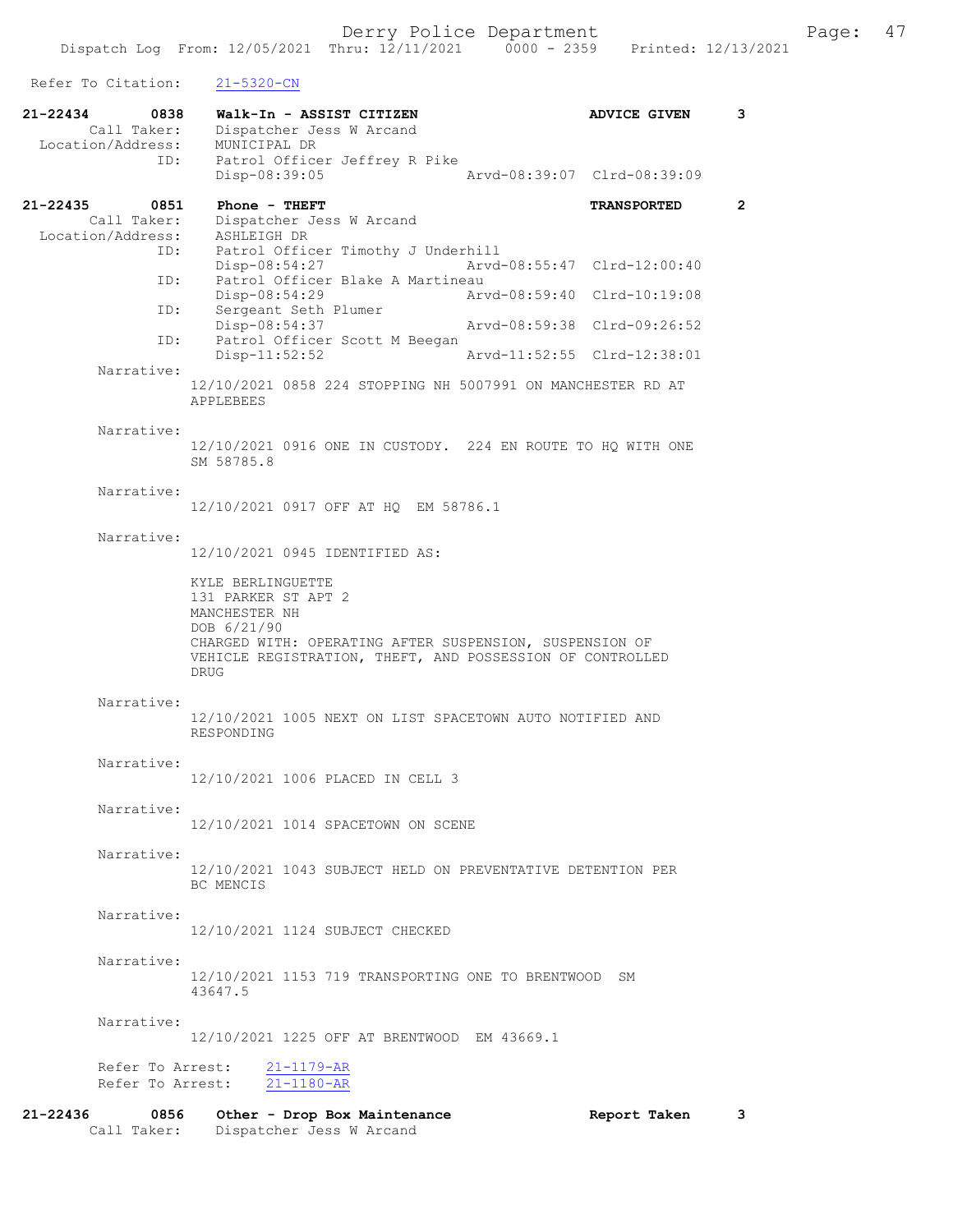Refer To Citation: 21-5320-CN

**21-22434 0838 Walk-In - ASSIST CITIZEN** **ADVICE GIVEN** **3**
Call Taker: Dispatcher Jess W Arcand
Location/Address: MUNICIPAL DR
ID: Patrol Officer Jeffrey R Pike
Disp-08:39:05 Arvd-08:39:07 Clrd-08:39:09

**21-22435 0851 Phone - THEFT** **TRANSPORTED** **2**
Call Taker: Dispatcher Jess W Arcand
Location/Address: ASHLEIGH DR
ID: Patrol Officer Timothy J Underhill
Disp-08:54:27 Arvd-08:55:47 Clrd-12:00:40
ID: Patrol Officer Blake A Martineau
Disp-08:54:29 Arvd-08:59:40 Clrd-10:19:08
ID: Sergeant Seth Plumer
Disp-08:54:37 Arvd-08:59:38 Clrd-09:26:52
ID: Patrol Officer Scott M Beegan
Disp-11:52:52 Arvd-11:52:55 Clrd-12:38:01

Narrative:
12/10/2021 0858 224 STOPPING NH 5007991 ON MANCHESTER RD AT APPLEBEES

Narrative:
12/10/2021 0916 ONE IN CUSTODY. 224 EN ROUTE TO HQ WITH ONE SM 58785.8

Narrative:
12/10/2021 0917 OFF AT HQ EM 58786.1

Narrative:
12/10/2021 0945 IDENTIFIED AS:

KYLE BERLINGUETTE
131 PARKER ST APT 2
MANCHESTER NH
DOB 6/21/90
CHARGED WITH: OPERATING AFTER SUSPENSION, SUSPENSION OF VEHICLE REGISTRATION, THEFT, AND POSSESSION OF CONTROLLED DRUG

Narrative:
12/10/2021 1005 NEXT ON LIST SPACETOWN AUTO NOTIFIED AND RESPONDING

Narrative:
12/10/2021 1006 PLACED IN CELL 3

Narrative:
12/10/2021 1014 SPACETOWN ON SCENE

Narrative:
12/10/2021 1043 SUBJECT HELD ON PREVENTATIVE DETENTION PER BC MENCIS

Narrative:
12/10/2021 1124 SUBJECT CHECKED

Narrative:
12/10/2021 1153 719 TRANSPORTING ONE TO BRENTWOOD SM 43647.5

Narrative:
12/10/2021 1225 OFF AT BRENTWOOD EM 43669.1

Refer To Arrest: 21-1179-AR
Refer To Arrest: 21-1180-AR

**21-22436 0856 Other - Drop Box Maintenance** **Report Taken** **3**
Call Taker: Dispatcher Jess W Arcand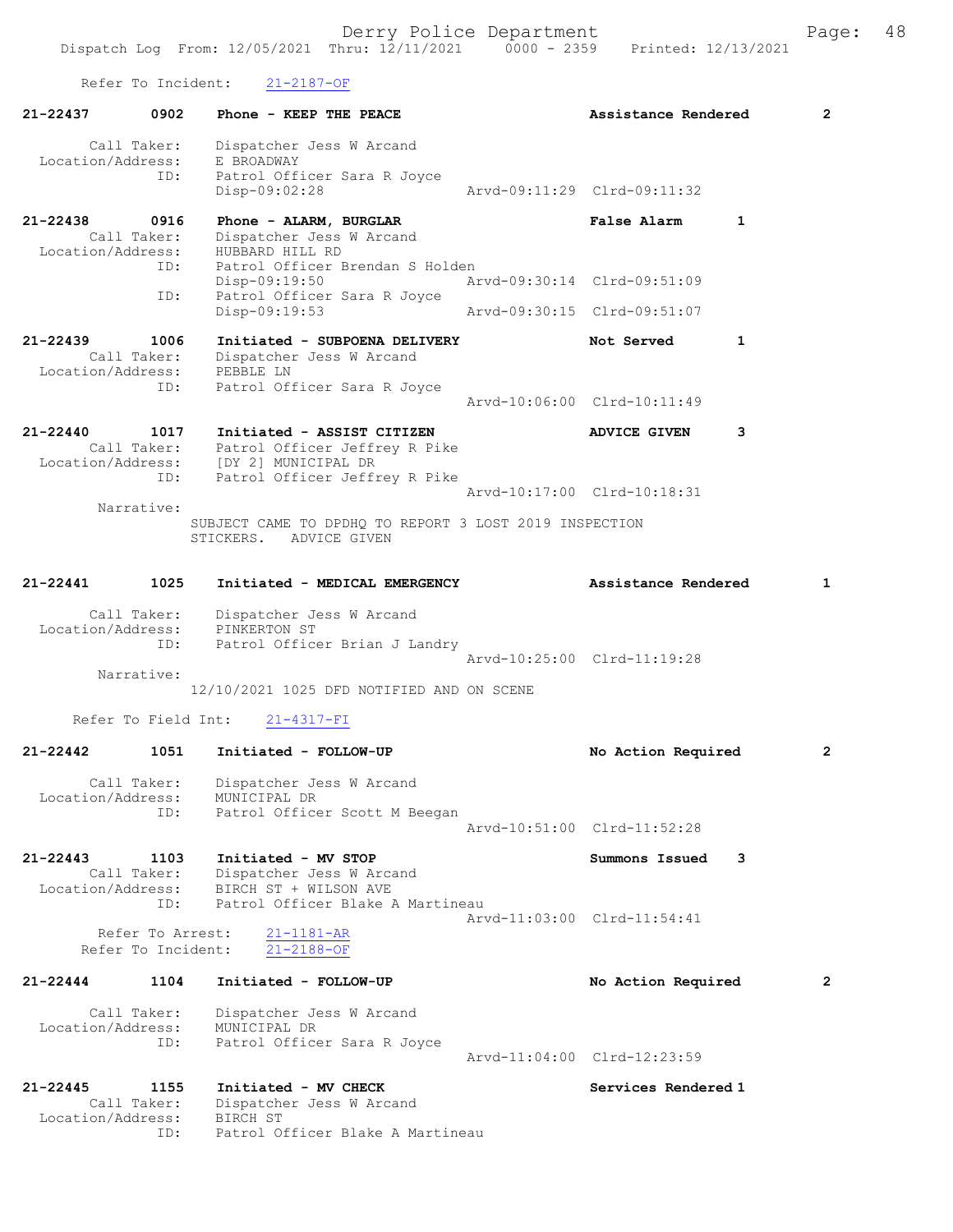Refer To Incident: 21-2187-OF

**21-22437 0902 Phone - KEEP THE PEACE Assistance Rendered 2**

Call Taker: Dispatcher Jess W Arcand
Location/Address: E BROADWAY
ID: Patrol Officer Sara R Joyce
Disp-09:02:28 Arvd-09:11:29 Clrd-09:11:32

**21-22438 0916 Phone - ALARM, BURGLAR False Alarm 1**

Call Taker: Dispatcher Jess W Arcand
Location/Address: HUBBARD HILL RD
ID: Patrol Officer Brendan S Holden
Disp-09:19:50 Arvd-09:30:14 Clrd-09:51:09
ID: Patrol Officer Sara R Joyce
Disp-09:19:53 Arvd-09:30:15 Clrd-09:51:07

**21-22439 1006 Initiated - SUBPOENA DELIVERY Not Served 1**

Call Taker: Dispatcher Jess W Arcand
Location/Address: PEBBLE LN
ID: Patrol Officer Sara R Joyce
Arvd-10:06:00 Clrd-10:11:49

**21-22440 1017 Initiated - ASSIST CITIZEN ADVICE GIVEN 3**

Call Taker: Patrol Officer Jeffrey R Pike
Location/Address: [DY 2] MUNICIPAL DR
ID: Patrol Officer Jeffrey R Pike
Arvd-10:17:00 Clrd-10:18:31

Narrative:
SUBJECT CAME TO DPDHQ TO REPORT 3 LOST 2019 INSPECTION STICKERS. ADVICE GIVEN

**21-22441 1025 Initiated - MEDICAL EMERGENCY Assistance Rendered 1**

Call Taker: Dispatcher Jess W Arcand
Location/Address: PINKERTON ST
ID: Patrol Officer Brian J Landry
Arvd-10:25:00 Clrd-11:19:28

Narrative:
12/10/2021 1025 DFD NOTIFIED AND ON SCENE

Refer To Field Int: 21-4317-FI

**21-22442 1051 Initiated - FOLLOW-UP No Action Required 2**

Call Taker: Dispatcher Jess W Arcand
Location/Address: MUNICIPAL DR
ID: Patrol Officer Scott M Beegan
Arvd-10:51:00 Clrd-11:52:28

**21-22443 1103 Initiated - MV STOP Summons Issued 3**

Call Taker: Dispatcher Jess W Arcand
Location/Address: BIRCH ST + WILSON AVE
ID: Patrol Officer Blake A Martineau
Arvd-11:03:00 Clrd-11:54:41

Refer To Arrest: 21-1181-AR
Refer To Incident: 21-2188-OF

**21-22444 1104 Initiated - FOLLOW-UP No Action Required 2**

Call Taker: Dispatcher Jess W Arcand
Location/Address: MUNICIPAL DR
ID: Patrol Officer Sara R Joyce
Arvd-11:04:00 Clrd-12:23:59

**21-22445 1155 Initiated - MV CHECK Services Rendered 1**

Call Taker: Dispatcher Jess W Arcand
Location/Address: BIRCH ST
ID: Patrol Officer Blake A Martineau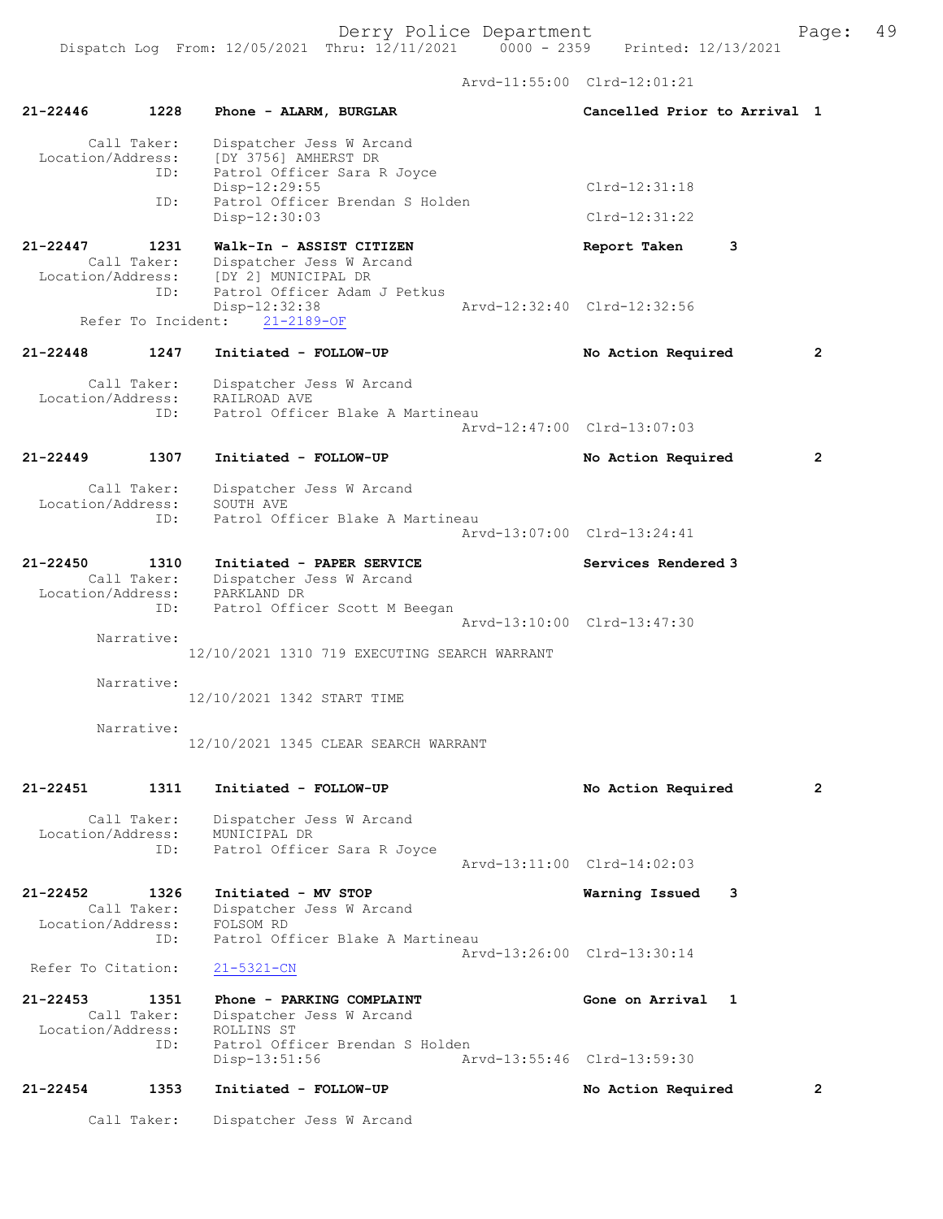Arvd-11:55:00 Clrd-12:01:21

**21-22446 1228 Phone - ALARM, BURGLAR** — **Cancelled Prior to Arrival 1**

Call Taker: Dispatcher Jess W Arcand
Location/Address: [DY 3756] AMHERST DR
ID: Patrol Officer Sara R Joyce
Disp-12:29:55 Clrd-12:31:18
ID: Patrol Officer Brendan S Holden
Disp-12:30:03 Clrd-12:31:22

**21-22447 1231 Walk-In - ASSIST CITIZEN** — **Report Taken 3**

Call Taker: Dispatcher Jess W Arcand
Location/Address: [DY 2] MUNICIPAL DR
ID: Patrol Officer Adam J Petkus
Disp-12:32:38 Arvd-12:32:40 Clrd-12:32:56
Refer To Incident: 21-2189-OF

**21-22448 1247 Initiated - FOLLOW-UP** — **No Action Required 2**

Call Taker: Dispatcher Jess W Arcand
Location/Address: RAILROAD AVE
ID: Patrol Officer Blake A Martineau
Arvd-12:47:00 Clrd-13:07:03

**21-22449 1307 Initiated - FOLLOW-UP** — **No Action Required 2**

Call Taker: Dispatcher Jess W Arcand
Location/Address: SOUTH AVE
ID: Patrol Officer Blake A Martineau
Arvd-13:07:00 Clrd-13:24:41

**21-22450 1310 Initiated - PAPER SERVICE** — **Services Rendered 3**

Call Taker: Dispatcher Jess W Arcand
Location/Address: PARKLAND DR
ID: Patrol Officer Scott M Beegan
Arvd-13:10:00 Clrd-13:47:30

Narrative:
12/10/2021 1310 719 EXECUTING SEARCH WARRANT

Narrative:
12/10/2021 1342 START TIME

Narrative:
12/10/2021 1345 CLEAR SEARCH WARRANT

**21-22451 1311 Initiated - FOLLOW-UP** — **No Action Required 2**

Call Taker: Dispatcher Jess W Arcand
Location/Address: MUNICIPAL DR
ID: Patrol Officer Sara R Joyce
Arvd-13:11:00 Clrd-14:02:03

**21-22452 1326 Initiated - MV STOP** — **Warning Issued 3**

Call Taker: Dispatcher Jess W Arcand
Location/Address: FOLSOM RD
ID: Patrol Officer Blake A Martineau
Arvd-13:26:00 Clrd-13:30:14
Refer To Citation: 21-5321-CN

**21-22453 1351 Phone - PARKING COMPLAINT** — **Gone on Arrival 1**

Call Taker: Dispatcher Jess W Arcand
Location/Address: ROLLINS ST
ID: Patrol Officer Brendan S Holden
Disp-13:51:56 Arvd-13:55:46 Clrd-13:59:30

**21-22454 1353 Initiated - FOLLOW-UP** — **No Action Required 2**

Call Taker: Dispatcher Jess W Arcand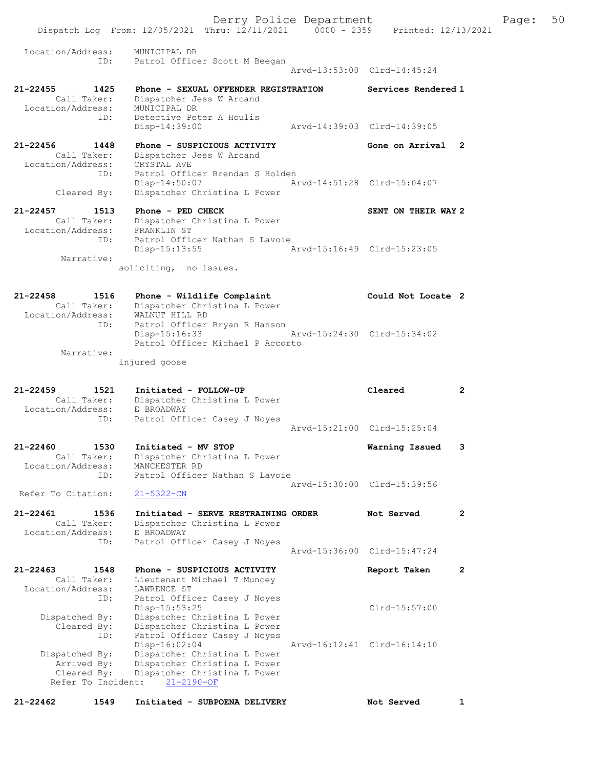Dispatch Log From: 12/05/2021 Thru: 12/11/2021 0000 - 2359 Printed: 12/13/2021

```
 Location/Address:    MUNICIPAL DR
              ID:     Patrol Officer Scott M Beegan
                                                Arvd-13:53:00  Clrd-14:45:24

21-22455      1425    Phone - SEXUAL OFFENDER REGISTRATION         Services Rendered 1
       Call Taker:    Dispatcher Jess W Arcand
 Location/Address:    MUNICIPAL DR
              ID:     Detective Peter A Houlis
                      Disp-14:39:00             Arvd-14:39:03  Clrd-14:39:05

21-22456      1448    Phone - SUSPICIOUS ACTIVITY                  Gone on Arrival  2
       Call Taker:    Dispatcher Jess W Arcand
 Location/Address:    CRYSTAL AVE
              ID:     Patrol Officer Brendan S Holden
                      Disp-14:50:07             Arvd-14:51:28  Clrd-15:04:07
       Cleared By:    Dispatcher Christina L Power

21-22457      1513    Phone - PED CHECK                            SENT ON THEIR WAY 2
       Call Taker:    Dispatcher Christina L Power
 Location/Address:    FRANKLIN ST
              ID:     Patrol Officer Nathan S Lavoie
                      Disp-15:13:55             Arvd-15:16:49  Clrd-15:23:05
        Narrative:
                   soliciting,  no issues.

21-22458      1516    Phone - Wildlife Complaint                   Could Not Locate 2
       Call Taker:    Dispatcher Christina L Power
 Location/Address:    WALNUT HILL RD
              ID:     Patrol Officer Bryan R Hanson
                      Disp-15:16:33             Arvd-15:24:30  Clrd-15:34:02
                      Patrol Officer Michael P Accorto
        Narrative:
                   injured goose

21-22459      1521    Initiated - FOLLOW-UP                        Cleared          2
       Call Taker:    Dispatcher Christina L Power
 Location/Address:    E BROADWAY
              ID:     Patrol Officer Casey J Noyes
                                                Arvd-15:21:00  Clrd-15:25:04

21-22460      1530    Initiated - MV STOP                          Warning Issued   3
       Call Taker:    Dispatcher Christina L Power
 Location/Address:    MANCHESTER RD
              ID:     Patrol Officer Nathan S Lavoie
                                                Arvd-15:30:00  Clrd-15:39:56
 Refer To Citation:   21-5322-CN

21-22461      1536    Initiated - SERVE RESTRAINING ORDER          Not Served       2
       Call Taker:    Dispatcher Christina L Power
 Location/Address:    E BROADWAY
              ID:     Patrol Officer Casey J Noyes
                                                Arvd-15:36:00  Clrd-15:47:24

21-22463      1548    Phone - SUSPICIOUS ACTIVITY                  Report Taken     2
       Call Taker:    Lieutenant Michael T Muncey
 Location/Address:    LAWRENCE ST
              ID:     Patrol Officer Casey J Noyes
                      Disp-15:53:25                            Clrd-15:57:00
    Dispatched By:    Dispatcher Christina L Power
       Cleared By:    Dispatcher Christina L Power
              ID:     Patrol Officer Casey J Noyes
                      Disp-16:02:04             Arvd-16:12:41  Clrd-16:14:10
    Dispatched By:    Dispatcher Christina L Power
       Arrived By:    Dispatcher Christina L Power
       Cleared By:    Dispatcher Christina L Power
     Refer To Incident:   21-2190-OF

21-22462      1549    Initiated - SUBPOENA DELIVERY                Not Served       1
```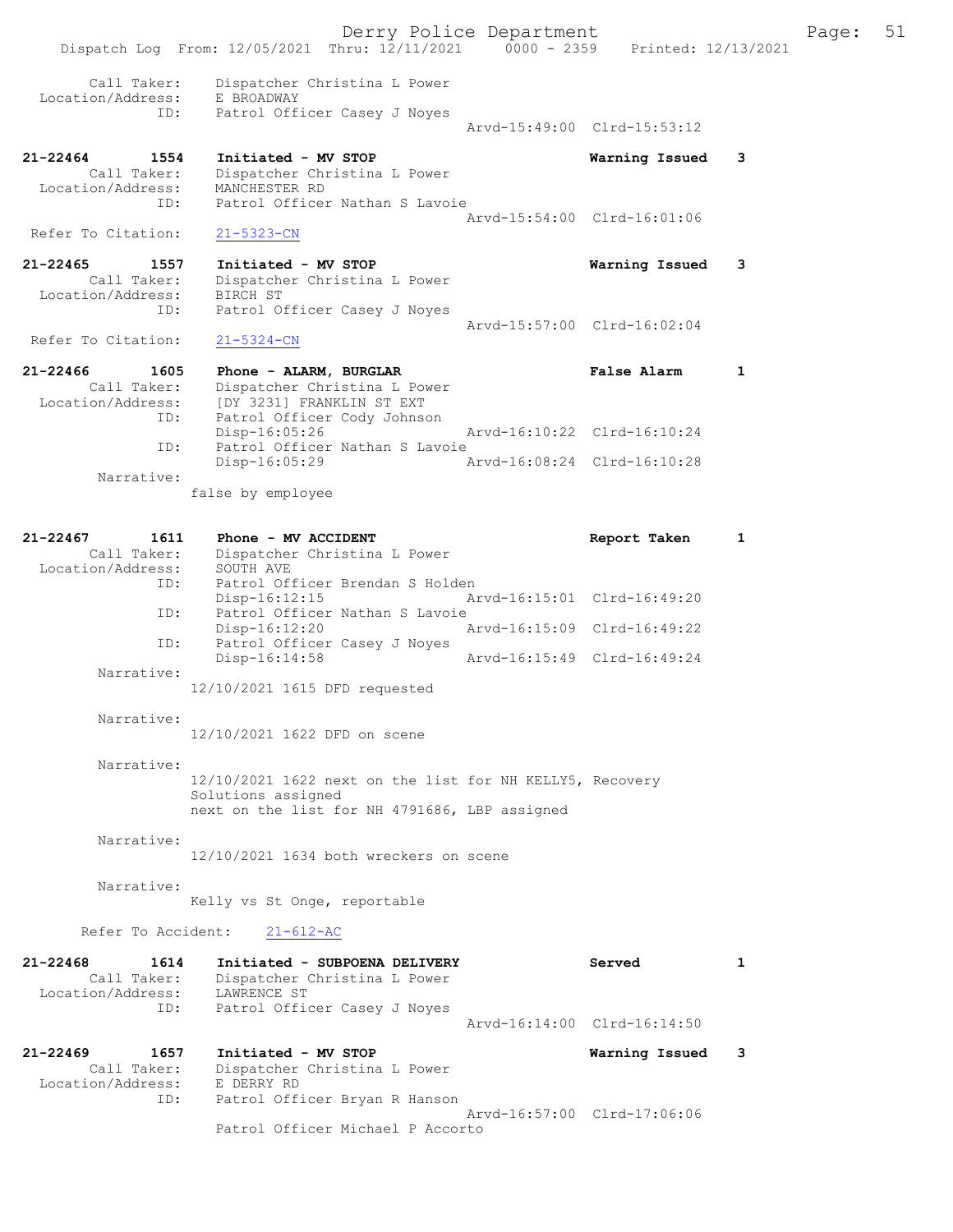Call Taker: Dispatcher Christina L Power
Location/Address: E BROADWAY
ID: Patrol Officer Casey J Noyes
Arvd-15:49:00 Clrd-15:53:12

21-22464 1554 **Initiated - MV STOP** **Warning Issued** 3
Call Taker: Dispatcher Christina L Power
Location/Address: MANCHESTER RD
ID: Patrol Officer Nathan S Lavoie
Arvd-15:54:00 Clrd-16:01:06
Refer To Citation: 21-5323-CN

21-22465 1557 **Initiated - MV STOP** **Warning Issued** 3
Call Taker: Dispatcher Christina L Power
Location/Address: BIRCH ST
ID: Patrol Officer Casey J Noyes
Arvd-15:57:00 Clrd-16:02:04
Refer To Citation: 21-5324-CN

21-22466 1605 **Phone - ALARM, BURGLAR** **False Alarm** 1
Call Taker: Dispatcher Christina L Power
Location/Address: [DY 3231] FRANKLIN ST EXT
ID: Patrol Officer Cody Johnson
Disp-16:05:26 Arvd-16:10:22 Clrd-16:10:24
ID: Patrol Officer Nathan S Lavoie
Disp-16:05:29 Arvd-16:08:24 Clrd-16:10:28
Narrative:
false by employee

21-22467 1611 **Phone - MV ACCIDENT** **Report Taken** 1
Call Taker: Dispatcher Christina L Power
Location/Address: SOUTH AVE
ID: Patrol Officer Brendan S Holden
Disp-16:12:15 Arvd-16:15:01 Clrd-16:49:20
ID: Patrol Officer Nathan S Lavoie
Disp-16:12:20 Arvd-16:15:09 Clrd-16:49:22
ID: Patrol Officer Casey J Noyes
Disp-16:14:58 Arvd-16:15:49 Clrd-16:49:24
Narrative:
12/10/2021 1615 DFD requested

Narrative:
12/10/2021 1622 DFD on scene

Narrative:
12/10/2021 1622 next on the list for NH KELLY5, Recovery Solutions assigned
next on the list for NH 4791686, LBP assigned

Narrative:
12/10/2021 1634 both wreckers on scene

Narrative:
Kelly vs St Onge, reportable

Refer To Accident: 21-612-AC

21-22468 1614 **Initiated - SUBPOENA DELIVERY** **Served** 1
Call Taker: Dispatcher Christina L Power
Location/Address: LAWRENCE ST
ID: Patrol Officer Casey J Noyes
Arvd-16:14:00 Clrd-16:14:50

21-22469 1657 **Initiated - MV STOP** **Warning Issued** 3
Call Taker: Dispatcher Christina L Power
Location/Address: E DERRY RD
ID: Patrol Officer Bryan R Hanson
Arvd-16:57:00 Clrd-17:06:06
Patrol Officer Michael P Accorto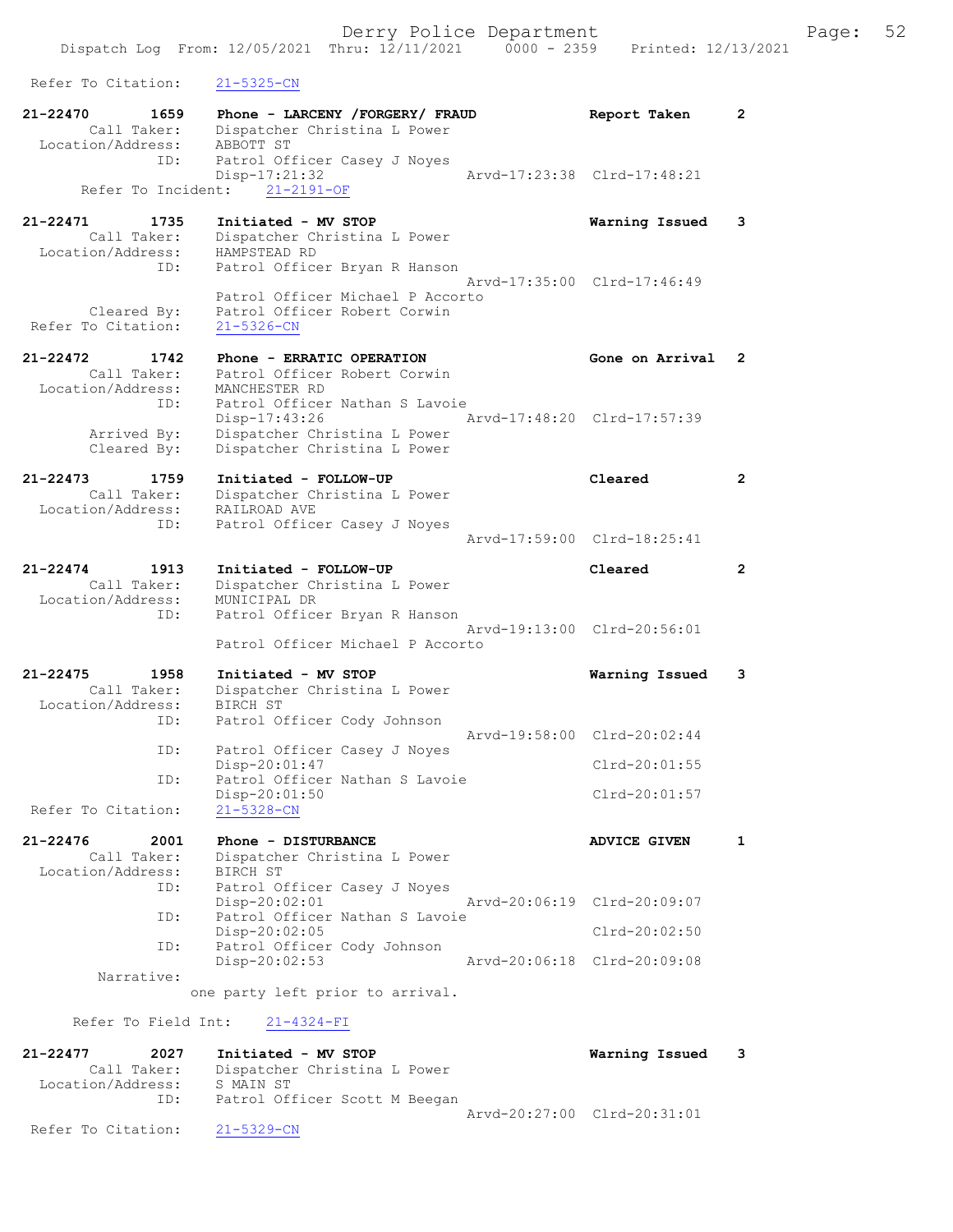Refer To Citation: 21-5325-CN

```
21-22470        1659    Phone - LARCENY /FORGERY/ FRAUD              Report Taken     2
         Call Taker:    Dispatcher Christina L Power
   Location/Address:    ABBOTT ST
                 ID:    Patrol Officer Casey J Noyes
                        Disp-17:21:32                Arvd-17:23:38  Clrd-17:48:21
       Refer To Incident:    21-2191-OF

21-22471        1735    Initiated - MV STOP                          Warning Issued   3
         Call Taker:    Dispatcher Christina L Power
   Location/Address:    HAMPSTEAD RD
                 ID:    Patrol Officer Bryan R Hanson
                                                     Arvd-17:35:00  Clrd-17:46:49
                        Patrol Officer Michael P Accorto
         Cleared By:    Patrol Officer Robert Corwin
  Refer To Citation:    21-5326-CN

21-22472        1742    Phone - ERRATIC OPERATION                    Gone on Arrival  2
         Call Taker:    Patrol Officer Robert Corwin
   Location/Address:    MANCHESTER RD
                 ID:    Patrol Officer Nathan S Lavoie
                        Disp-17:43:26                Arvd-17:48:20  Clrd-17:57:39
         Arrived By:    Dispatcher Christina L Power
         Cleared By:    Dispatcher Christina L Power

21-22473        1759    Initiated - FOLLOW-UP                        Cleared          2
         Call Taker:    Dispatcher Christina L Power
   Location/Address:    RAILROAD AVE
                 ID:    Patrol Officer Casey J Noyes
                                                     Arvd-17:59:00  Clrd-18:25:41

21-22474        1913    Initiated - FOLLOW-UP                        Cleared          2
         Call Taker:    Dispatcher Christina L Power
   Location/Address:    MUNICIPAL DR
                 ID:    Patrol Officer Bryan R Hanson
                                                     Arvd-19:13:00  Clrd-20:56:01
                        Patrol Officer Michael P Accorto

21-22475        1958    Initiated - MV STOP                          Warning Issued   3
         Call Taker:    Dispatcher Christina L Power
   Location/Address:    BIRCH ST
                 ID:    Patrol Officer Cody Johnson
                                                     Arvd-19:58:00  Clrd-20:02:44
                 ID:    Patrol Officer Casey J Noyes
                        Disp-20:01:47                               Clrd-20:01:55
                 ID:    Patrol Officer Nathan S Lavoie
                        Disp-20:01:50                               Clrd-20:01:57
  Refer To Citation:    21-5328-CN

21-22476        2001    Phone - DISTURBANCE                          ADVICE GIVEN     1
         Call Taker:    Dispatcher Christina L Power
   Location/Address:    BIRCH ST
                 ID:    Patrol Officer Casey J Noyes
                        Disp-20:02:01                Arvd-20:06:19  Clrd-20:09:07
                 ID:    Patrol Officer Nathan S Lavoie
                        Disp-20:02:05                               Clrd-20:02:50
                 ID:    Patrol Officer Cody Johnson
                        Disp-20:02:53                Arvd-20:06:18  Clrd-20:09:08
          Narrative:
                     one party left prior to arrival.

      Refer To Field Int:    21-4324-FI

21-22477        2027    Initiated - MV STOP                          Warning Issued   3
         Call Taker:    Dispatcher Christina L Power
   Location/Address:    S MAIN ST
                 ID:    Patrol Officer Scott M Beegan
                                                     Arvd-20:27:00  Clrd-20:31:01
  Refer To Citation:    21-5329-CN
```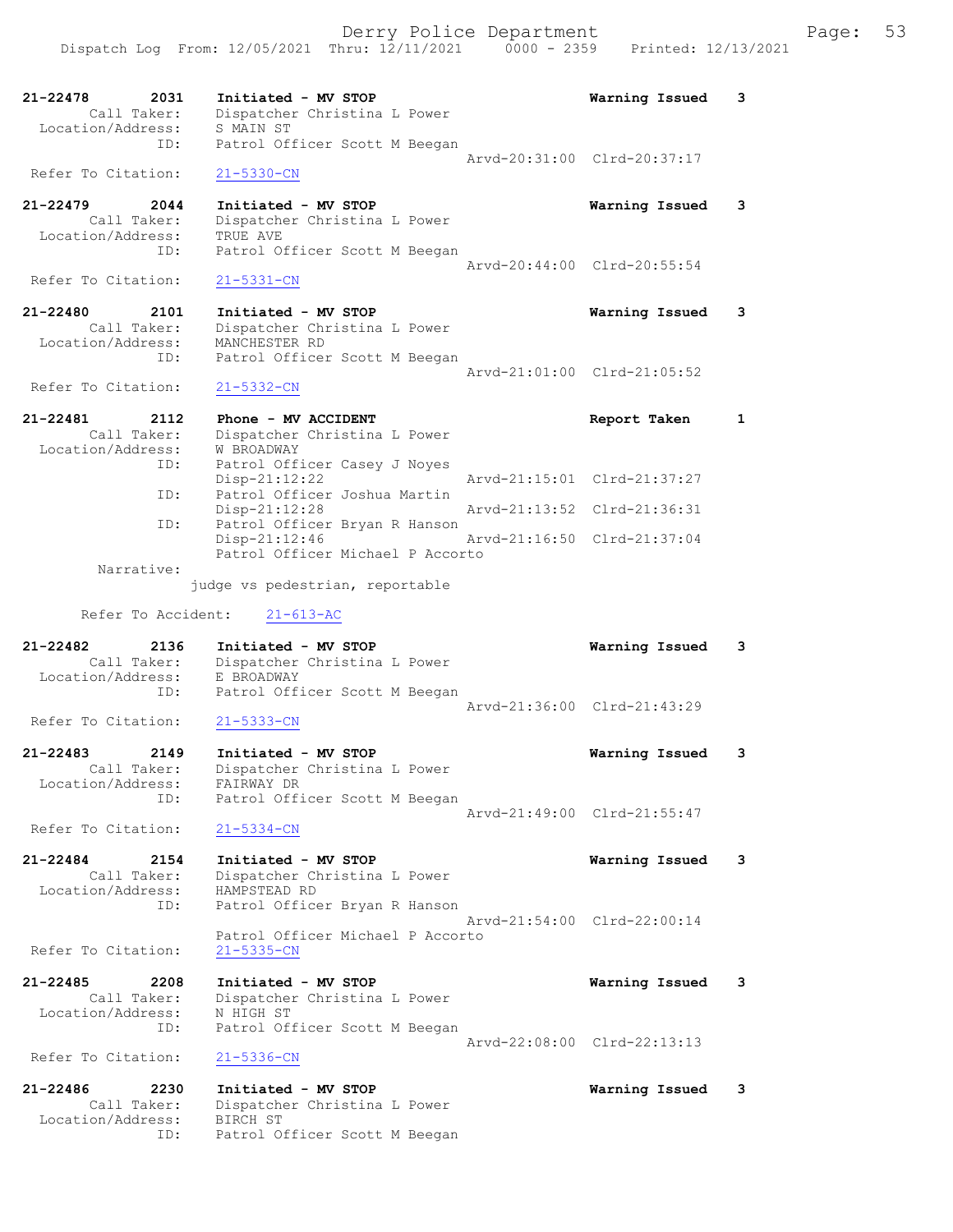21-22478 2031 Initiated - MV STOP Warning Issued 3
Call Taker: Dispatcher Christina L Power
Location/Address: S MAIN ST
ID: Patrol Officer Scott M Beegan
Arvd-20:31:00 Clrd-20:37:17
Refer To Citation: 21-5330-CN

21-22479 2044 Initiated - MV STOP Warning Issued 3
Call Taker: Dispatcher Christina L Power
Location/Address: TRUE AVE
ID: Patrol Officer Scott M Beegan
Arvd-20:44:00 Clrd-20:55:54
Refer To Citation: 21-5331-CN

21-22480 2101 Initiated - MV STOP Warning Issued 3
Call Taker: Dispatcher Christina L Power
Location/Address: MANCHESTER RD
ID: Patrol Officer Scott M Beegan
Arvd-21:01:00 Clrd-21:05:52
Refer To Citation: 21-5332-CN

21-22481 2112 Phone - MV ACCIDENT Report Taken 1
Call Taker: Dispatcher Christina L Power
Location/Address: W BROADWAY
ID: Patrol Officer Casey J Noyes
Disp-21:12:22 Arvd-21:15:01 Clrd-21:37:27
ID: Patrol Officer Joshua Martin
Disp-21:12:28 Arvd-21:13:52 Clrd-21:36:31
ID: Patrol Officer Bryan R Hanson
Disp-21:12:46 Arvd-21:16:50 Clrd-21:37:04
Patrol Officer Michael P Accorto
Narrative:
judge vs pedestrian, reportable

Refer To Accident: 21-613-AC

21-22482 2136 Initiated - MV STOP Warning Issued 3
Call Taker: Dispatcher Christina L Power
Location/Address: E BROADWAY
ID: Patrol Officer Scott M Beegan
Arvd-21:36:00 Clrd-21:43:29
Refer To Citation: 21-5333-CN

21-22483 2149 Initiated - MV STOP Warning Issued 3
Call Taker: Dispatcher Christina L Power
Location/Address: FAIRWAY DR
ID: Patrol Officer Scott M Beegan
Arvd-21:49:00 Clrd-21:55:47
Refer To Citation: 21-5334-CN

21-22484 2154 Initiated - MV STOP Warning Issued 3
Call Taker: Dispatcher Christina L Power
Location/Address: HAMPSTEAD RD
ID: Patrol Officer Bryan R Hanson
Arvd-21:54:00 Clrd-22:00:14
Patrol Officer Michael P Accorto
Refer To Citation: 21-5335-CN

21-22485 2208 Initiated - MV STOP Warning Issued 3
Call Taker: Dispatcher Christina L Power
Location/Address: N HIGH ST
ID: Patrol Officer Scott M Beegan
Arvd-22:08:00 Clrd-22:13:13
Refer To Citation: 21-5336-CN

21-22486 2230 Initiated - MV STOP Warning Issued 3
Call Taker: Dispatcher Christina L Power
Location/Address: BIRCH ST
ID: Patrol Officer Scott M Beegan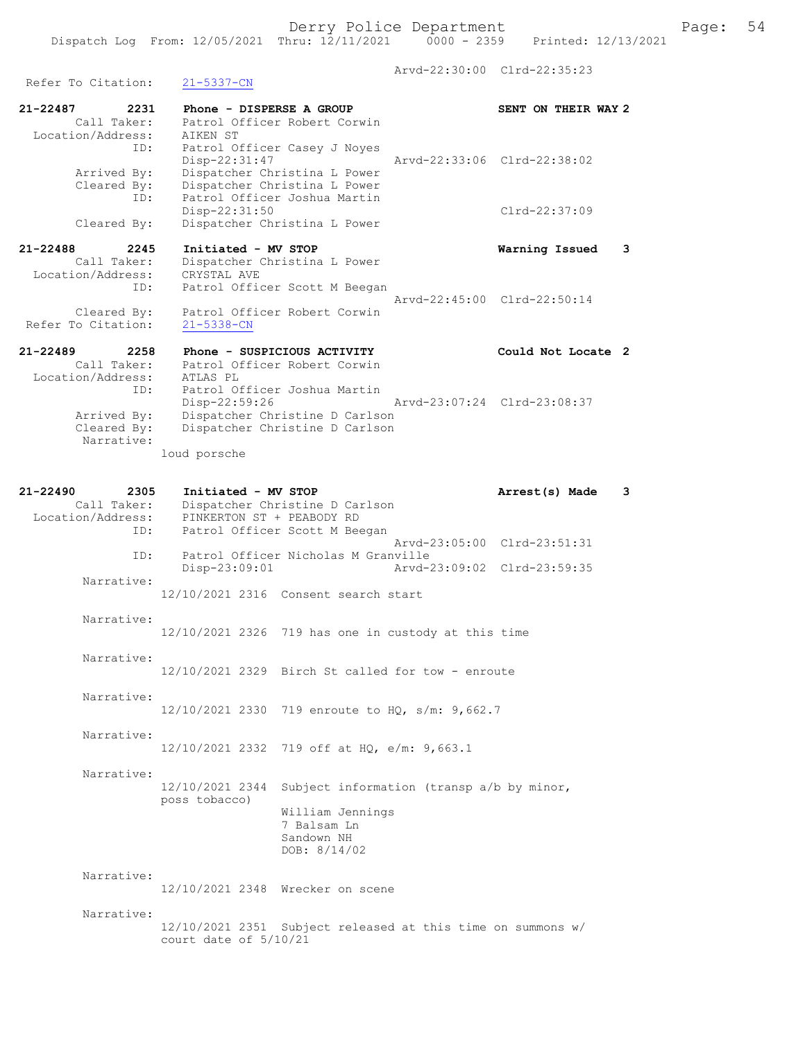Arvd-22:30:00 Clrd-22:35:23
Refer To Citation: 21-5337-CN

21-22487 2231 Phone - DISPERSE A GROUP SENT ON THEIR WAY 2
Call Taker: Patrol Officer Robert Corwin
Location/Address: AIKEN ST
ID: Patrol Officer Casey J Noyes
Disp-22:31:47 Arvd-22:33:06 Clrd-22:38:02
Arrived By: Dispatcher Christina L Power
Cleared By: Dispatcher Christina L Power
ID: Patrol Officer Joshua Martin
Disp-22:31:50 Clrd-22:37:09
Cleared By: Dispatcher Christina L Power

21-22488 2245 Initiated - MV STOP Warning Issued 3
Call Taker: Dispatcher Christina L Power
Location/Address: CRYSTAL AVE
ID: Patrol Officer Scott M Beegan
Arvd-22:45:00 Clrd-22:50:14
Cleared By: Patrol Officer Robert Corwin
Refer To Citation: 21-5338-CN

21-22489 2258 Phone - SUSPICIOUS ACTIVITY Could Not Locate 2
Call Taker: Patrol Officer Robert Corwin
Location/Address: ATLAS PL
ID: Patrol Officer Joshua Martin
Disp-22:59:26 Arvd-23:07:24 Clrd-23:08:37
Arrived By: Dispatcher Christine D Carlson
Cleared By: Dispatcher Christine D Carlson
Narrative:
loud porsche

21-22490 2305 Initiated - MV STOP Arrest(s) Made 3
Call Taker: Dispatcher Christine D Carlson
Location/Address: PINKERTON ST + PEABODY RD
ID: Patrol Officer Scott M Beegan
Arvd-23:05:00 Clrd-23:51:31
ID: Patrol Officer Nicholas M Granville
Disp-23:09:01 Arvd-23:09:02 Clrd-23:59:35
Narrative:
12/10/2021 2316 Consent search start

Narrative:
12/10/2021 2326 719 has one in custody at this time

Narrative:
12/10/2021 2329 Birch St called for tow - enroute

Narrative:
12/10/2021 2330 719 enroute to HQ, s/m: 9,662.7

Narrative:
12/10/2021 2332 719 off at HQ, e/m: 9,663.1

Narrative:
12/10/2021 2344 Subject information (transp a/b by minor, poss tobacco)
William Jennings
7 Balsam Ln
Sandown NH
DOB: 8/14/02

Narrative:
12/10/2021 2348 Wrecker on scene

Narrative:
12/10/2021 2351 Subject released at this time on summons w/ court date of 5/10/21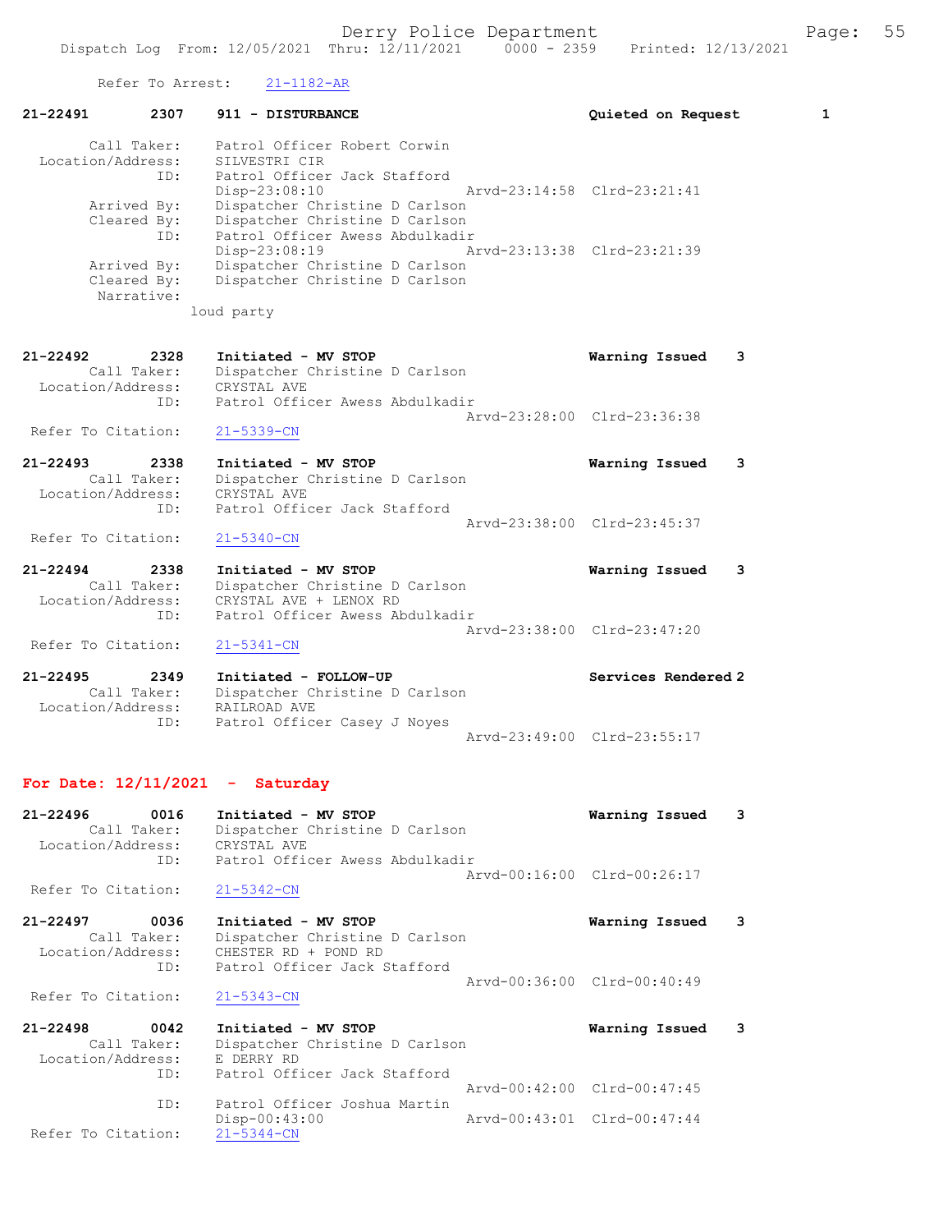Refer To Arrest: 21-1182-AR

**21-22491** 2307 **911 - DISTURBANCE** **Quieted on Request** **1**

Call Taker: Patrol Officer Robert Corwin
Location/Address: SILVESTRI CIR
ID: Patrol Officer Jack Stafford
Disp-23:08:10 Arvd-23:14:58 Clrd-23:21:41
Arrived By: Dispatcher Christine D Carlson
Cleared By: Dispatcher Christine D Carlson
ID: Patrol Officer Awess Abdulkadir
Disp-23:08:19 Arvd-23:13:38 Clrd-23:21:39
Arrived By: Dispatcher Christine D Carlson
Cleared By: Dispatcher Christine D Carlson
Narrative:
loud party

**21-22492** 2328 **Initiated - MV STOP** **Warning Issued** **3**
Call Taker: Dispatcher Christine D Carlson
Location/Address: CRYSTAL AVE
ID: Patrol Officer Awess Abdulkadir
Arvd-23:28:00 Clrd-23:36:38
Refer To Citation: 21-5339-CN

**21-22493** 2338 **Initiated - MV STOP** **Warning Issued** **3**
Call Taker: Dispatcher Christine D Carlson
Location/Address: CRYSTAL AVE
ID: Patrol Officer Jack Stafford
Arvd-23:38:00 Clrd-23:45:37
Refer To Citation: 21-5340-CN

**21-22494** 2338 **Initiated - MV STOP** **Warning Issued** **3**
Call Taker: Dispatcher Christine D Carlson
Location/Address: CRYSTAL AVE + LENOX RD
ID: Patrol Officer Awess Abdulkadir
Arvd-23:38:00 Clrd-23:47:20
Refer To Citation: 21-5341-CN

**21-22495** 2349 **Initiated - FOLLOW-UP** **Services Rendered 2**
Call Taker: Dispatcher Christine D Carlson
Location/Address: RAILROAD AVE
ID: Patrol Officer Casey J Noyes
Arvd-23:49:00 Clrd-23:55:17

## For Date: 12/11/2021 - Saturday

**21-22496** 0016 **Initiated - MV STOP** **Warning Issued** **3**
Call Taker: Dispatcher Christine D Carlson
Location/Address: CRYSTAL AVE
ID: Patrol Officer Awess Abdulkadir
Arvd-00:16:00 Clrd-00:26:17
Refer To Citation: 21-5342-CN

**21-22497** 0036 **Initiated - MV STOP** **Warning Issued** **3**
Call Taker: Dispatcher Christine D Carlson
Location/Address: CHESTER RD + POND RD
ID: Patrol Officer Jack Stafford
Arvd-00:36:00 Clrd-00:40:49
Refer To Citation: 21-5343-CN

**21-22498** 0042 **Initiated - MV STOP** **Warning Issued** **3**
Call Taker: Dispatcher Christine D Carlson
Location/Address: E DERRY RD
ID: Patrol Officer Jack Stafford
Arvd-00:42:00 Clrd-00:47:45
ID: Patrol Officer Joshua Martin
Disp-00:43:00 Arvd-00:43:01 Clrd-00:47:44
Refer To Citation: 21-5344-CN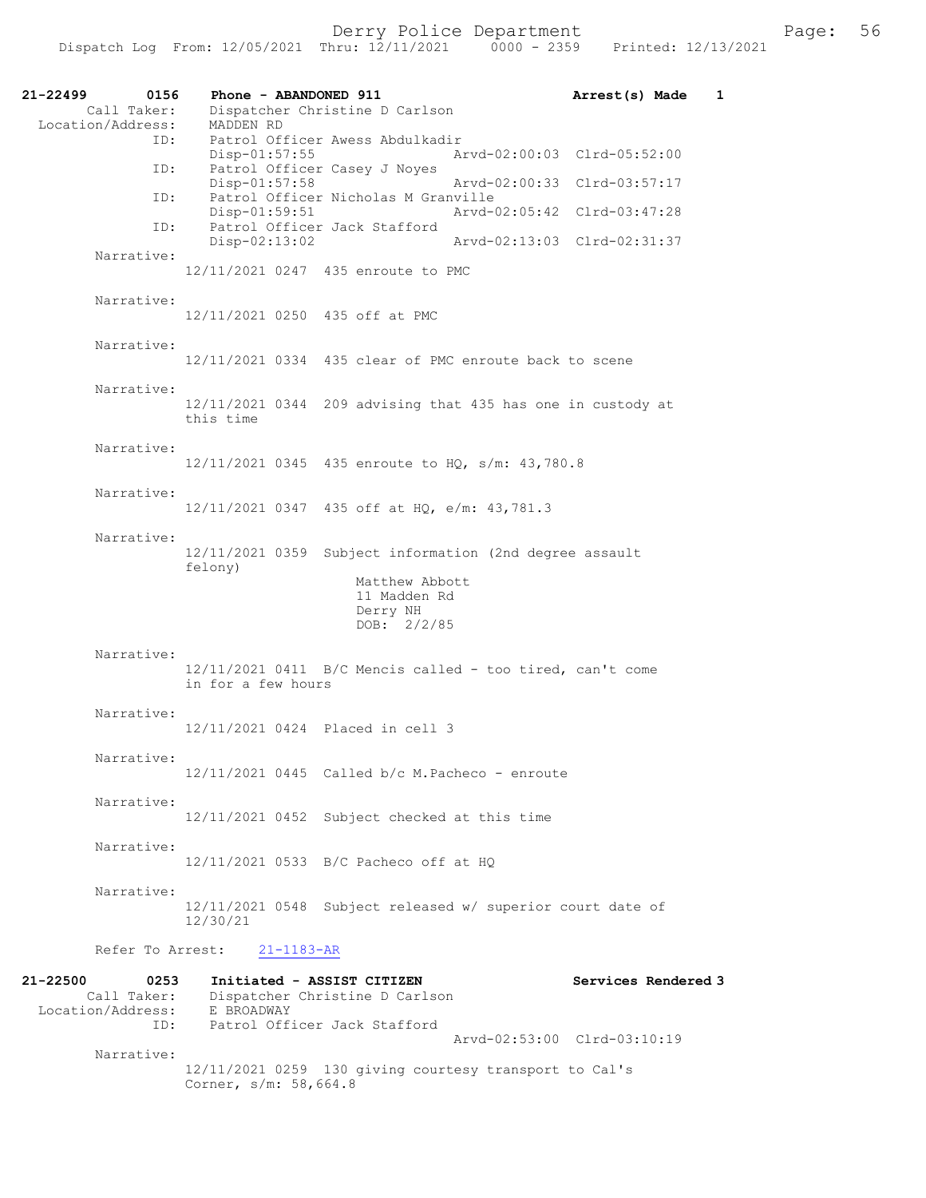**21-22499** 0156 **Phone - ABANDONED 911** **Arrest(s) Made 1**

Call Taker: Dispatcher Christine D Carlson
Location/Address: MADDEN RD
ID: Patrol Officer Awess Abdulkadir
Disp-01:57:55 Arvd-02:00:03 Clrd-05:52:00
ID: Patrol Officer Casey J Noyes
Disp-01:57:58 Arvd-02:00:33 Clrd-03:57:17
ID: Patrol Officer Nicholas M Granville
Disp-01:59:51 Arvd-02:05:42 Clrd-03:47:28
ID: Patrol Officer Jack Stafford
Disp-02:13:02 Arvd-02:13:03 Clrd-02:31:37

Narrative:
12/11/2021 0247 435 enroute to PMC

Narrative:
12/11/2021 0250 435 off at PMC

Narrative:
12/11/2021 0334 435 clear of PMC enroute back to scene

Narrative:
12/11/2021 0344 209 advising that 435 has one in custody at this time

Narrative:
12/11/2021 0345 435 enroute to HQ, s/m: 43,780.8

Narrative:
12/11/2021 0347 435 off at HQ, e/m: 43,781.3

Narrative:
12/11/2021 0359 Subject information (2nd degree assault felony)
Matthew Abbott
11 Madden Rd
Derry NH
DOB: 2/2/85

Narrative:
12/11/2021 0411 B/C Mencis called - too tired, can't come in for a few hours

Narrative:
12/11/2021 0424 Placed in cell 3

Narrative:
12/11/2021 0445 Called b/c M.Pacheco - enroute

Narrative:
12/11/2021 0452 Subject checked at this time

Narrative:
12/11/2021 0533 B/C Pacheco off at HQ

Narrative:
12/11/2021 0548 Subject released w/ superior court date of 12/30/21

Refer To Arrest: 21-1183-AR

**21-22500** 0253 **Initiated - ASSIST CITIZEN** **Services Rendered 3**

Call Taker: Dispatcher Christine D Carlson
Location/Address: E BROADWAY
ID: Patrol Officer Jack Stafford
Arvd-02:53:00 Clrd-03:10:19

Narrative:
12/11/2021 0259 130 giving courtesy transport to Cal's Corner, s/m: 58,664.8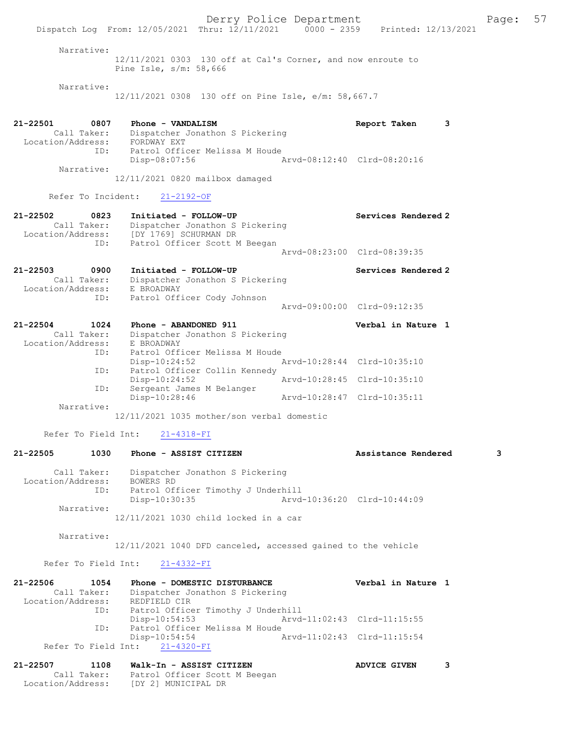Narrative:
12/11/2021 0303 130 off at Cal's Corner, and now enroute to Pine Isle, s/m: 58,666

Narrative:
12/11/2021 0308 130 off on Pine Isle, e/m: 58,667.7

**21-22501 0807 Phone - VANDALISM** — **Report Taken 3**
Call Taker: Dispatcher Jonathon S Pickering
Location/Address: FORDWAY EXT
ID: Patrol Officer Melissa M Houde
Disp-08:07:56 Arvd-08:12:40 Clrd-08:20:16
Narrative:
12/11/2021 0820 mailbox damaged

Refer To Incident: 21-2192-OF

**21-22502 0823 Initiated - FOLLOW-UP** — **Services Rendered 2**
Call Taker: Dispatcher Jonathon S Pickering
Location/Address: [DY 1769] SCHURMAN DR
ID: Patrol Officer Scott M Beegan
Arvd-08:23:00 Clrd-08:39:35

**21-22503 0900 Initiated - FOLLOW-UP** — **Services Rendered 2**
Call Taker: Dispatcher Jonathon S Pickering
Location/Address: E BROADWAY
ID: Patrol Officer Cody Johnson
Arvd-09:00:00 Clrd-09:12:35

**21-22504 1024 Phone - ABANDONED 911** — **Verbal in Nature 1**
Call Taker: Dispatcher Jonathon S Pickering
Location/Address: E BROADWAY
ID: Patrol Officer Melissa M Houde
Disp-10:24:52 Arvd-10:28:44 Clrd-10:35:10
ID: Patrol Officer Collin Kennedy
Disp-10:24:52 Arvd-10:28:45 Clrd-10:35:10
ID: Sergeant James M Belanger
Disp-10:28:46 Arvd-10:28:47 Clrd-10:35:11
Narrative:
12/11/2021 1035 mother/son verbal domestic

Refer To Field Int: 21-4318-FI

**21-22505 1030 Phone - ASSIST CITIZEN** — **Assistance Rendered 3**
Call Taker: Dispatcher Jonathon S Pickering
Location/Address: BOWERS RD
ID: Patrol Officer Timothy J Underhill
Disp-10:30:35 Arvd-10:36:20 Clrd-10:44:09
Narrative:
12/11/2021 1030 child locked in a car

Narrative:
12/11/2021 1040 DFD canceled, accessed gained to the vehicle

Refer To Field Int: 21-4332-FI

**21-22506 1054 Phone - DOMESTIC DISTURBANCE** — **Verbal in Nature 1**
Call Taker: Dispatcher Jonathon S Pickering
Location/Address: REDFIELD CIR
ID: Patrol Officer Timothy J Underhill
Disp-10:54:53 Arvd-11:02:43 Clrd-11:15:55
ID: Patrol Officer Melissa M Houde
Disp-10:54:54 Arvd-11:02:43 Clrd-11:15:54
Refer To Field Int: 21-4320-FI

**21-22507 1108 Walk-In - ASSIST CITIZEN** — **ADVICE GIVEN 3**
Call Taker: Patrol Officer Scott M Beegan
Location/Address: [DY 2] MUNICIPAL DR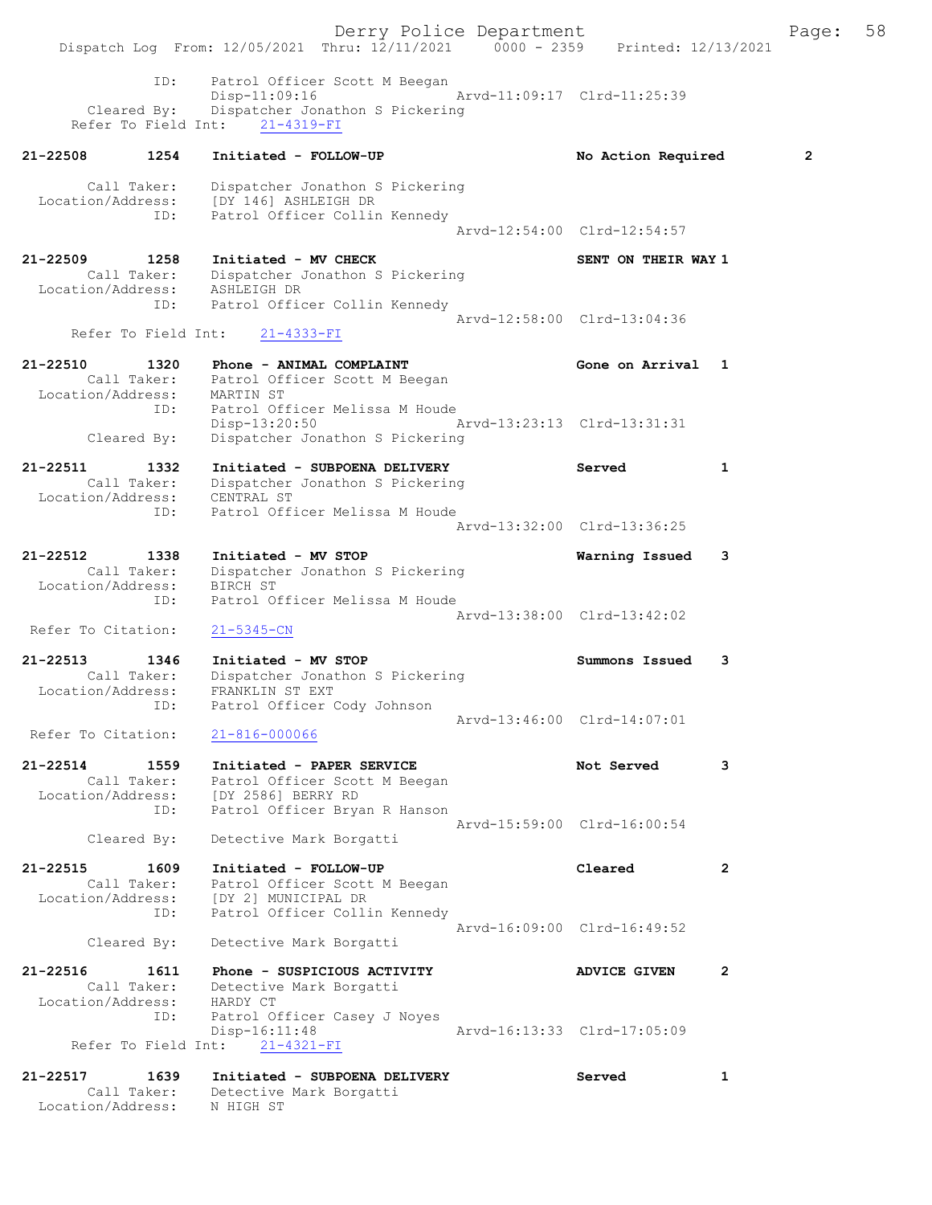```
           ID:      Patrol Officer Scott M Beegan
                    Disp-11:09:16                 Arvd-11:09:17  Clrd-11:25:39
   Cleared By:      Dispatcher Jonathon S Pickering
  Refer To Field Int:    21-4319-FI

21-22508       1254    Initiated - FOLLOW-UP                 No Action Required        2

     Call Taker:    Dispatcher Jonathon S Pickering
 Location/Address:  [DY 146] ASHLEIGH DR
            ID:     Patrol Officer Collin Kennedy
                                                  Arvd-12:54:00  Clrd-12:54:57

21-22509       1258    Initiated - MV CHECK                  SENT ON THEIR WAY 1
     Call Taker:    Dispatcher Jonathon S Pickering
 Location/Address:  ASHLEIGH DR
            ID:     Patrol Officer Collin Kennedy
                                                  Arvd-12:58:00  Clrd-13:04:36
  Refer To Field Int:    21-4333-FI

21-22510       1320    Phone - ANIMAL COMPLAINT              Gone on Arrival   1
     Call Taker:    Patrol Officer Scott M Beegan
 Location/Address:  MARTIN ST
            ID:     Patrol Officer Melissa M Houde
                    Disp-13:20:50                 Arvd-13:23:13  Clrd-13:31:31
     Cleared By:    Dispatcher Jonathon S Pickering

21-22511       1332    Initiated - SUBPOENA DELIVERY         Served            1
     Call Taker:    Dispatcher Jonathon S Pickering
 Location/Address:  CENTRAL ST
            ID:     Patrol Officer Melissa M Houde
                                                  Arvd-13:32:00  Clrd-13:36:25

21-22512       1338    Initiated - MV STOP                   Warning Issued    3
     Call Taker:    Dispatcher Jonathon S Pickering
 Location/Address:  BIRCH ST
            ID:     Patrol Officer Melissa M Houde
                                                  Arvd-13:38:00  Clrd-13:42:02
 Refer To Citation:   21-5345-CN

21-22513       1346    Initiated - MV STOP                   Summons Issued    3
     Call Taker:    Dispatcher Jonathon S Pickering
 Location/Address:  FRANKLIN ST EXT
            ID:     Patrol Officer Cody Johnson
                                                  Arvd-13:46:00  Clrd-14:07:01
 Refer To Citation:   21-816-000066

21-22514       1559    Initiated - PAPER SERVICE             Not Served        3
     Call Taker:    Patrol Officer Scott M Beegan
 Location/Address:  [DY 2586] BERRY RD
            ID:     Patrol Officer Bryan R Hanson
                                                  Arvd-15:59:00  Clrd-16:00:54
     Cleared By:    Detective Mark Borgatti

21-22515       1609    Initiated - FOLLOW-UP                 Cleared           2
     Call Taker:    Patrol Officer Scott M Beegan
 Location/Address:  [DY 2] MUNICIPAL DR
            ID:     Patrol Officer Collin Kennedy
                                                  Arvd-16:09:00  Clrd-16:49:52
     Cleared By:    Detective Mark Borgatti

21-22516       1611    Phone - SUSPICIOUS ACTIVITY           ADVICE GIVEN      2
     Call Taker:    Detective Mark Borgatti
 Location/Address:  HARDY CT
            ID:     Patrol Officer Casey J Noyes
                    Disp-16:11:48                 Arvd-16:13:33  Clrd-17:05:09
  Refer To Field Int:    21-4321-FI

21-22517       1639    Initiated - SUBPOENA DELIVERY         Served            1
     Call Taker:    Detective Mark Borgatti
 Location/Address:  N HIGH ST
```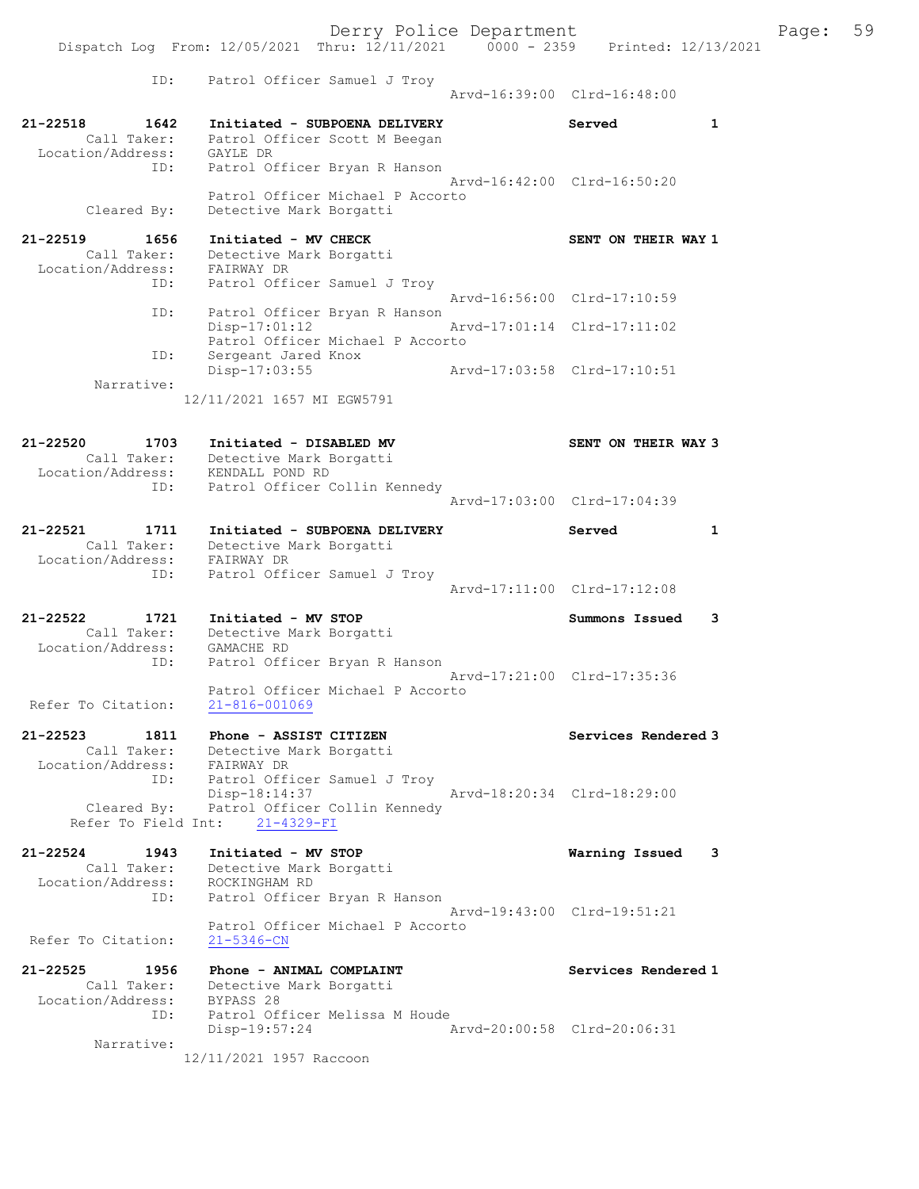ID: Patrol Officer Samuel J Troy
Arvd-16:39:00 Clrd-16:48:00

**21-22518 1642 Initiated - SUBPOENA DELIVERY** Served 1
Call Taker: Patrol Officer Scott M Beegan
Location/Address: GAYLE DR
ID: Patrol Officer Bryan R Hanson
Arvd-16:42:00 Clrd-16:50:20
Patrol Officer Michael P Accorto
Cleared By: Detective Mark Borgatti

**21-22519 1656 Initiated - MV CHECK** SENT ON THEIR WAY 1
Call Taker: Detective Mark Borgatti
Location/Address: FAIRWAY DR
ID: Patrol Officer Samuel J Troy
Arvd-16:56:00 Clrd-17:10:59
ID: Patrol Officer Bryan R Hanson
Disp-17:01:12 Arvd-17:01:14 Clrd-17:11:02
Patrol Officer Michael P Accorto
ID: Sergeant Jared Knox
Disp-17:03:55 Arvd-17:03:58 Clrd-17:10:51
Narrative:
12/11/2021 1657 MI EGW5791

**21-22520 1703 Initiated - DISABLED MV** SENT ON THEIR WAY 3
Call Taker: Detective Mark Borgatti
Location/Address: KENDALL POND RD
ID: Patrol Officer Collin Kennedy
Arvd-17:03:00 Clrd-17:04:39

**21-22521 1711 Initiated - SUBPOENA DELIVERY** Served 1
Call Taker: Detective Mark Borgatti
Location/Address: FAIRWAY DR
ID: Patrol Officer Samuel J Troy
Arvd-17:11:00 Clrd-17:12:08

**21-22522 1721 Initiated - MV STOP** Summons Issued 3
Call Taker: Detective Mark Borgatti
Location/Address: GAMACHE RD
ID: Patrol Officer Bryan R Hanson
Arvd-17:21:00 Clrd-17:35:36
Patrol Officer Michael P Accorto
Refer To Citation: 21-816-001069

**21-22523 1811 Phone - ASSIST CITIZEN** Services Rendered 3
Call Taker: Detective Mark Borgatti
Location/Address: FAIRWAY DR
ID: Patrol Officer Samuel J Troy
Disp-18:14:37 Arvd-18:20:34 Clrd-18:29:00
Cleared By: Patrol Officer Collin Kennedy
Refer To Field Int: 21-4329-FI

**21-22524 1943 Initiated - MV STOP** Warning Issued 3
Call Taker: Detective Mark Borgatti
Location/Address: ROCKINGHAM RD
ID: Patrol Officer Bryan R Hanson
Arvd-19:43:00 Clrd-19:51:21
Patrol Officer Michael P Accorto
Refer To Citation: 21-5346-CN

**21-22525 1956 Phone - ANIMAL COMPLAINT** Services Rendered 1
Call Taker: Detective Mark Borgatti
Location/Address: BYPASS 28
ID: Patrol Officer Melissa M Houde
Disp-19:57:24 Arvd-20:00:58 Clrd-20:06:31
Narrative:
12/11/2021 1957 Raccoon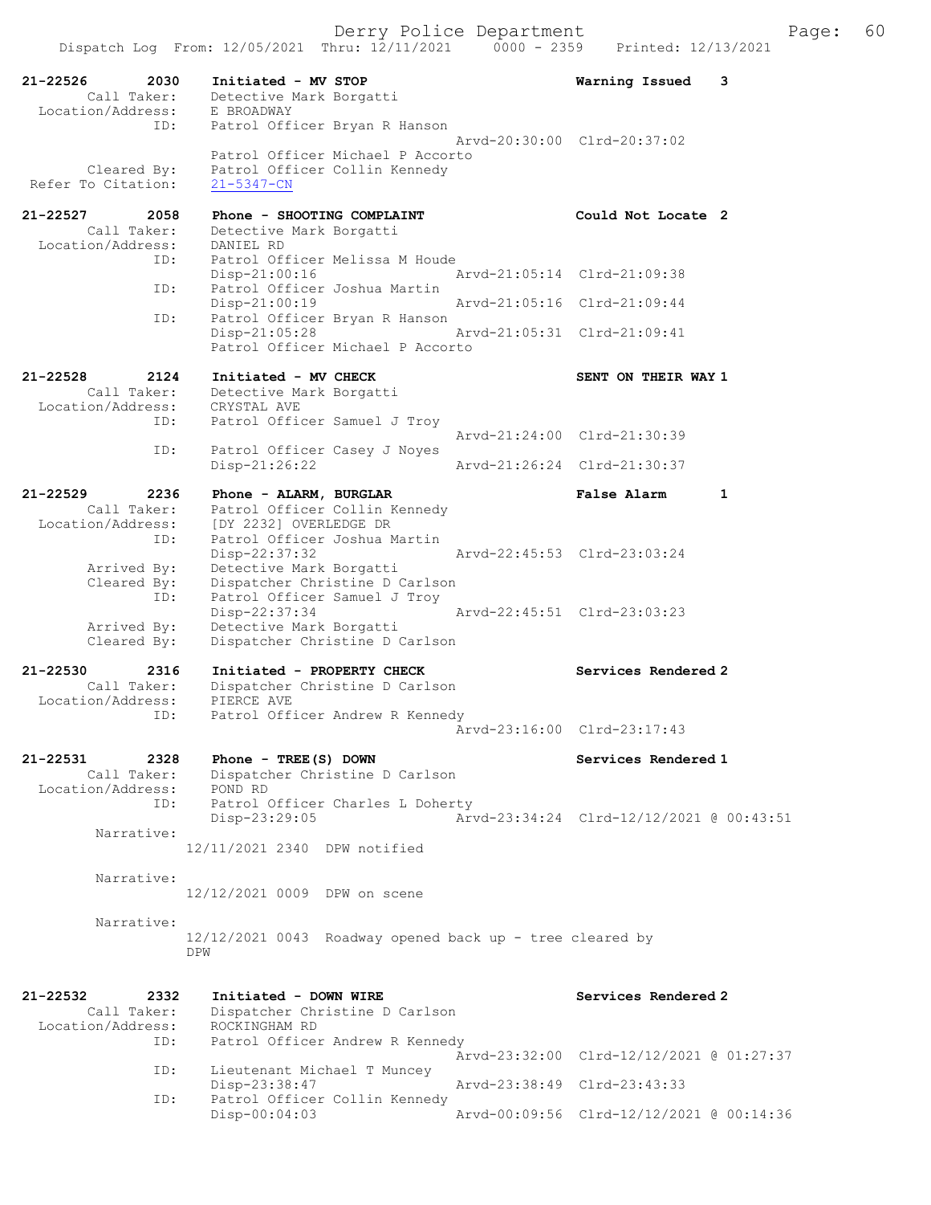21-22526 2030 Initiated - MV STOP Warning Issued 3
Call Taker: Detective Mark Borgatti
Location/Address: E BROADWAY
ID: Patrol Officer Bryan R Hanson
Arvd-20:30:00 Clrd-20:37:02
Patrol Officer Michael P Accorto
Cleared By: Patrol Officer Collin Kennedy
Refer To Citation: 21-5347-CN

21-22527 2058 Phone - SHOOTING COMPLAINT Could Not Locate 2
Call Taker: Detective Mark Borgatti
Location/Address: DANIEL RD
ID: Patrol Officer Melissa M Houde
Disp-21:00:16 Arvd-21:05:14 Clrd-21:09:38
ID: Patrol Officer Joshua Martin
Disp-21:00:19 Arvd-21:05:16 Clrd-21:09:44
ID: Patrol Officer Bryan R Hanson
Disp-21:05:28 Arvd-21:05:31 Clrd-21:09:41
Patrol Officer Michael P Accorto

21-22528 2124 Initiated - MV CHECK SENT ON THEIR WAY 1
Call Taker: Detective Mark Borgatti
Location/Address: CRYSTAL AVE
ID: Patrol Officer Samuel J Troy
Arvd-21:24:00 Clrd-21:30:39
ID: Patrol Officer Casey J Noyes
Disp-21:26:22 Arvd-21:26:24 Clrd-21:30:37

21-22529 2236 Phone - ALARM, BURGLAR False Alarm 1
Call Taker: Patrol Officer Collin Kennedy
Location/Address: [DY 2232] OVERLEDGE DR
ID: Patrol Officer Joshua Martin
Disp-22:37:32 Arvd-22:45:53 Clrd-23:03:24
Arrived By: Detective Mark Borgatti
Cleared By: Dispatcher Christine D Carlson
ID: Patrol Officer Samuel J Troy
Disp-22:37:34 Arvd-22:45:51 Clrd-23:03:23
Arrived By: Detective Mark Borgatti
Cleared By: Dispatcher Christine D Carlson

21-22530 2316 Initiated - PROPERTY CHECK Services Rendered 2
Call Taker: Dispatcher Christine D Carlson
Location/Address: PIERCE AVE
ID: Patrol Officer Andrew R Kennedy
Arvd-23:16:00 Clrd-23:17:43

21-22531 2328 Phone - TREE(S) DOWN Services Rendered 1
Call Taker: Dispatcher Christine D Carlson
Location/Address: POND RD
ID: Patrol Officer Charles L Doherty
Disp-23:29:05 Arvd-23:34:24 Clrd-12/12/2021 @ 00:43:51
Narrative:
12/11/2021 2340 DPW notified

Narrative:
12/12/2021 0009 DPW on scene

Narrative:
12/12/2021 0043 Roadway opened back up - tree cleared by DPW

21-22532 2332 Initiated - DOWN WIRE Services Rendered 2
Call Taker: Dispatcher Christine D Carlson
Location/Address: ROCKINGHAM RD
ID: Patrol Officer Andrew R Kennedy
Arvd-23:32:00 Clrd-12/12/2021 @ 01:27:37
ID: Lieutenant Michael T Muncey
Disp-23:38:47 Arvd-23:38:49 Clrd-23:43:33
ID: Patrol Officer Collin Kennedy
Disp-00:04:03 Arvd-00:09:56 Clrd-12/12/2021 @ 00:14:36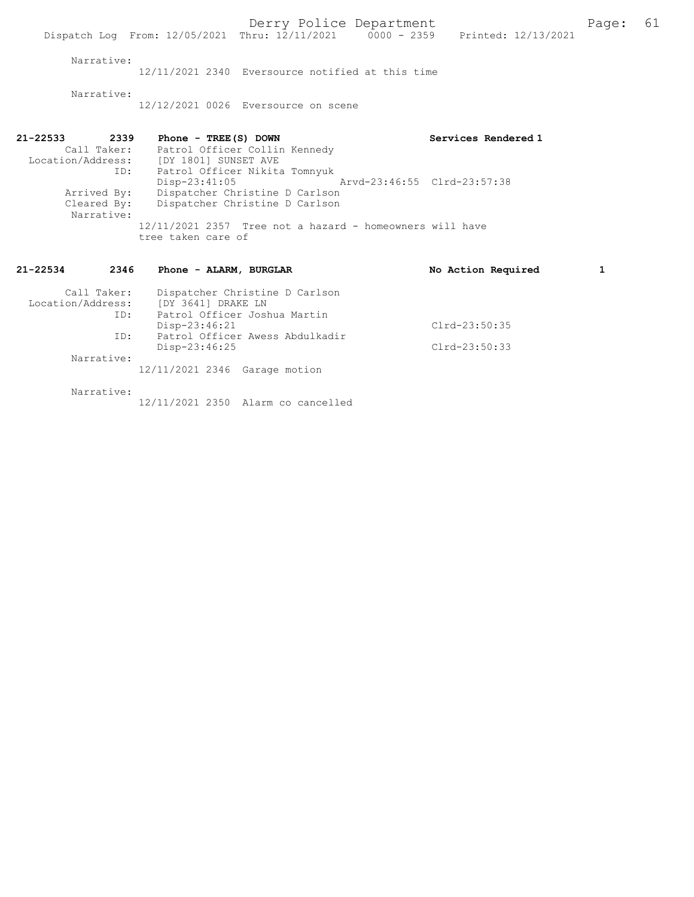Narrative:
12/11/2021 2340 Eversource notified at this time

Narrative:
12/12/2021 0026 Eversource on scene

**21-22533 2339 Phone - TREE(S) DOWN** **Services Rendered 1**

Call Taker: Patrol Officer Collin Kennedy
Location/Address: [DY 1801] SUNSET AVE
ID: Patrol Officer Nikita Tomnyuk
Disp-23:41:05 Arvd-23:46:55 Clrd-23:57:38
Arrived By: Dispatcher Christine D Carlson
Cleared By: Dispatcher Christine D Carlson
Narrative:
12/11/2021 2357 Tree not a hazard - homeowners will have tree taken care of

**21-22534 2346 Phone - ALARM, BURGLAR** **No Action Required 1**

Call Taker: Dispatcher Christine D Carlson
Location/Address: [DY 3641] DRAKE LN
ID: Patrol Officer Joshua Martin
Disp-23:46:21 Clrd-23:50:35
ID: Patrol Officer Awess Abdulkadir
Disp-23:46:25 Clrd-23:50:33
Narrative:
12/11/2021 2346 Garage motion

Narrative:
12/11/2021 2350 Alarm co cancelled